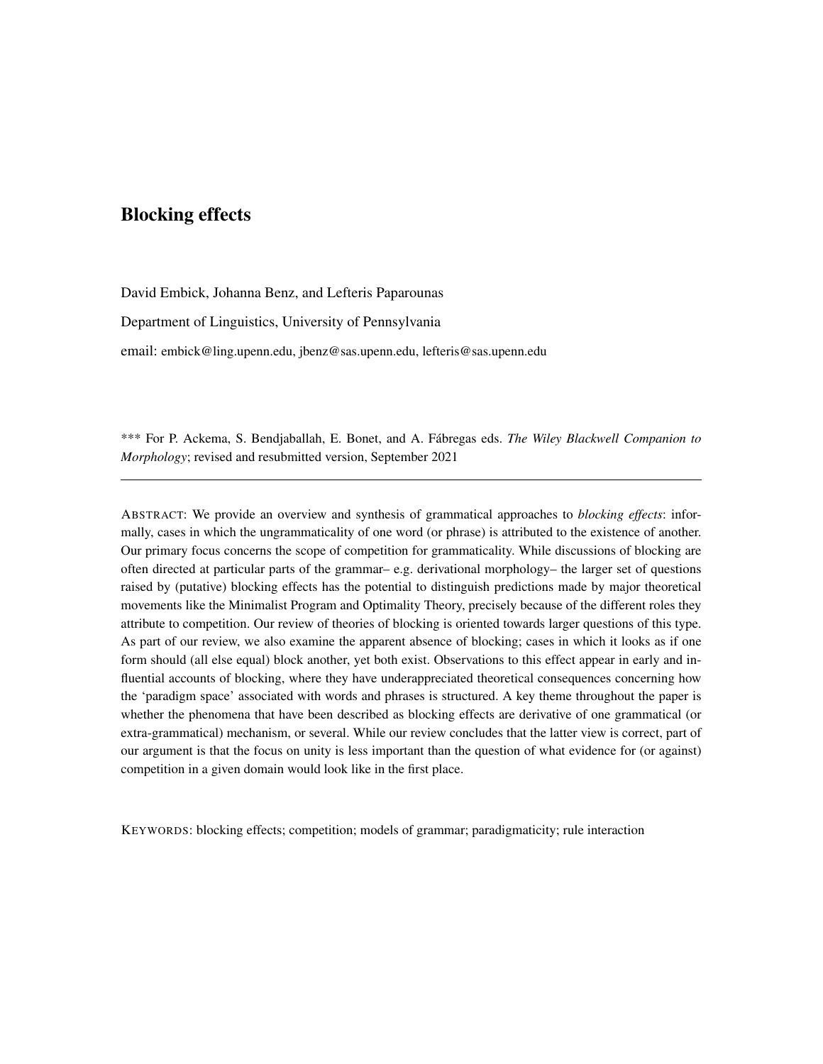# Blocking effects

David Embick, Johanna Benz, and Lefteris Paparounas

Department of Linguistics, University of Pennsylvania

email: embick@ling.upenn.edu, jbenz@sas.upenn.edu, lefteris@sas.upenn.edu

*** For P. Ackema, S. Bendjaballah, E. Bonet, and A. Fábregas eds. *The Wiley Blackwell Companion to Morphology*; revised and resubmitted version, September 2021

---

ABSTRACT: We provide an overview and synthesis of grammatical approaches to *blocking effects*: informally, cases in which the ungrammaticality of one word (or phrase) is attributed to the existence of another. Our primary focus concerns the scope of competition for grammaticality. While discussions of blocking are often directed at particular parts of the grammar– e.g. derivational morphology– the larger set of questions raised by (putative) blocking effects has the potential to distinguish predictions made by major theoretical movements like the Minimalist Program and Optimality Theory, precisely because of the different roles they attribute to competition. Our review of theories of blocking is oriented towards larger questions of this type. As part of our review, we also examine the apparent absence of blocking; cases in which it looks as if one form should (all else equal) block another, yet both exist. Observations to this effect appear in early and influential accounts of blocking, where they have underappreciated theoretical consequences concerning how the 'paradigm space' associated with words and phrases is structured. A key theme throughout the paper is whether the phenomena that have been described as blocking effects are derivative of one grammatical (or extra-grammatical) mechanism, or several. While our review concludes that the latter view is correct, part of our argument is that the focus on unity is less important than the question of what evidence for (or against) competition in a given domain would look like in the first place.

KEYWORDS: blocking effects; competition; models of grammar; paradigmaticity; rule interaction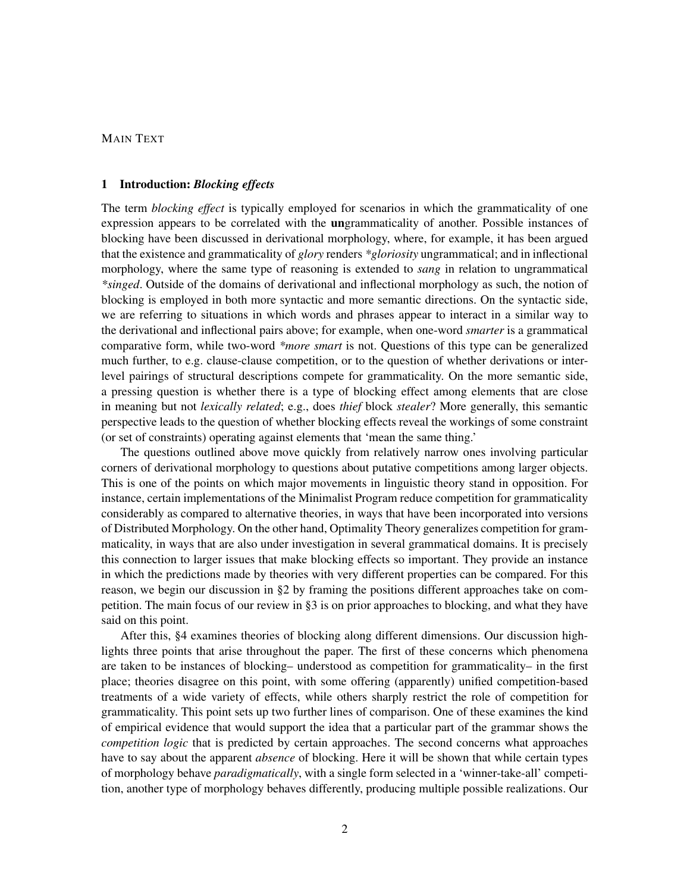MAIN TEXT

## 1 Introduction: *Blocking effects*

The term *blocking effect* is typically employed for scenarios in which the grammaticality of one expression appears to be correlated with the **un**grammaticality of another. Possible instances of blocking have been discussed in derivational morphology, where, for example, it has been argued that the existence and grammaticality of *glory* renders *\*gloriosity* ungrammatical; and in inflectional morphology, where the same type of reasoning is extended to *sang* in relation to ungrammatical *\*singed*. Outside of the domains of derivational and inflectional morphology as such, the notion of blocking is employed in both more syntactic and more semantic directions. On the syntactic side, we are referring to situations in which words and phrases appear to interact in a similar way to the derivational and inflectional pairs above; for example, when one-word *smarter* is a grammatical comparative form, while two-word *\*more smart* is not. Questions of this type can be generalized much further, to e.g. clause-clause competition, or to the question of whether derivations or inter-level pairings of structural descriptions compete for grammaticality. On the more semantic side, a pressing question is whether there is a type of blocking effect among elements that are close in meaning but not *lexically related*; e.g., does *thief* block *stealer*? More generally, this semantic perspective leads to the question of whether blocking effects reveal the workings of some constraint (or set of constraints) operating against elements that 'mean the same thing.'

The questions outlined above move quickly from relatively narrow ones involving particular corners of derivational morphology to questions about putative competitions among larger objects. This is one of the points on which major movements in linguistic theory stand in opposition. For instance, certain implementations of the Minimalist Program reduce competition for grammaticality considerably as compared to alternative theories, in ways that have been incorporated into versions of Distributed Morphology. On the other hand, Optimality Theory generalizes competition for grammaticality, in ways that are also under investigation in several grammatical domains. It is precisely this connection to larger issues that make blocking effects so important. They provide an instance in which the predictions made by theories with very different properties can be compared. For this reason, we begin our discussion in §2 by framing the positions different approaches take on competition. The main focus of our review in §3 is on prior approaches to blocking, and what they have said on this point.

After this, §4 examines theories of blocking along different dimensions. Our discussion highlights three points that arise throughout the paper. The first of these concerns which phenomena are taken to be instances of blocking– understood as competition for grammaticality– in the first place; theories disagree on this point, with some offering (apparently) unified competition-based treatments of a wide variety of effects, while others sharply restrict the role of competition for grammaticality. This point sets up two further lines of comparison. One of these examines the kind of empirical evidence that would support the idea that a particular part of the grammar shows the *competition logic* that is predicted by certain approaches. The second concerns what approaches have to say about the apparent *absence* of blocking. Here it will be shown that while certain types of morphology behave *paradigmatically*, with a single form selected in a 'winner-take-all' competition, another type of morphology behaves differently, producing multiple possible realizations. Our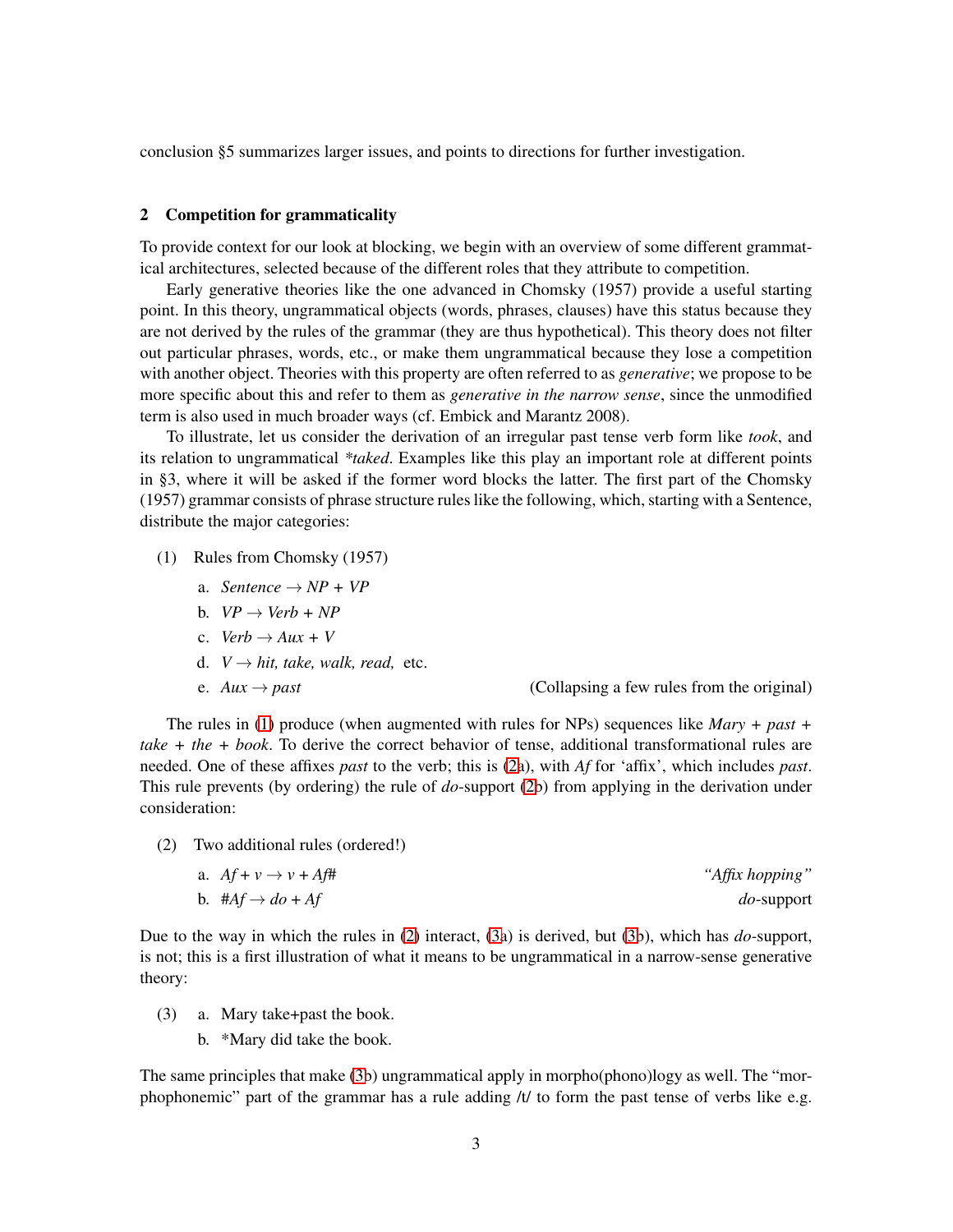conclusion §5 summarizes larger issues, and points to directions for further investigation.

## 2 Competition for grammaticality

To provide context for our look at blocking, we begin with an overview of some different grammatical architectures, selected because of the different roles that they attribute to competition.

Early generative theories like the one advanced in Chomsky (1957) provide a useful starting point. In this theory, ungrammatical objects (words, phrases, clauses) have this status because they are not derived by the rules of the grammar (they are thus hypothetical). This theory does not filter out particular phrases, words, etc., or make them ungrammatical because they lose a competition with another object. Theories with this property are often referred to as *generative*; we propose to be more specific about this and refer to them as *generative in the narrow sense*, since the unmodified term is also used in much broader ways (cf. Embick and Marantz 2008).

To illustrate, let us consider the derivation of an irregular past tense verb form like *took*, and its relation to ungrammatical *\*taked*. Examples like this play an important role at different points in §3, where it will be asked if the former word blocks the latter. The first part of the Chomsky (1957) grammar consists of phrase structure rules like the following, which, starting with a Sentence, distribute the major categories:

(1) Rules from Chomsky (1957)

a. *Sentence* → *NP* + *VP*

b. *VP* → *Verb* + *NP*

c. *Verb* → *Aux* + *V*

d. *V* → *hit, take, walk, read,* etc.

e. *Aux* → *past* (Collapsing a few rules from the original)

The rules in (1) produce (when augmented with rules for NPs) sequences like *Mary* + *past* + *take* + *the* + *book*. To derive the correct behavior of tense, additional transformational rules are needed. One of these affixes *past* to the verb; this is (2a), with *Af* for 'affix', which includes *past*. This rule prevents (by ordering) the rule of *do*-support (2b) from applying in the derivation under consideration:

(2) Two additional rules (ordered!)

a. *Af* + *v* → *v* + *Af#* *"Affix hopping"*

b. *#Af* → *do* + *Af* *do*-support

Due to the way in which the rules in (2) interact, (3a) is derived, but (3b), which has *do*-support, is not; this is a first illustration of what it means to be ungrammatical in a narrow-sense generative theory:

(3) a. Mary take+past the book.

b. *Mary did take the book.

The same principles that make (3b) ungrammatical apply in morpho(phono)logy as well. The "morphophonemic" part of the grammar has a rule adding /t/ to form the past tense of verbs like e.g.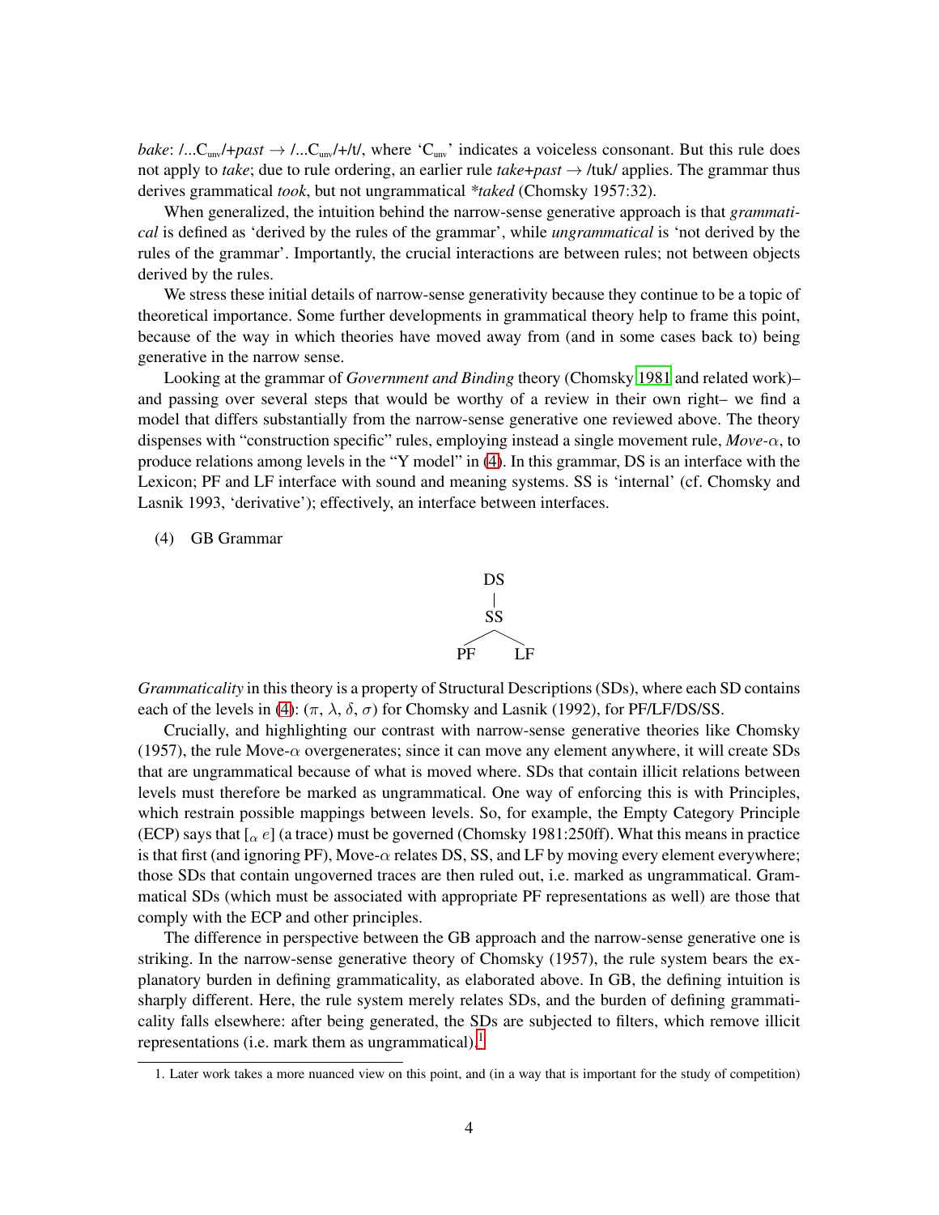*bake*: /...$C_{unv}$/+*past* → /...$C_{unv}$/+/t/, where '$C_{unv}$' indicates a voiceless consonant. But this rule does not apply to *take*; due to rule ordering, an earlier rule *take*+*past* → /tuk/ applies. The grammar thus derives grammatical *took*, but not ungrammatical *\*taked* (Chomsky 1957:32).

When generalized, the intuition behind the narrow-sense generative approach is that *grammatical* is defined as 'derived by the rules of the grammar', while *ungrammatical* is 'not derived by the rules of the grammar'. Importantly, the crucial interactions are between rules; not between objects derived by the rules.

We stress these initial details of narrow-sense generativity because they continue to be a topic of theoretical importance. Some further developments in grammatical theory help to frame this point, because of the way in which theories have moved away from (and in some cases back to) being generative in the narrow sense.

Looking at the grammar of *Government and Binding* theory (Chomsky 1981 and related work)– and passing over several steps that would be worthy of a review in their own right– we find a model that differs substantially from the narrow-sense generative one reviewed above. The theory dispenses with "construction specific" rules, employing instead a single movement rule, *Move-α*, to produce relations among levels in the "Y model" in (4). In this grammar, DS is an interface with the Lexicon; PF and LF interface with sound and meaning systems. SS is 'internal' (cf. Chomsky and Lasnik 1993, 'derivative'); effectively, an interface between interfaces.

(4) GB Grammar

```
      DS
      |
      SS
     /  \
   PF    LF
```

*Grammaticality* in this theory is a property of Structural Descriptions (SDs), where each SD contains each of the levels in (4): ($\pi$, $\lambda$, $\delta$, $\sigma$) for Chomsky and Lasnik (1992), for PF/LF/DS/SS.

Crucially, and highlighting our contrast with narrow-sense generative theories like Chomsky (1957), the rule Move-$\alpha$ overgenerates; since it can move any element anywhere, it will create SDs that are ungrammatical because of what is moved where. SDs that contain illicit relations between levels must therefore be marked as ungrammatical. One way of enforcing this is with Principles, which restrain possible mappings between levels. So, for example, the Empty Category Principle (ECP) says that $[_{\alpha}\ e]$ (a trace) must be governed (Chomsky 1981:250ff). What this means in practice is that first (and ignoring PF), Move-$\alpha$ relates DS, SS, and LF by moving every element everywhere; those SDs that contain ungoverned traces are then ruled out, i.e. marked as ungrammatical. Grammatical SDs (which must be associated with appropriate PF representations as well) are those that comply with the ECP and other principles.

The difference in perspective between the GB approach and the narrow-sense generative one is striking. In the narrow-sense generative theory of Chomsky (1957), the rule system bears the explanatory burden in defining grammaticality, as elaborated above. In GB, the defining intuition is sharply different. Here, the rule system merely relates SDs, and the burden of defining grammaticality falls elsewhere: after being generated, the SDs are subjected to filters, which remove illicit representations (i.e. mark them as ungrammatical).[1]

1. Later work takes a more nuanced view on this point, and (in a way that is important for the study of competition)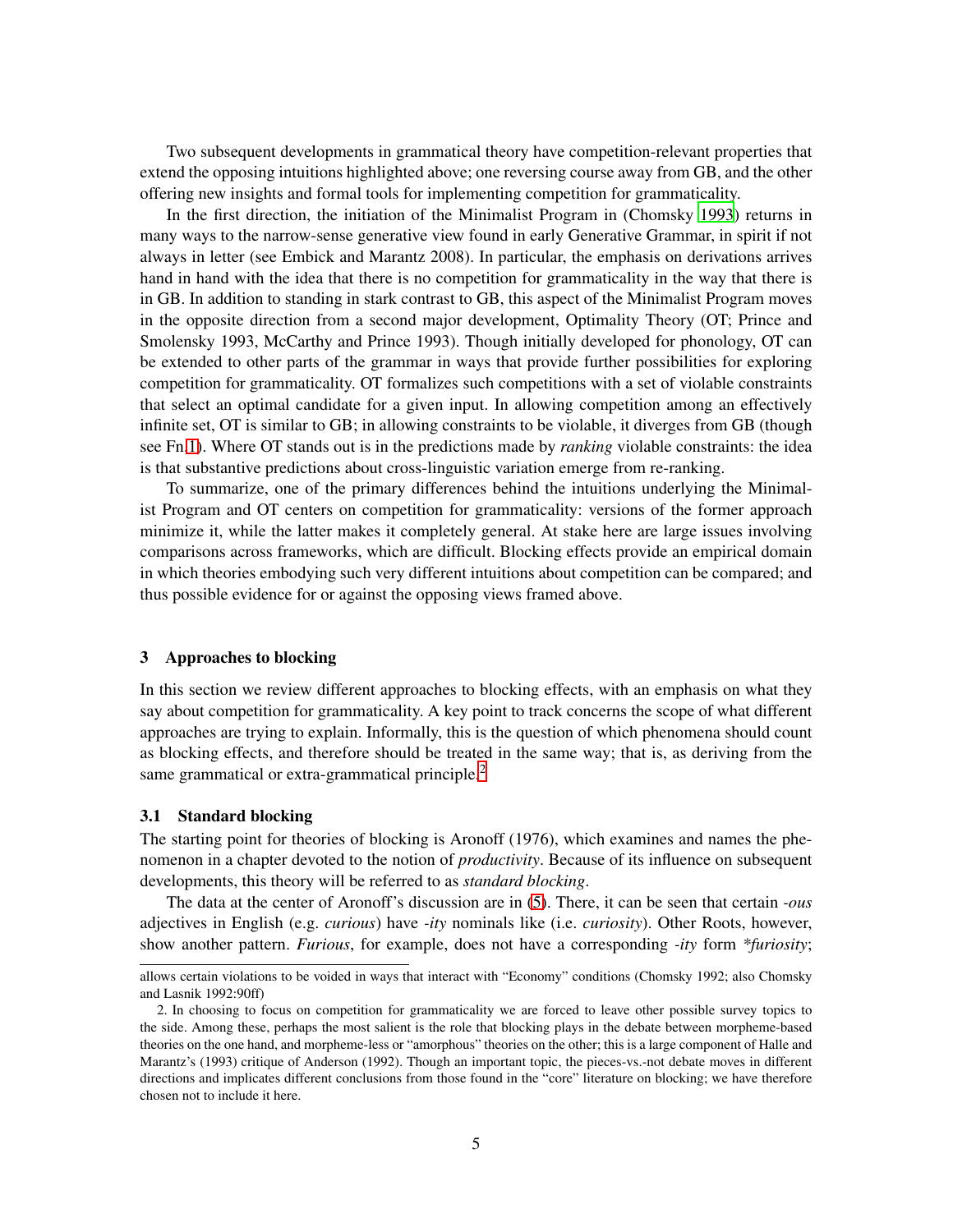Two subsequent developments in grammatical theory have competition-relevant properties that extend the opposing intuitions highlighted above; one reversing course away from GB, and the other offering new insights and formal tools for implementing competition for grammaticality.

In the first direction, the initiation of the Minimalist Program in (Chomsky 1993) returns in many ways to the narrow-sense generative view found in early Generative Grammar, in spirit if not always in letter (see Embick and Marantz 2008). In particular, the emphasis on derivations arrives hand in hand with the idea that there is no competition for grammaticality in the way that there is in GB. In addition to standing in stark contrast to GB, this aspect of the Minimalist Program moves in the opposite direction from a second major development, Optimality Theory (OT; Prince and Smolensky 1993, McCarthy and Prince 1993). Though initially developed for phonology, OT can be extended to other parts of the grammar in ways that provide further possibilities for exploring competition for grammaticality. OT formalizes such competitions with a set of violable constraints that select an optimal candidate for a given input. In allowing competition among an effectively infinite set, OT is similar to GB; in allowing constraints to be violable, it diverges from GB (though see Fn 1). Where OT stands out is in the predictions made by *ranking* violable constraints: the idea is that substantive predictions about cross-linguistic variation emerge from re-ranking.

To summarize, one of the primary differences behind the intuitions underlying the Minimalist Program and OT centers on competition for grammaticality: versions of the former approach minimize it, while the latter makes it completely general. At stake here are large issues involving comparisons across frameworks, which are difficult. Blocking effects provide an empirical domain in which theories embodying such very different intuitions about competition can be compared; and thus possible evidence for or against the opposing views framed above.

## 3 Approaches to blocking

In this section we review different approaches to blocking effects, with an emphasis on what they say about competition for grammaticality. A key point to track concerns the scope of what different approaches are trying to explain. Informally, this is the question of which phenomena should count as blocking effects, and therefore should be treated in the same way; that is, as deriving from the same grammatical or extra-grammatical principle.[2]

### 3.1 Standard blocking

The starting point for theories of blocking is Aronoff (1976), which examines and names the phenomenon in a chapter devoted to the notion of *productivity*. Because of its influence on subsequent developments, this theory will be referred to as *standard blocking*.

The data at the center of Aronoff's discussion are in (5). There, it can be seen that certain *-ous* adjectives in English (e.g. *curious*) have *-ity* nominals like (i.e. *curiosity*). Other Roots, however, show another pattern. *Furious*, for example, does not have a corresponding *-ity* form **furiosity*;

---

allows certain violations to be voided in ways that interact with "Economy" conditions (Chomsky 1992; also Chomsky and Lasnik 1992:90ff)

2. In choosing to focus on competition for grammaticality we are forced to leave other possible survey topics to the side. Among these, perhaps the most salient is the role that blocking plays in the debate between morpheme-based theories on the one hand, and morpheme-less or "amorphous" theories on the other; this is a large component of Halle and Marantz's (1993) critique of Anderson (1992). Though an important topic, the pieces-vs.-not debate moves in different directions and implicates different conclusions from those found in the "core" literature on blocking; we have therefore chosen not to include it here.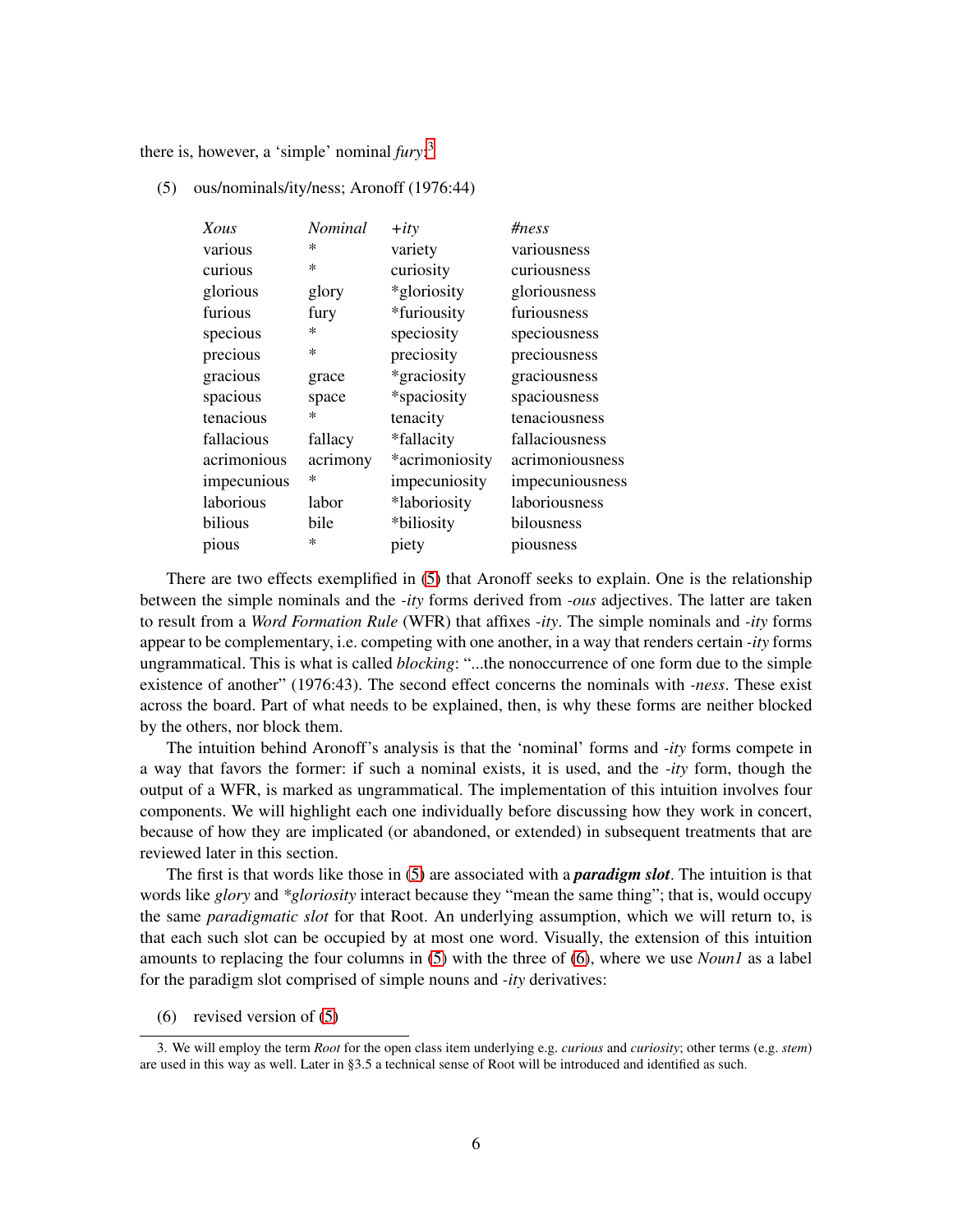there is, however, a 'simple' nominal *fury*:[3]

(5) ous/nominals/ity/ness; Aronoff (1976:44)

| *Xous* | *Nominal* | *+ity* | *#ness* |
|---|---|---|---|
| various | * | variety | variousness |
| curious | * | curiosity | curiousness |
| glorious | glory | *gloriosity | gloriousness |
| furious | fury | *furiousity | furiousness |
| specious | * | speciosity | speciousness |
| precious | * | preciosity | preciousness |
| gracious | grace | *graciosity | graciousness |
| spacious | space | *spaciosity | spaciousness |
| tenacious | * | tenacity | tenaciousness |
| fallacious | fallacy | *fallacity | fallaciousness |
| acrimonious | acrimony | *acrimoniosity | acrimoniousness |
| impecunious | * | impecuniosity | impecuniousness |
| laborious | labor | *laboriosity | laboriousness |
| bilious | bile | *biliosity | bilousness |
| pious | * | piety | piousness |

There are two effects exemplified in (5) that Aronoff seeks to explain. One is the relationship between the simple nominals and the *-ity* forms derived from *-ous* adjectives. The latter are taken to result from a *Word Formation Rule* (WFR) that affixes *-ity*. The simple nominals and *-ity* forms appear to be complementary, i.e. competing with one another, in a way that renders certain *-ity* forms ungrammatical. This is what is called *blocking*: "...the nonoccurrence of one form due to the simple existence of another" (1976:43). The second effect concerns the nominals with *-ness*. These exist across the board. Part of what needs to be explained, then, is why these forms are neither blocked by the others, nor block them.

The intuition behind Aronoff's analysis is that the 'nominal' forms and *-ity* forms compete in a way that favors the former: if such a nominal exists, it is used, and the *-ity* form, though the output of a WFR, is marked as ungrammatical. The implementation of this intuition involves four components. We will highlight each one individually before discussing how they work in concert, because of how they are implicated (or abandoned, or extended) in subsequent treatments that are reviewed later in this section.

The first is that words like those in (5) are associated with a ***paradigm slot***. The intuition is that words like *glory* and **gloriosity* interact because they "mean the same thing"; that is, would occupy the same *paradigmatic slot* for that Root. An underlying assumption, which we will return to, is that each such slot can be occupied by at most one word. Visually, the extension of this intuition amounts to replacing the four columns in (5) with the three of (6), where we use *Noun1* as a label for the paradigm slot comprised of simple nouns and *-ity* derivatives:

(6) revised version of (5)

3. We will employ the term *Root* for the open class item underlying e.g. *curious* and *curiosity*; other terms (e.g. *stem*) are used in this way as well. Later in §3.5 a technical sense of Root will be introduced and identified as such.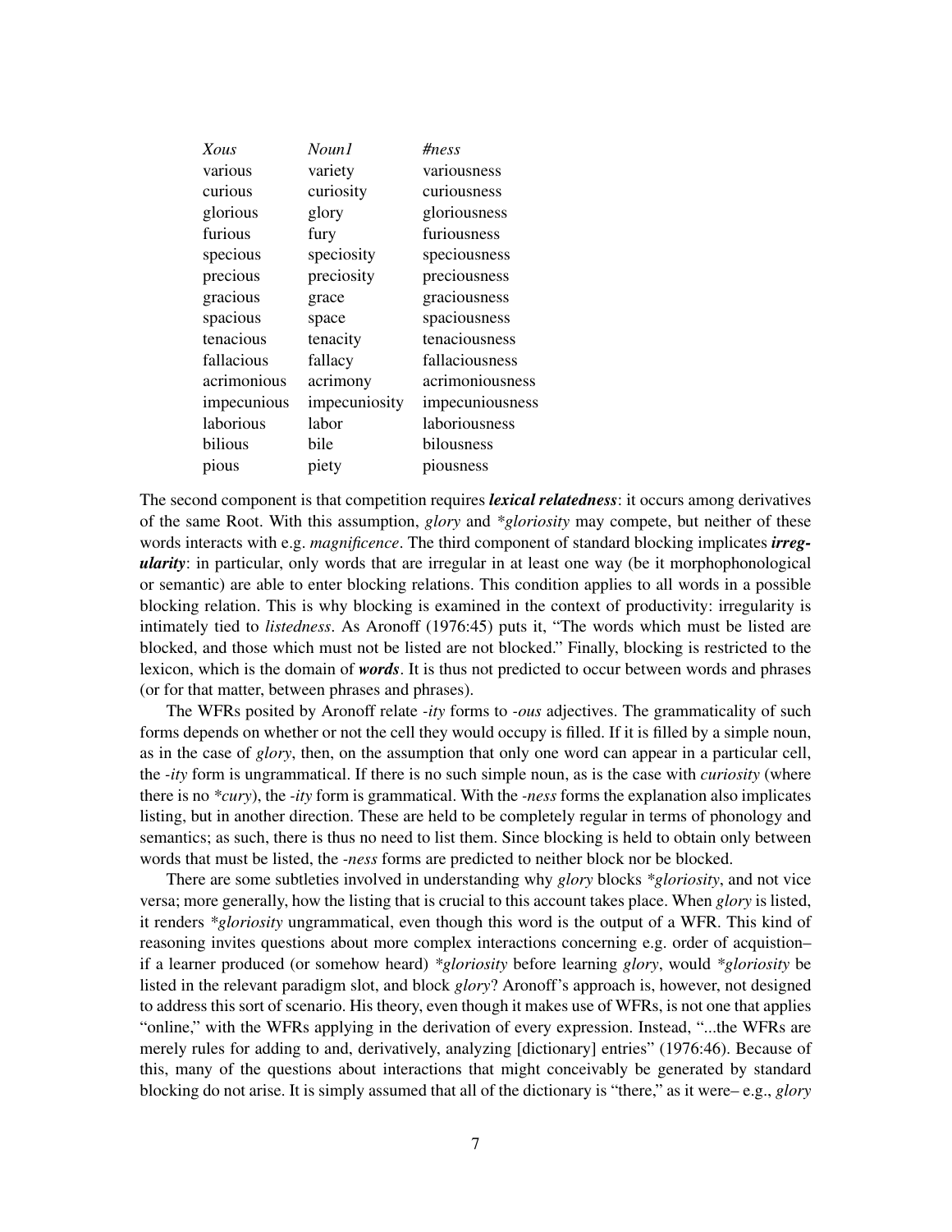| *Xous* | *Noun1* | *#ness* |
|---|---|---|
| various | variety | variousness |
| curious | curiosity | curiousness |
| glorious | glory | gloriousness |
| furious | fury | furiousness |
| specious | speciosity | speciousness |
| precious | preciosity | preciousness |
| gracious | grace | graciousness |
| spacious | space | spaciousness |
| tenacious | tenacity | tenaciousness |
| fallacious | fallacy | fallaciousness |
| acrimonious | acrimony | acrimoniousness |
| impecunious | impecuniosity | impecuniousness |
| laborious | labor | laboriousness |
| bilious | bile | bilousness |
| pious | piety | piousness |

The second component is that competition requires ***lexical relatedness***: it occurs among derivatives of the same Root. With this assumption, *glory* and **gloriosity* may compete, but neither of these words interacts with e.g. *magnificence*. The third component of standard blocking implicates ***irregularity***: in particular, only words that are irregular in at least one way (be it morphophonological or semantic) are able to enter blocking relations. This condition applies to all words in a possible blocking relation. This is why blocking is examined in the context of productivity: irregularity is intimately tied to *listedness*. As Aronoff (1976:45) puts it, "The words which must be listed are blocked, and those which must not be listed are not blocked." Finally, blocking is restricted to the lexicon, which is the domain of ***words***. It is thus not predicted to occur between words and phrases (or for that matter, between phrases and phrases).

The WFRs posited by Aronoff relate *-ity* forms to *-ous* adjectives. The grammaticality of such forms depends on whether or not the cell they would occupy is filled. If it is filled by a simple noun, as in the case of *glory*, then, on the assumption that only one word can appear in a particular cell, the *-ity* form is ungrammatical. If there is no such simple noun, as is the case with *curiosity* (where there is no **cury*), the *-ity* form is grammatical. With the *-ness* forms the explanation also implicates listing, but in another direction. These are held to be completely regular in terms of phonology and semantics; as such, there is thus no need to list them. Since blocking is held to obtain only between words that must be listed, the *-ness* forms are predicted to neither block nor be blocked.

There are some subtleties involved in understanding why *glory* blocks **gloriosity*, and not vice versa; more generally, how the listing that is crucial to this account takes place. When *glory* is listed, it renders **gloriosity* ungrammatical, even though this word is the output of a WFR. This kind of reasoning invites questions about more complex interactions concerning e.g. order of acquistion– if a learner produced (or somehow heard) **gloriosity* before learning *glory*, would **gloriosity* be listed in the relevant paradigm slot, and block *glory*? Aronoff's approach is, however, not designed to address this sort of scenario. His theory, even though it makes use of WFRs, is not one that applies "online," with the WFRs applying in the derivation of every expression. Instead, "...the WFRs are merely rules for adding to and, derivatively, analyzing [dictionary] entries" (1976:46). Because of this, many of the questions about interactions that might conceivably be generated by standard blocking do not arise. It is simply assumed that all of the dictionary is "there," as it were– e.g., *glory*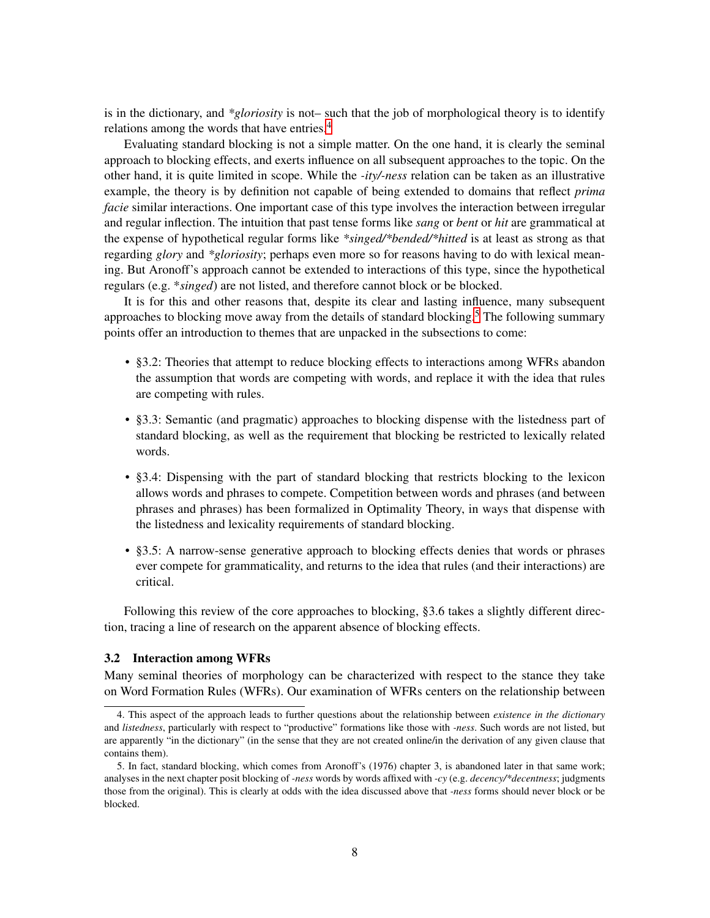is in the dictionary, and **gloriosity* is not– such that the job of morphological theory is to identify relations among the words that have entries.[4]

Evaluating standard blocking is not a simple matter. On the one hand, it is clearly the seminal approach to blocking effects, and exerts influence on all subsequent approaches to the topic. On the other hand, it is quite limited in scope. While the *-ity/-ness* relation can be taken as an illustrative example, the theory is by definition not capable of being extended to domains that reflect *prima facie* similar interactions. One important case of this type involves the interaction between irregular and regular inflection. The intuition that past tense forms like *sang* or *bent* or *hit* are grammatical at the expense of hypothetical regular forms like **singed/*bended/*hitted* is at least as strong as that regarding *glory* and **gloriosity*; perhaps even more so for reasons having to do with lexical meaning. But Aronoff's approach cannot be extended to interactions of this type, since the hypothetical regulars (e.g. **singed*) are not listed, and therefore cannot block or be blocked.

It is for this and other reasons that, despite its clear and lasting influence, many subsequent approaches to blocking move away from the details of standard blocking.[5] The following summary points offer an introduction to themes that are unpacked in the subsections to come:

- §3.2: Theories that attempt to reduce blocking effects to interactions among WFRs abandon the assumption that words are competing with words, and replace it with the idea that rules are competing with rules.
- §3.3: Semantic (and pragmatic) approaches to blocking dispense with the listedness part of standard blocking, as well as the requirement that blocking be restricted to lexically related words.
- §3.4: Dispensing with the part of standard blocking that restricts blocking to the lexicon allows words and phrases to compete. Competition between words and phrases (and between phrases and phrases) has been formalized in Optimality Theory, in ways that dispense with the listedness and lexicality requirements of standard blocking.
- §3.5: A narrow-sense generative approach to blocking effects denies that words or phrases ever compete for grammaticality, and returns to the idea that rules (and their interactions) are critical.

Following this review of the core approaches to blocking, §3.6 takes a slightly different direction, tracing a line of research on the apparent absence of blocking effects.

### 3.2 Interaction among WFRs

Many seminal theories of morphology can be characterized with respect to the stance they take on Word Formation Rules (WFRs). Our examination of WFRs centers on the relationship between

---

4. This aspect of the approach leads to further questions about the relationship between *existence in the dictionary* and *listedness*, particularly with respect to "productive" formations like those with *-ness*. Such words are not listed, but are apparently "in the dictionary" (in the sense that they are not created online/in the derivation of any given clause that contains them).

5. In fact, standard blocking, which comes from Aronoff's (1976) chapter 3, is abandoned later in that same work; analyses in the next chapter posit blocking of *-ness* words by words affixed with *-cy* (e.g. *decency/*decentness*; judgments those from the original). This is clearly at odds with the idea discussed above that *-ness* forms should never block or be blocked.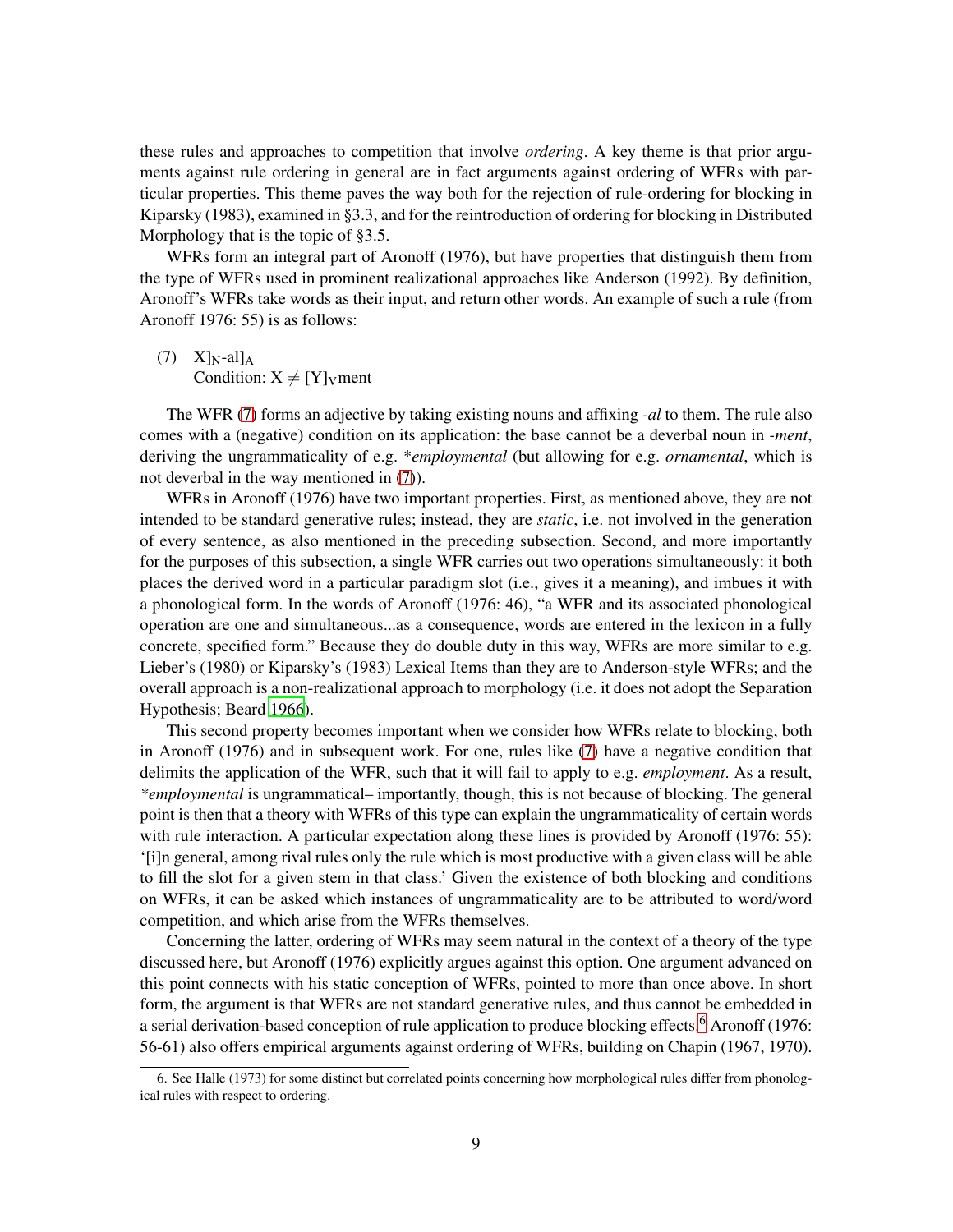these rules and approaches to competition that involve *ordering*. A key theme is that prior arguments against rule ordering in general are in fact arguments against ordering of WFRs with particular properties. This theme paves the way both for the rejection of rule-ordering for blocking in Kiparsky (1983), examined in §3.3, and for the reintroduction of ordering for blocking in Distributed Morphology that is the topic of §3.5.

WFRs form an integral part of Aronoff (1976), but have properties that distinguish them from the type of WFRs used in prominent realizational approaches like Anderson (1992). By definition, Aronoff's WFRs take words as their input, and return other words. An example of such a rule (from Aronoff 1976: 55) is as follows:

(7) $X]_N$-al$]_A$
 Condition: $X \neq [Y]_V$ment

The WFR (7) forms an adjective by taking existing nouns and affixing *-al* to them. The rule also comes with a (negative) condition on its application: the base cannot be a deverbal noun in *-ment*, deriving the ungrammaticality of e.g. *\*employmental* (but allowing for e.g. *ornamental*, which is not deverbal in the way mentioned in (7)).

WFRs in Aronoff (1976) have two important properties. First, as mentioned above, they are not intended to be standard generative rules; instead, they are *static*, i.e. not involved in the generation of every sentence, as also mentioned in the preceding subsection. Second, and more importantly for the purposes of this subsection, a single WFR carries out two operations simultaneously: it both places the derived word in a particular paradigm slot (i.e., gives it a meaning), and imbues it with a phonological form. In the words of Aronoff (1976: 46), "a WFR and its associated phonological operation are one and simultaneous...as a consequence, words are entered in the lexicon in a fully concrete, specified form." Because they do double duty in this way, WFRs are more similar to e.g. Lieber's (1980) or Kiparsky's (1983) Lexical Items than they are to Anderson-style WFRs; and the overall approach is a non-realizational approach to morphology (i.e. it does not adopt the Separation Hypothesis; Beard 1966).

This second property becomes important when we consider how WFRs relate to blocking, both in Aronoff (1976) and in subsequent work. For one, rules like (7) have a negative condition that delimits the application of the WFR, such that it will fail to apply to e.g. *employment*. As a result, *\*employmental* is ungrammatical– importantly, though, this is not because of blocking. The general point is then that a theory with WFRs of this type can explain the ungrammaticality of certain words with rule interaction. A particular expectation along these lines is provided by Aronoff (1976: 55): '[i]n general, among rival rules only the rule which is most productive with a given class will be able to fill the slot for a given stem in that class.' Given the existence of both blocking and conditions on WFRs, it can be asked which instances of ungrammaticality are to be attributed to word/word competition, and which arise from the WFRs themselves.

Concerning the latter, ordering of WFRs may seem natural in the context of a theory of the type discussed here, but Aronoff (1976) explicitly argues against this option. One argument advanced on this point connects with his static conception of WFRs, pointed to more than once above. In short form, the argument is that WFRs are not standard generative rules, and thus cannot be embedded in a serial derivation-based conception of rule application to produce blocking effects.[6] Aronoff (1976: 56-61) also offers empirical arguments against ordering of WFRs, building on Chapin (1967, 1970).

6. See Halle (1973) for some distinct but correlated points concerning how morphological rules differ from phonological rules with respect to ordering.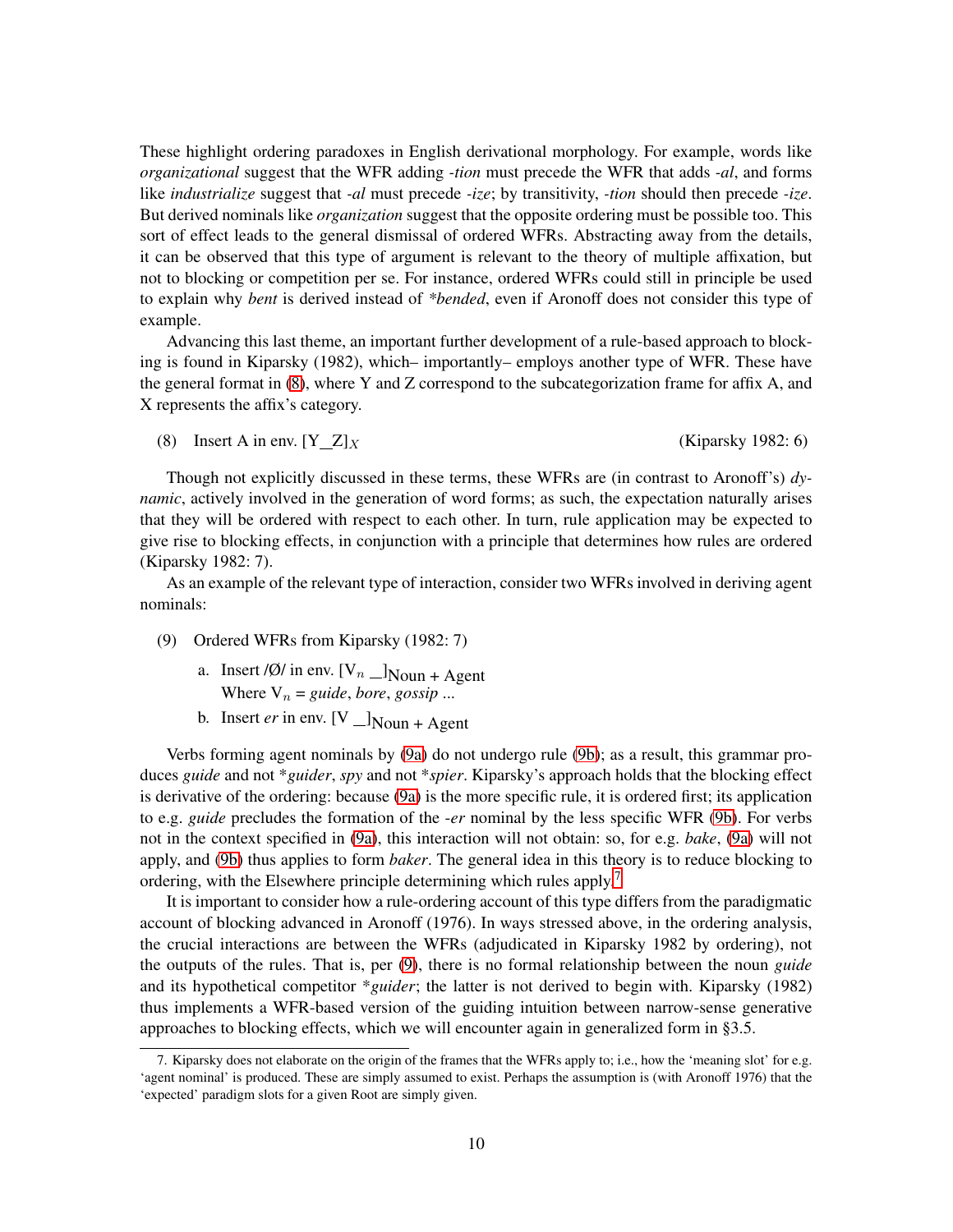These highlight ordering paradoxes in English derivational morphology. For example, words like *organizational* suggest that the WFR adding *-tion* must precede the WFR that adds *-al*, and forms like *industrialize* suggest that *-al* must precede *-ize*; by transitivity, *-tion* should then precede *-ize*. But derived nominals like *organization* suggest that the opposite ordering must be possible too. This sort of effect leads to the general dismissal of ordered WFRs. Abstracting away from the details, it can be observed that this type of argument is relevant to the theory of multiple affixation, but not to blocking or competition per se. For instance, ordered WFRs could still in principle be used to explain why *bent* is derived instead of *\*bended*, even if Aronoff does not consider this type of example.

Advancing this last theme, an important further development of a rule-based approach to blocking is found in Kiparsky (1982), which– importantly– employs another type of WFR. These have the general format in (8), where Y and Z correspond to the subcategorization frame for affix A, and X represents the affix's category.

(8) Insert A in env. $[\text{Y\_\_Z}]_X$ (Kiparsky 1982: 6)

Though not explicitly discussed in these terms, these WFRs are (in contrast to Aronoff's) *dynamic*, actively involved in the generation of word forms; as such, the expectation naturally arises that they will be ordered with respect to each other. In turn, rule application may be expected to give rise to blocking effects, in conjunction with a principle that determines how rules are ordered (Kiparsky 1982: 7).

As an example of the relevant type of interaction, consider two WFRs involved in deriving agent nominals:

(9) Ordered WFRs from Kiparsky (1982: 7)

a. Insert /Ø/ in env. $[\text{V}_n \text{ \_\_}]_{\text{Noun + Agent}}$
Where $\text{V}_n$ = *guide*, *bore*, *gossip* ...

b. Insert *er* in env. $[\text{V \_\_}]_{\text{Noun + Agent}}$

Verbs forming agent nominals by (9a) do not undergo rule (9b); as a result, this grammar produces *guide* and not \**guider*, *spy* and not \**spier*. Kiparsky's approach holds that the blocking effect is derivative of the ordering: because (9a) is the more specific rule, it is ordered first; its application to e.g. *guide* precludes the formation of the *-er* nominal by the less specific WFR (9b). For verbs not in the context specified in (9a), this interaction will not obtain: so, for e.g. *bake*, (9a) will not apply, and (9b) thus applies to form *baker*. The general idea in this theory is to reduce blocking to ordering, with the Elsewhere principle determining which rules apply.[7]

It is important to consider how a rule-ordering account of this type differs from the paradigmatic account of blocking advanced in Aronoff (1976). In ways stressed above, in the ordering analysis, the crucial interactions are between the WFRs (adjudicated in Kiparsky 1982 by ordering), not the outputs of the rules. That is, per (9), there is no formal relationship between the noun *guide* and its hypothetical competitor \**guider*; the latter is not derived to begin with. Kiparsky (1982) thus implements a WFR-based version of the guiding intuition between narrow-sense generative approaches to blocking effects, which we will encounter again in generalized form in §3.5.

7. Kiparsky does not elaborate on the origin of the frames that the WFRs apply to; i.e., how the 'meaning slot' for e.g. 'agent nominal' is produced. These are simply assumed to exist. Perhaps the assumption is (with Aronoff 1976) that the 'expected' paradigm slots for a given Root are simply given.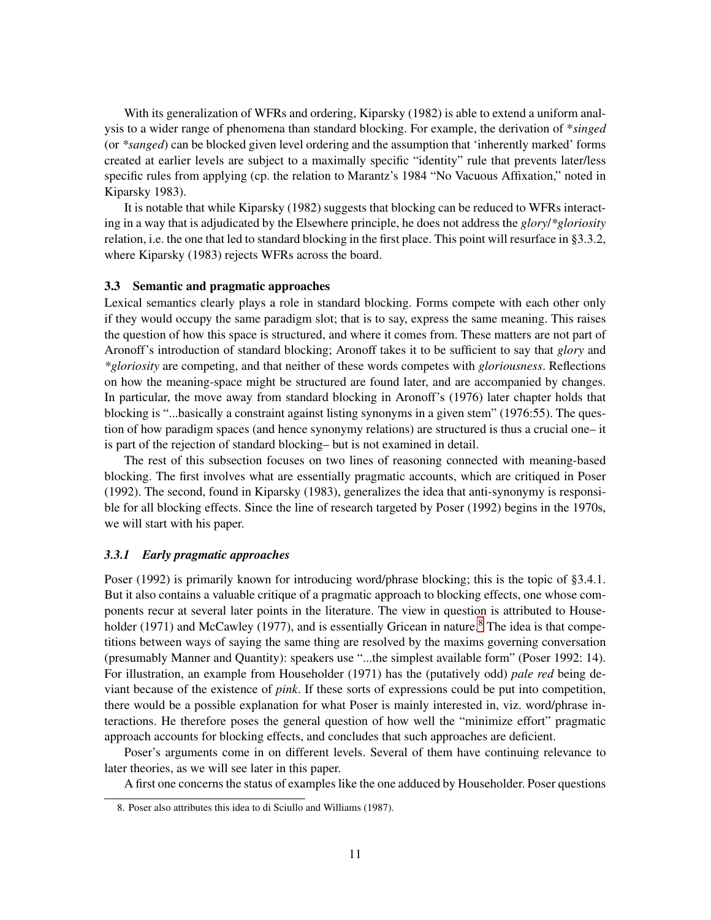With its generalization of WFRs and ordering, Kiparsky (1982) is able to extend a uniform analysis to a wider range of phenomena than standard blocking. For example, the derivation of **singed* (or **sanged*) can be blocked given level ordering and the assumption that 'inherently marked' forms created at earlier levels are subject to a maximally specific "identity" rule that prevents later/less specific rules from applying (cp. the relation to Marantz's 1984 "No Vacuous Affixation," noted in Kiparsky 1983).

It is notable that while Kiparsky (1982) suggests that blocking can be reduced to WFRs interacting in a way that is adjudicated by the Elsewhere principle, he does not address the *glory*/**gloriosity* relation, i.e. the one that led to standard blocking in the first place. This point will resurface in §3.3.2, where Kiparsky (1983) rejects WFRs across the board.

### 3.3 Semantic and pragmatic approaches

Lexical semantics clearly plays a role in standard blocking. Forms compete with each other only if they would occupy the same paradigm slot; that is to say, express the same meaning. This raises the question of how this space is structured, and where it comes from. These matters are not part of Aronoff's introduction of standard blocking; Aronoff takes it to be sufficient to say that *glory* and **gloriosity* are competing, and that neither of these words competes with *gloriousness*. Reflections on how the meaning-space might be structured are found later, and are accompanied by changes. In particular, the move away from standard blocking in Aronoff's (1976) later chapter holds that blocking is "...basically a constraint against listing synonyms in a given stem" (1976:55). The question of how paradigm spaces (and hence synonymy relations) are structured is thus a crucial one– it is part of the rejection of standard blocking– but is not examined in detail.

The rest of this subsection focuses on two lines of reasoning connected with meaning-based blocking. The first involves what are essentially pragmatic accounts, which are critiqued in Poser (1992). The second, found in Kiparsky (1983), generalizes the idea that anti-synonymy is responsible for all blocking effects. Since the line of research targeted by Poser (1992) begins in the 1970s, we will start with his paper.

#### *3.3.1 Early pragmatic approaches*

Poser (1992) is primarily known for introducing word/phrase blocking; this is the topic of §3.4.1. But it also contains a valuable critique of a pragmatic approach to blocking effects, one whose components recur at several later points in the literature. The view in question is attributed to Householder (1971) and McCawley (1977), and is essentially Gricean in nature.[8] The idea is that competitions between ways of saying the same thing are resolved by the maxims governing conversation (presumably Manner and Quantity): speakers use "...the simplest available form" (Poser 1992: 14). For illustration, an example from Householder (1971) has the (putatively odd) *pale red* being deviant because of the existence of *pink*. If these sorts of expressions could be put into competition, there would be a possible explanation for what Poser is mainly interested in, viz. word/phrase interactions. He therefore poses the general question of how well the "minimize effort" pragmatic approach accounts for blocking effects, and concludes that such approaches are deficient.

Poser's arguments come in on different levels. Several of them have continuing relevance to later theories, as we will see later in this paper.

A first one concerns the status of examples like the one adduced by Householder. Poser questions

8. Poser also attributes this idea to di Sciullo and Williams (1987).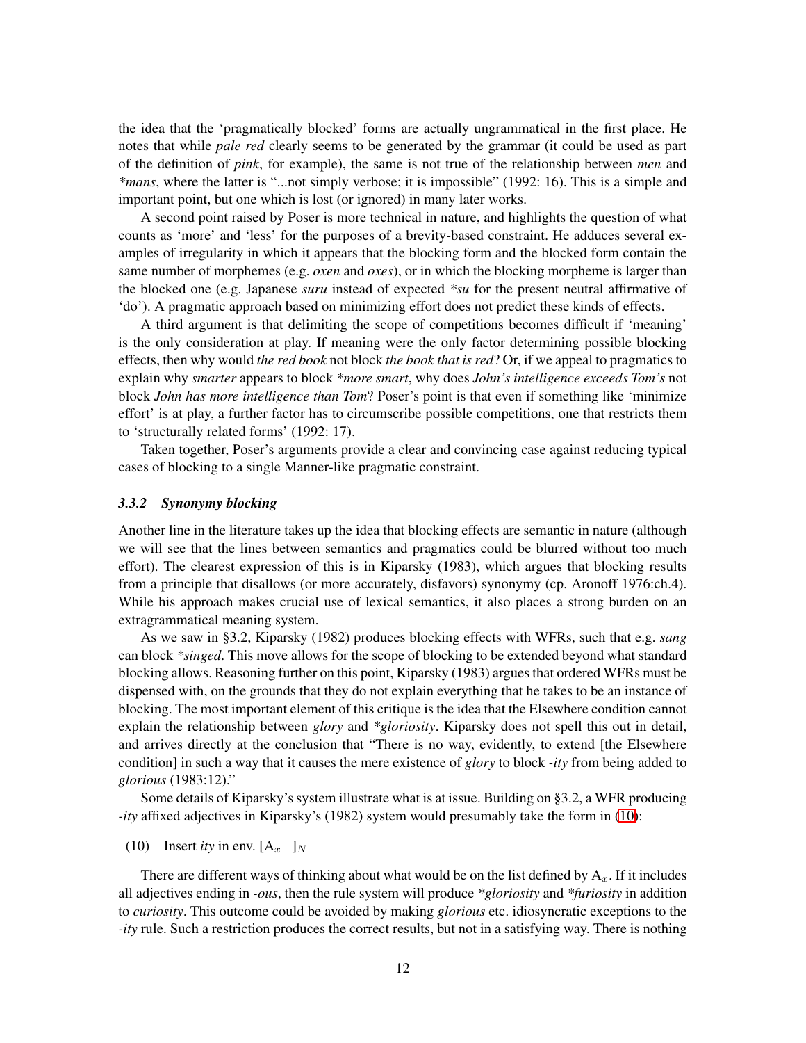the idea that the 'pragmatically blocked' forms are actually ungrammatical in the first place. He notes that while *pale red* clearly seems to be generated by the grammar (it could be used as part of the definition of *pink*, for example), the same is not true of the relationship between *men* and **mans*, where the latter is "...not simply verbose; it is impossible" (1992: 16). This is a simple and important point, but one which is lost (or ignored) in many later works.

A second point raised by Poser is more technical in nature, and highlights the question of what counts as 'more' and 'less' for the purposes of a brevity-based constraint. He adduces several examples of irregularity in which it appears that the blocking form and the blocked form contain the same number of morphemes (e.g. *oxen* and *oxes*), or in which the blocking morpheme is larger than the blocked one (e.g. Japanese *suru* instead of expected **su* for the present neutral affirmative of 'do'). A pragmatic approach based on minimizing effort does not predict these kinds of effects.

A third argument is that delimiting the scope of competitions becomes difficult if 'meaning' is the only consideration at play. If meaning were the only factor determining possible blocking effects, then why would *the red book* not block *the book that is red*? Or, if we appeal to pragmatics to explain why *smarter* appears to block **more smart*, why does *John's intelligence exceeds Tom's* not block *John has more intelligence than Tom*? Poser's point is that even if something like 'minimize effort' is at play, a further factor has to circumscribe possible competitions, one that restricts them to 'structurally related forms' (1992: 17).

Taken together, Poser's arguments provide a clear and convincing case against reducing typical cases of blocking to a single Manner-like pragmatic constraint.

### *3.3.2 Synonymy blocking*

Another line in the literature takes up the idea that blocking effects are semantic in nature (although we will see that the lines between semantics and pragmatics could be blurred without too much effort). The clearest expression of this is in Kiparsky (1983), which argues that blocking results from a principle that disallows (or more accurately, disfavors) synonymy (cp. Aronoff 1976:ch.4). While his approach makes crucial use of lexical semantics, it also places a strong burden on an extragrammatical meaning system.

As we saw in §3.2, Kiparsky (1982) produces blocking effects with WFRs, such that e.g. *sang* can block **singed*. This move allows for the scope of blocking to be extended beyond what standard blocking allows. Reasoning further on this point, Kiparsky (1983) argues that ordered WFRs must be dispensed with, on the grounds that they do not explain everything that he takes to be an instance of blocking. The most important element of this critique is the idea that the Elsewhere condition cannot explain the relationship between *glory* and **gloriosity*. Kiparsky does not spell this out in detail, and arrives directly at the conclusion that "There is no way, evidently, to extend [the Elsewhere condition] in such a way that it causes the mere existence of *glory* to block *-ity* from being added to *glorious* (1983:12)."

Some details of Kiparsky's system illustrate what is at issue. Building on §3.2, a WFR producing *-ity* affixed adjectives in Kiparsky's (1982) system would presumably take the form in (10):

(10) Insert *ity* in env. $[\mathrm{A}_x\_\_]_N$

There are different ways of thinking about what would be on the list defined by $\mathrm{A}_x$. If it includes all adjectives ending in *-ous*, then the rule system will produce **gloriosity* and **furiosity* in addition to *curiosity*. This outcome could be avoided by making *glorious* etc. idiosyncratic exceptions to the *-ity* rule. Such a restriction produces the correct results, but not in a satisfying way. There is nothing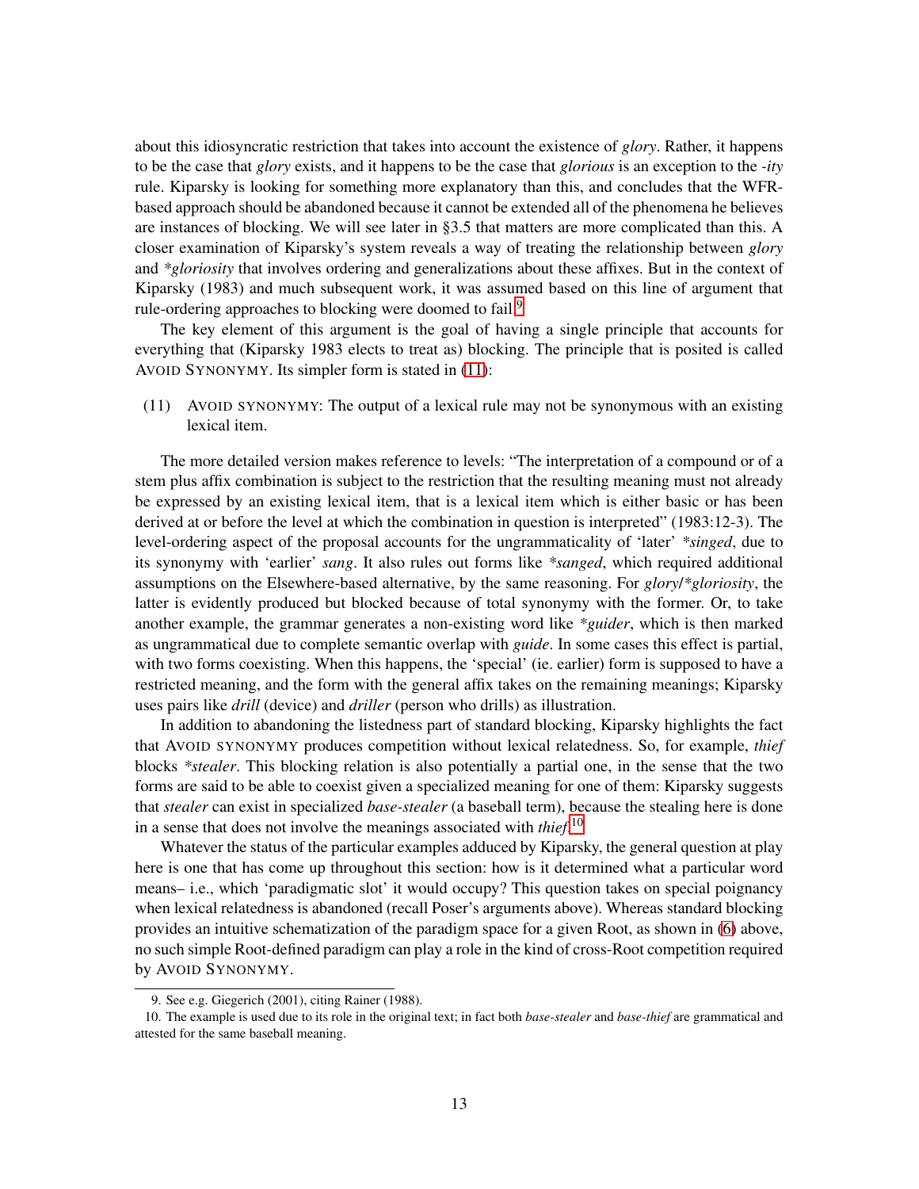about this idiosyncratic restriction that takes into account the existence of *glory*. Rather, it happens to be the case that *glory* exists, and it happens to be the case that *glorious* is an exception to the *-ity* rule. Kiparsky is looking for something more explanatory than this, and concludes that the WFR-based approach should be abandoned because it cannot be extended all of the phenomena he believes are instances of blocking. We will see later in §3.5 that matters are more complicated than this. A closer examination of Kiparsky's system reveals a way of treating the relationship between *glory* and **gloriosity* that involves ordering and generalizations about these affixes. But in the context of Kiparsky (1983) and much subsequent work, it was assumed based on this line of argument that rule-ordering approaches to blocking were doomed to fail.[9]

The key element of this argument is the goal of having a single principle that accounts for everything that (Kiparsky 1983 elects to treat as) blocking. The principle that is posited is called AVOID SYNONYMY. Its simpler form is stated in (11):

(11) AVOID SYNONYMY: The output of a lexical rule may not be synonymous with an existing lexical item.

The more detailed version makes reference to levels: "The interpretation of a compound or of a stem plus affix combination is subject to the restriction that the resulting meaning must not already be expressed by an existing lexical item, that is a lexical item which is either basic or has been derived at or before the level at which the combination in question is interpreted" (1983:12-3). The level-ordering aspect of the proposal accounts for the ungrammaticality of 'later' **singed*, due to its synonymy with 'earlier' *sang*. It also rules out forms like **sanged*, which required additional assumptions on the Elsewhere-based alternative, by the same reasoning. For *glory*/**gloriosity*, the latter is evidently produced but blocked because of total synonymy with the former. Or, to take another example, the grammar generates a non-existing word like **guider*, which is then marked as ungrammatical due to complete semantic overlap with *guide*. In some cases this effect is partial, with two forms coexisting. When this happens, the 'special' (ie. earlier) form is supposed to have a restricted meaning, and the form with the general affix takes on the remaining meanings; Kiparsky uses pairs like *drill* (device) and *driller* (person who drills) as illustration.

In addition to abandoning the listedness part of standard blocking, Kiparsky highlights the fact that AVOID SYNONYMY produces competition without lexical relatedness. So, for example, *thief* blocks **stealer*. This blocking relation is also potentially a partial one, in the sense that the two forms are said to be able to coexist given a specialized meaning for one of them: Kiparsky suggests that *stealer* can exist in specialized *base-stealer* (a baseball term), because the stealing here is done in a sense that does not involve the meanings associated with *thief*.[10]

Whatever the status of the particular examples adduced by Kiparsky, the general question at play here is one that has come up throughout this section: how is it determined what a particular word means– i.e., which 'paradigmatic slot' it would occupy? This question takes on special poignancy when lexical relatedness is abandoned (recall Poser's arguments above). Whereas standard blocking provides an intuitive schematization of the paradigm space for a given Root, as shown in (6) above, no such simple Root-defined paradigm can play a role in the kind of cross-Root competition required by AVOID SYNONYMY.

---

9. See e.g. Giegerich (2001), citing Rainer (1988).

10. The example is used due to its role in the original text; in fact both *base-stealer* and *base-thief* are grammatical and attested for the same baseball meaning.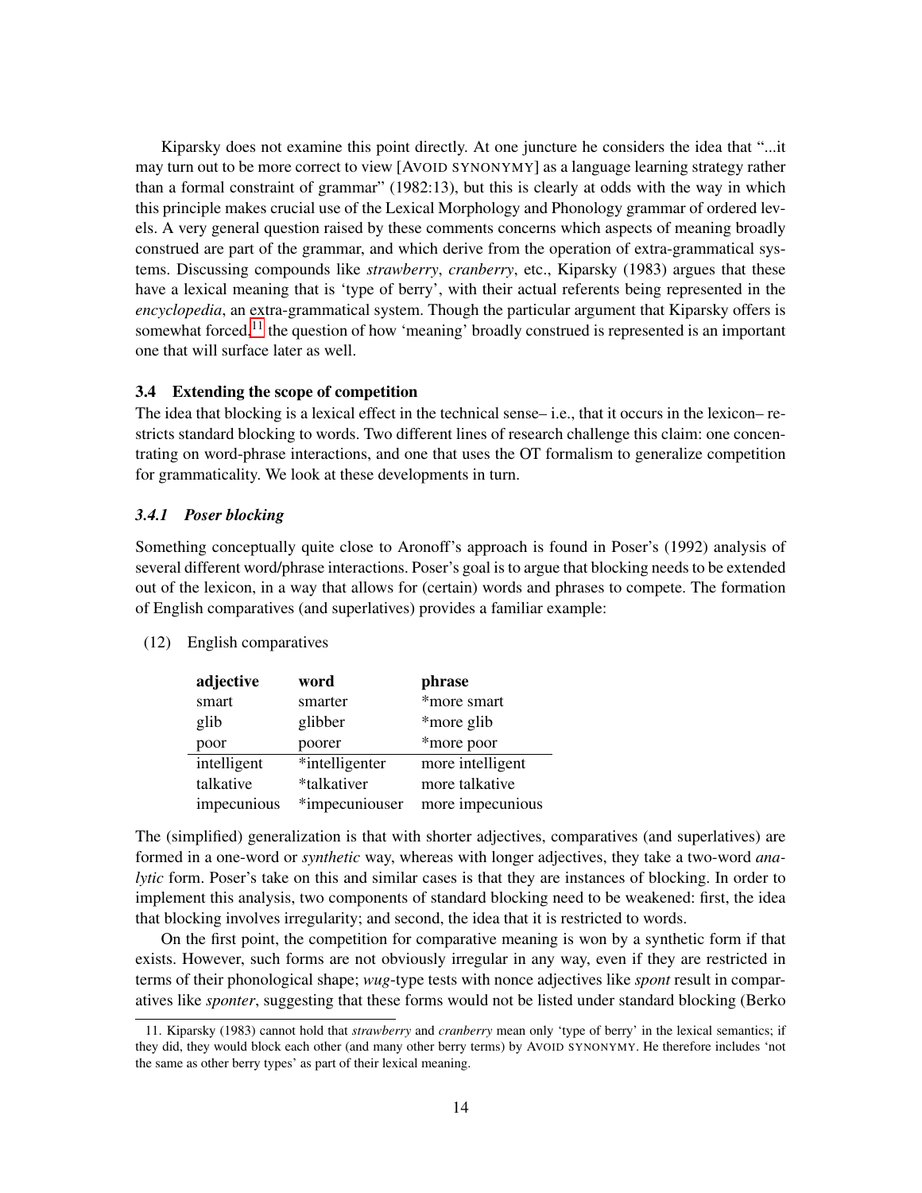Kiparsky does not examine this point directly. At one juncture he considers the idea that "...it may turn out to be more correct to view [AVOID SYNONYMY] as a language learning strategy rather than a formal constraint of grammar" (1982:13), but this is clearly at odds with the way in which this principle makes crucial use of the Lexical Morphology and Phonology grammar of ordered levels. A very general question raised by these comments concerns which aspects of meaning broadly construed are part of the grammar, and which derive from the operation of extra-grammatical systems. Discussing compounds like *strawberry*, *cranberry*, etc., Kiparsky (1983) argues that these have a lexical meaning that is 'type of berry', with their actual referents being represented in the *encyclopedia*, an extra-grammatical system. Though the particular argument that Kiparsky offers is somewhat forced,[11] the question of how 'meaning' broadly construed is represented is an important one that will surface later as well.

### 3.4 Extending the scope of competition

The idea that blocking is a lexical effect in the technical sense– i.e., that it occurs in the lexicon– restricts standard blocking to words. Two different lines of research challenge this claim: one concentrating on word-phrase interactions, and one that uses the OT formalism to generalize competition for grammaticality. We look at these developments in turn.

#### *3.4.1 Poser blocking*

Something conceptually quite close to Aronoff's approach is found in Poser's (1992) analysis of several different word/phrase interactions. Poser's goal is to argue that blocking needs to be extended out of the lexicon, in a way that allows for (certain) words and phrases to compete. The formation of English comparatives (and superlatives) provides a familiar example:

(12) English comparatives

| **adjective** | **word** | **phrase** |
|---|---|---|
| smart | smarter | *more smart |
| glib | glibber | *more glib |
| poor | poorer | *more poor |
| intelligent | *intelligenter | more intelligent |
| talkative | *talkativer | more talkative |
| impecunious | *impecuniouser | more impecunious |

The (simplified) generalization is that with shorter adjectives, comparatives (and superlatives) are formed in a one-word or *synthetic* way, whereas with longer adjectives, they take a two-word *analytic* form. Poser's take on this and similar cases is that they are instances of blocking. In order to implement this analysis, two components of standard blocking need to be weakened: first, the idea that blocking involves irregularity; and second, the idea that it is restricted to words.

On the first point, the competition for comparative meaning is won by a synthetic form if that exists. However, such forms are not obviously irregular in any way, even if they are restricted in terms of their phonological shape; *wug*-type tests with nonce adjectives like *spont* result in comparatives like *sponter*, suggesting that these forms would not be listed under standard blocking (Berko

11. Kiparsky (1983) cannot hold that *strawberry* and *cranberry* mean only 'type of berry' in the lexical semantics; if they did, they would block each other (and many other berry terms) by AVOID SYNONYMY. He therefore includes 'not the same as other berry types' as part of their lexical meaning.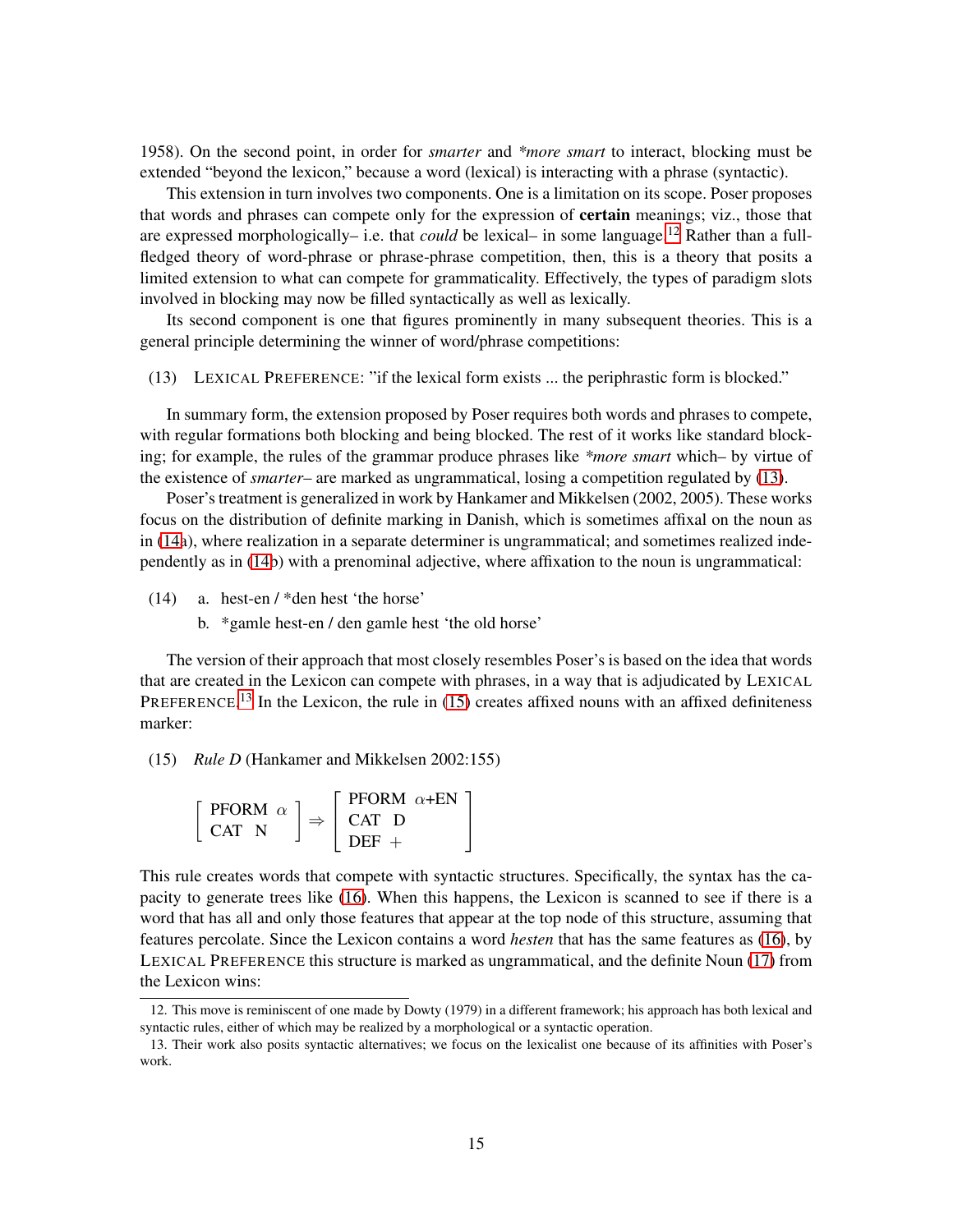1958). On the second point, in order for *smarter* and *\*more smart* to interact, blocking must be extended "beyond the lexicon," because a word (lexical) is interacting with a phrase (syntactic).

This extension in turn involves two components. One is a limitation on its scope. Poser proposes that words and phrases can compete only for the expression of **certain** meanings; viz., those that are expressed morphologically– i.e. that *could* be lexical– in some language.[12] Rather than a full-fledged theory of word-phrase or phrase-phrase competition, then, this is a theory that posits a limited extension to what can compete for grammaticality. Effectively, the types of paradigm slots involved in blocking may now be filled syntactically as well as lexically.

Its second component is one that figures prominently in many subsequent theories. This is a general principle determining the winner of word/phrase competitions:

(13) LEXICAL PREFERENCE: "if the lexical form exists ... the periphrastic form is blocked."

In summary form, the extension proposed by Poser requires both words and phrases to compete, with regular formations both blocking and being blocked. The rest of it works like standard blocking; for example, the rules of the grammar produce phrases like *\*more smart* which– by virtue of the existence of *smarter*– are marked as ungrammatical, losing a competition regulated by (13).

Poser's treatment is generalized in work by Hankamer and Mikkelsen (2002, 2005). These works focus on the distribution of definite marking in Danish, which is sometimes affixal on the noun as in (14a), where realization in a separate determiner is ungrammatical; and sometimes realized independently as in (14b) with a prenominal adjective, where affixation to the noun is ungrammatical:

(14) a. hest-en / \*den hest 'the horse'
  b. \*gamle hest-en / den gamle hest 'the old horse'

The version of their approach that most closely resembles Poser's is based on the idea that words that are created in the Lexicon can compete with phrases, in a way that is adjudicated by LEXICAL PREFERENCE.[13] In the Lexicon, the rule in (15) creates affixed nouns with an affixed definiteness marker:

(15) *Rule D* (Hankamer and Mikkelsen 2002:155)

$$\begin{bmatrix} \text{PFORM} & \alpha \\ \text{CAT} & \text{N} \end{bmatrix} \Rightarrow \begin{bmatrix} \text{PFORM} & \alpha\text{+EN} \\ \text{CAT} & \text{D} \\ \text{DEF} & + \end{bmatrix}$$

This rule creates words that compete with syntactic structures. Specifically, the syntax has the capacity to generate trees like (16). When this happens, the Lexicon is scanned to see if there is a word that has all and only those features that appear at the top node of this structure, assuming that features percolate. Since the Lexicon contains a word *hesten* that has the same features as (16), by LEXICAL PREFERENCE this structure is marked as ungrammatical, and the definite Noun (17) from the Lexicon wins:

12. This move is reminiscent of one made by Dowty (1979) in a different framework; his approach has both lexical and syntactic rules, either of which may be realized by a morphological or a syntactic operation.

13. Their work also posits syntactic alternatives; we focus on the lexicalist one because of its affinities with Poser's work.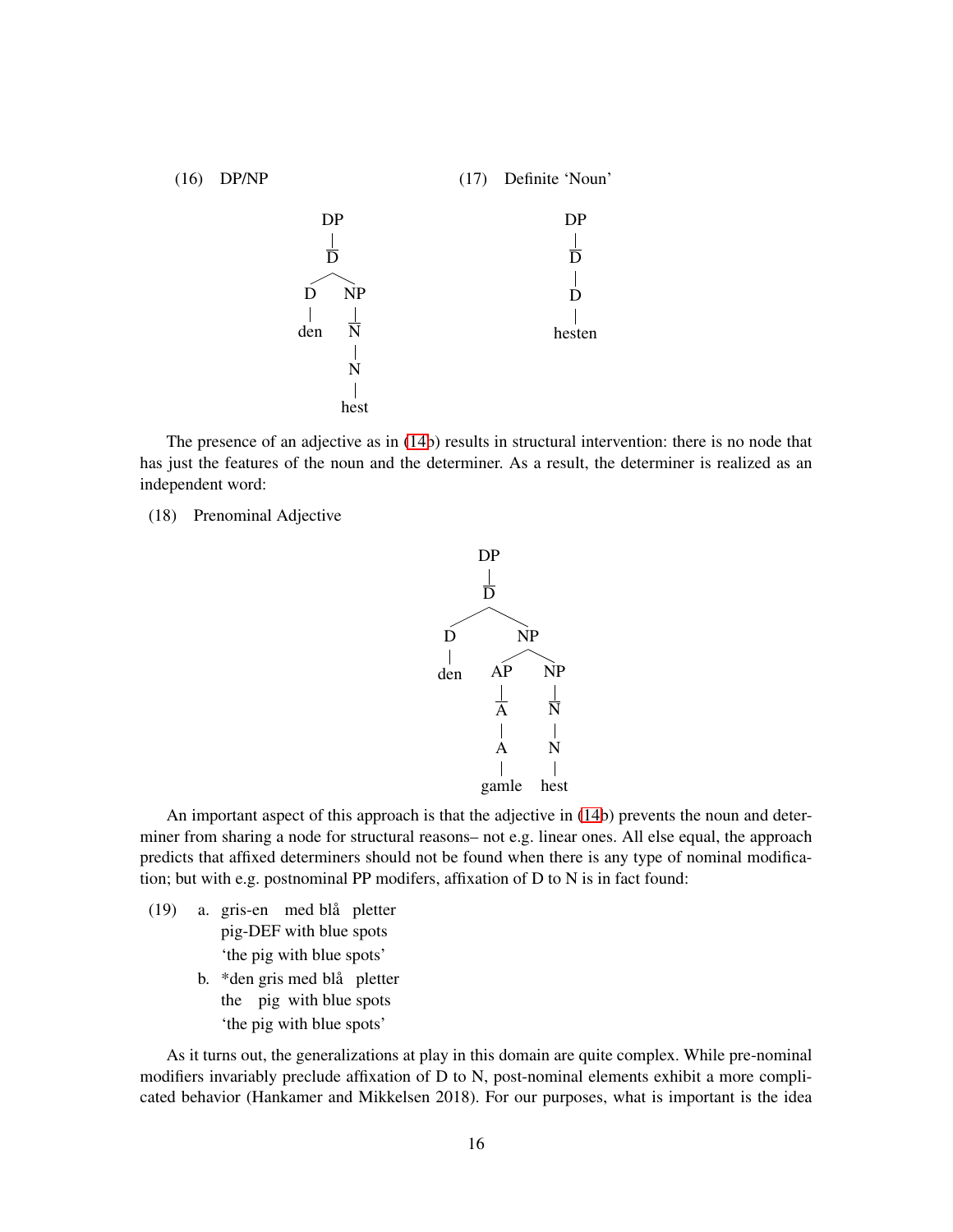(16) DP/NP

```
        DP
        |
        D̄
       /  \
      D    NP
      |     |
     den    N̄
            |
            N
            |
           hest
```

(17) Definite 'Noun'

```
    DP
    |
    D̄
    |
    D
    |
  hesten
```

The presence of an adjective as in (14b) results in structural intervention: there is no node that has just the features of the noun and the determiner. As a result, the determiner is realized as an independent word:

(18) Prenominal Adjective

```
          DP
          |
          D̄
        /    \
       D      NP
       |     /   \
      den   AP    NP
            |     |
            Ā     N̄
            |     |
            A     N
            |     |
          gamle  hest
```

An important aspect of this approach is that the adjective in (14b) prevents the noun and determiner from sharing a node for structural reasons– not e.g. linear ones. All else equal, the approach predicts that affixed determiners should not be found when there is any type of nominal modification; but with e.g. postnominal PP modifers, affixation of D to N is in fact found:

(19) a. gris-en med blå pletter
pig-DEF with blue spots
'the pig with blue spots'

b. *den gris med blå pletter
the pig with blue spots
'the pig with blue spots'

As it turns out, the generalizations at play in this domain are quite complex. While pre-nominal modifiers invariably preclude affixation of D to N, post-nominal elements exhibit a more complicated behavior (Hankamer and Mikkelsen 2018). For our purposes, what is important is the idea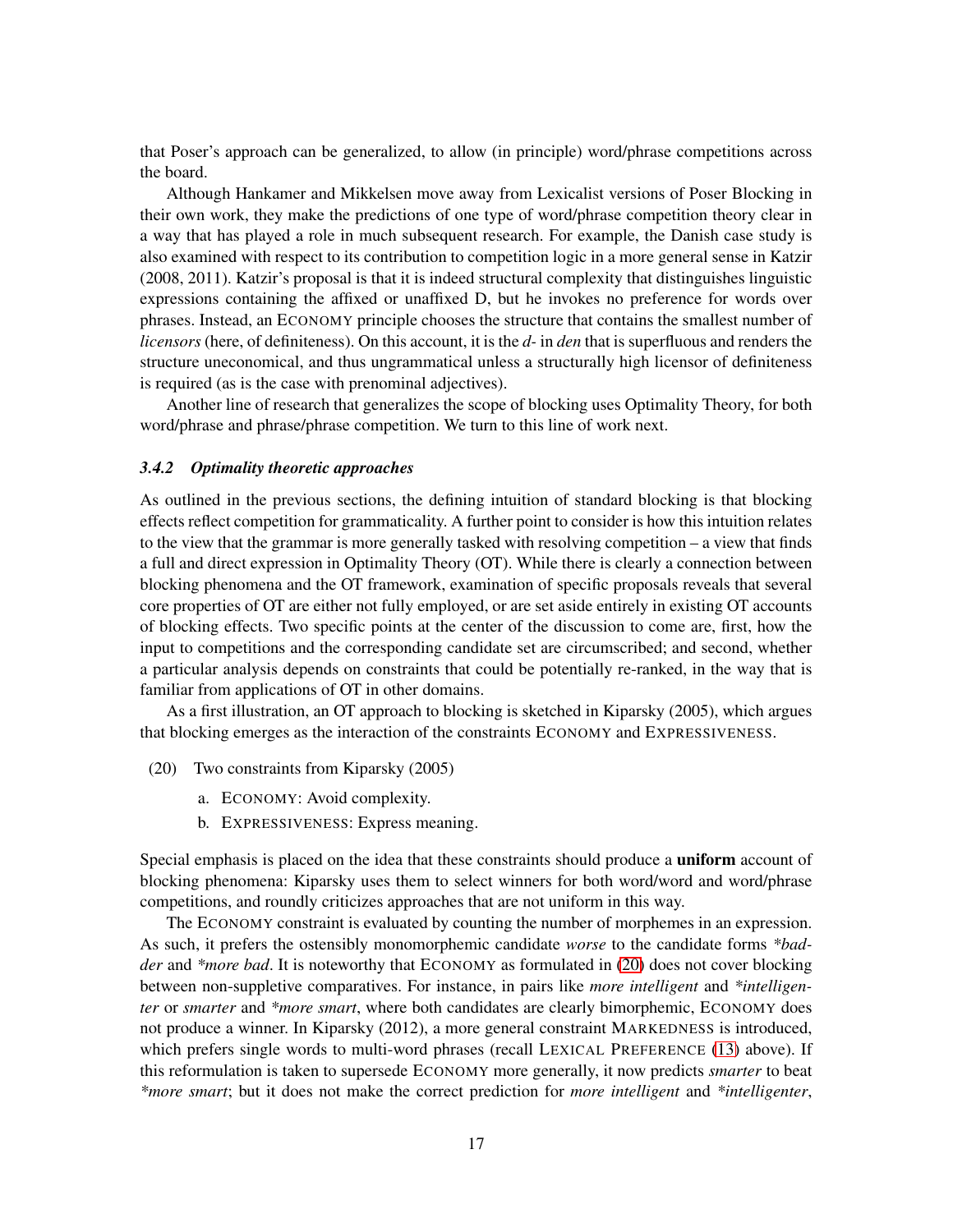that Poser's approach can be generalized, to allow (in principle) word/phrase competitions across the board.

Although Hankamer and Mikkelsen move away from Lexicalist versions of Poser Blocking in their own work, they make the predictions of one type of word/phrase competition theory clear in a way that has played a role in much subsequent research. For example, the Danish case study is also examined with respect to its contribution to competition logic in a more general sense in Katzir (2008, 2011). Katzir's proposal is that it is indeed structural complexity that distinguishes linguistic expressions containing the affixed or unaffixed D, but he invokes no preference for words over phrases. Instead, an ECONOMY principle chooses the structure that contains the smallest number of *licensors* (here, of definiteness). On this account, it is the *d-* in *den* that is superfluous and renders the structure uneconomical, and thus ungrammatical unless a structurally high licensor of definiteness is required (as is the case with prenominal adjectives).

Another line of research that generalizes the scope of blocking uses Optimality Theory, for both word/phrase and phrase/phrase competition. We turn to this line of work next.

### *3.4.2 Optimality theoretic approaches*

As outlined in the previous sections, the defining intuition of standard blocking is that blocking effects reflect competition for grammaticality. A further point to consider is how this intuition relates to the view that the grammar is more generally tasked with resolving competition – a view that finds a full and direct expression in Optimality Theory (OT). While there is clearly a connection between blocking phenomena and the OT framework, examination of specific proposals reveals that several core properties of OT are either not fully employed, or are set aside entirely in existing OT accounts of blocking effects. Two specific points at the center of the discussion to come are, first, how the input to competitions and the corresponding candidate set are circumscribed; and second, whether a particular analysis depends on constraints that could be potentially re-ranked, in the way that is familiar from applications of OT in other domains.

As a first illustration, an OT approach to blocking is sketched in Kiparsky (2005), which argues that blocking emerges as the interaction of the constraints ECONOMY and EXPRESSIVENESS.

(20) Two constraints from Kiparsky (2005)

a. ECONOMY: Avoid complexity.

b. EXPRESSIVENESS: Express meaning.

Special emphasis is placed on the idea that these constraints should produce a **uniform** account of blocking phenomena: Kiparsky uses them to select winners for both word/word and word/phrase competitions, and roundly criticizes approaches that are not uniform in this way.

The ECONOMY constraint is evaluated by counting the number of morphemes in an expression. As such, it prefers the ostensibly monomorphemic candidate *worse* to the candidate forms *\*badder* and *\*more bad*. It is noteworthy that ECONOMY as formulated in (20) does not cover blocking between non-suppletive comparatives. For instance, in pairs like *more intelligent* and *\*intelligenter* or *smarter* and *\*more smart*, where both candidates are clearly bimorphemic, ECONOMY does not produce a winner. In Kiparsky (2012), a more general constraint MARKEDNESS is introduced, which prefers single words to multi-word phrases (recall LEXICAL PREFERENCE (13) above). If this reformulation is taken to supersede ECONOMY more generally, it now predicts *smarter* to beat *\*more smart*; but it does not make the correct prediction for *more intelligent* and *\*intelligenter*,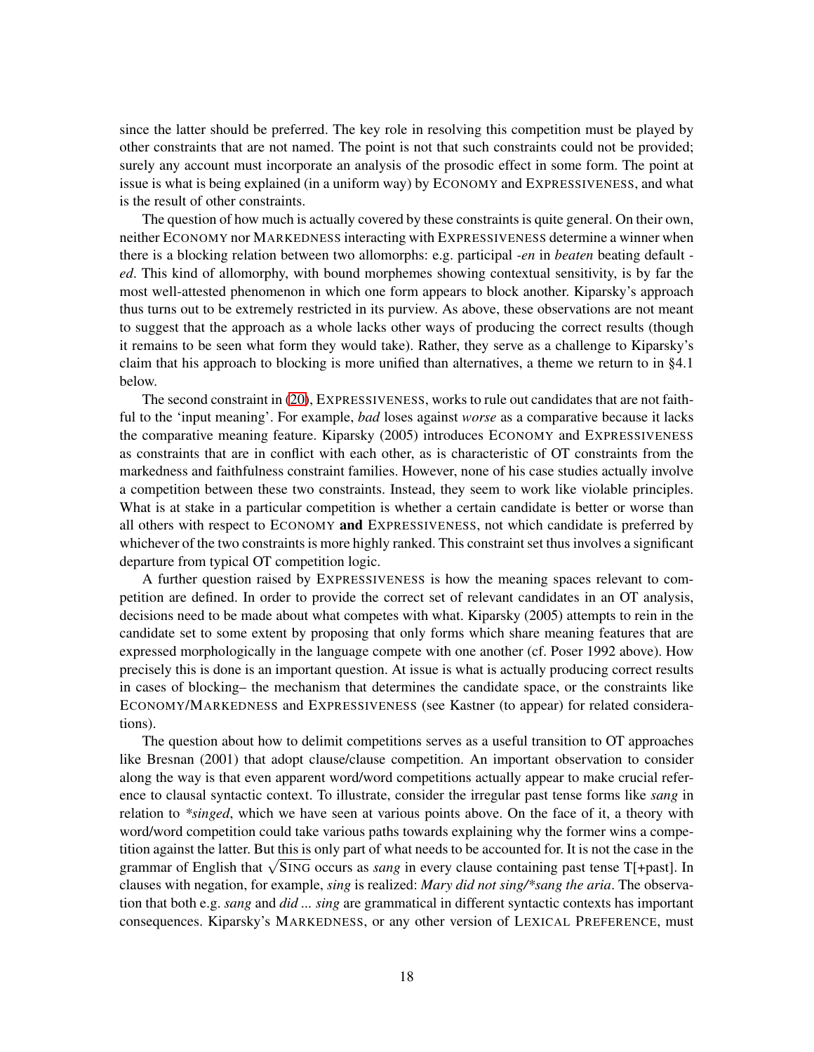since the latter should be preferred. The key role in resolving this competition must be played by other constraints that are not named. The point is not that such constraints could not be provided; surely any account must incorporate an analysis of the prosodic effect in some form. The point at issue is what is being explained (in a uniform way) by ECONOMY and EXPRESSIVENESS, and what is the result of other constraints.

The question of how much is actually covered by these constraints is quite general. On their own, neither ECONOMY nor MARKEDNESS interacting with EXPRESSIVENESS determine a winner when there is a blocking relation between two allomorphs: e.g. participial *-en* in *beaten* beating default *-ed*. This kind of allomorphy, with bound morphemes showing contextual sensitivity, is by far the most well-attested phenomenon in which one form appears to block another. Kiparsky's approach thus turns out to be extremely restricted in its purview. As above, these observations are not meant to suggest that the approach as a whole lacks other ways of producing the correct results (though it remains to be seen what form they would take). Rather, they serve as a challenge to Kiparsky's claim that his approach to blocking is more unified than alternatives, a theme we return to in §4.1 below.

The second constraint in (20), EXPRESSIVENESS, works to rule out candidates that are not faithful to the 'input meaning'. For example, *bad* loses against *worse* as a comparative because it lacks the comparative meaning feature. Kiparsky (2005) introduces ECONOMY and EXPRESSIVENESS as constraints that are in conflict with each other, as is characteristic of OT constraints from the markedness and faithfulness constraint families. However, none of his case studies actually involve a competition between these two constraints. Instead, they seem to work like violable principles. What is at stake in a particular competition is whether a certain candidate is better or worse than all others with respect to ECONOMY **and** EXPRESSIVENESS, not which candidate is preferred by whichever of the two constraints is more highly ranked. This constraint set thus involves a significant departure from typical OT competition logic.

A further question raised by EXPRESSIVENESS is how the meaning spaces relevant to competition are defined. In order to provide the correct set of relevant candidates in an OT analysis, decisions need to be made about what competes with what. Kiparsky (2005) attempts to rein in the candidate set to some extent by proposing that only forms which share meaning features that are expressed morphologically in the language compete with one another (cf. Poser 1992 above). How precisely this is done is an important question. At issue is what is actually producing correct results in cases of blocking– the mechanism that determines the candidate space, or the constraints like ECONOMY/MARKEDNESS and EXPRESSIVENESS (see Kastner (to appear) for related considerations).

The question about how to delimit competitions serves as a useful transition to OT approaches like Bresnan (2001) that adopt clause/clause competition. An important observation to consider along the way is that even apparent word/word competitions actually appear to make crucial reference to clausal syntactic context. To illustrate, consider the irregular past tense forms like *sang* in relation to *\*singed*, which we have seen at various points above. On the face of it, a theory with word/word competition could take various paths towards explaining why the former wins a competition against the latter. But this is only part of what needs to be accounted for. It is not the case in the grammar of English that $\sqrt{\text{SING}}$ occurs as *sang* in every clause containing past tense T[+past]. In clauses with negation, for example, *sing* is realized: *Mary did not sing/\*sang the aria*. The observation that both e.g. *sang* and *did ... sing* are grammatical in different syntactic contexts has important consequences. Kiparsky's MARKEDNESS, or any other version of LEXICAL PREFERENCE, must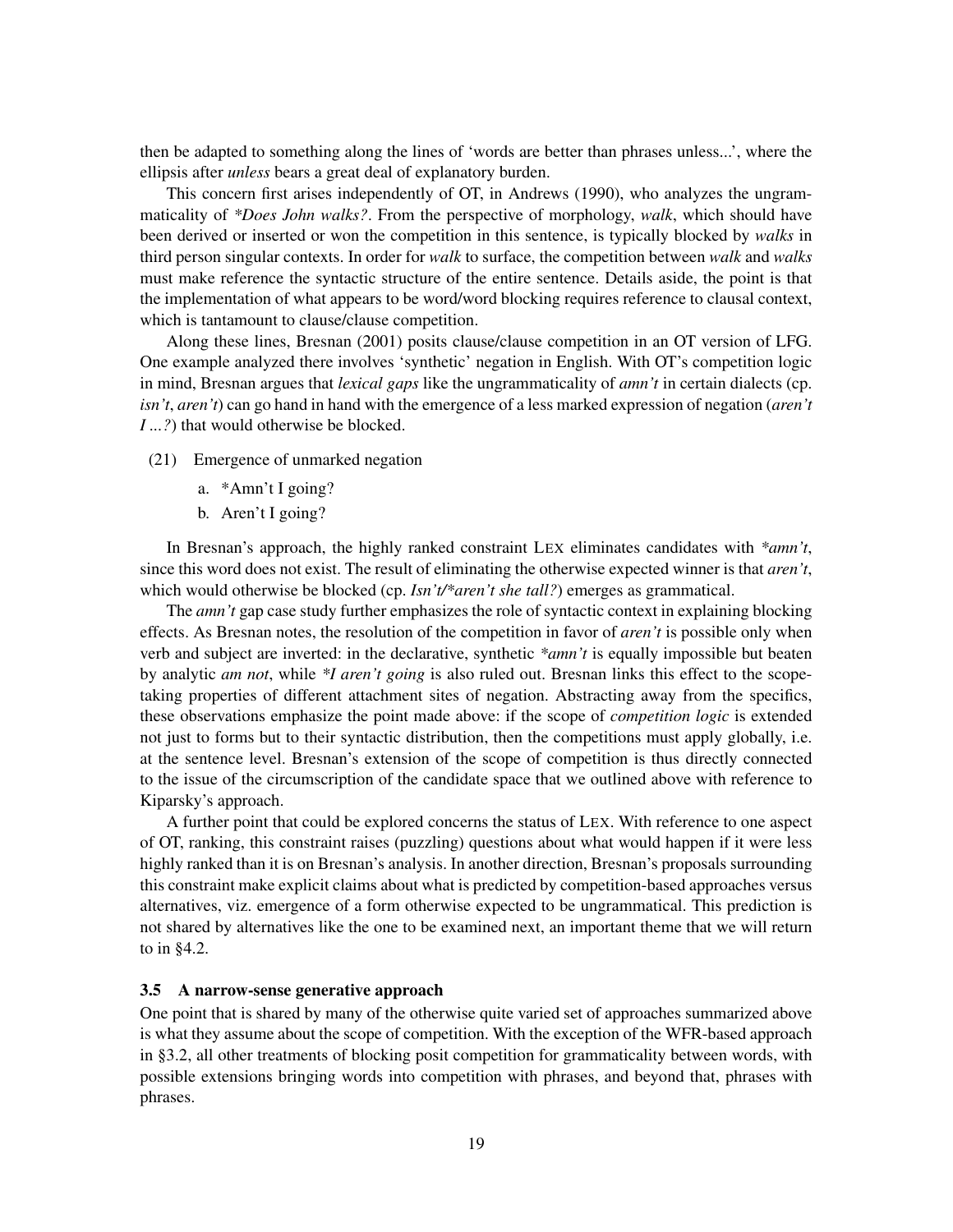then be adapted to something along the lines of 'words are better than phrases unless...', where the ellipsis after *unless* bears a great deal of explanatory burden.

This concern first arises independently of OT, in Andrews (1990), who analyzes the ungrammaticality of **Does John walks?*. From the perspective of morphology, *walk*, which should have been derived or inserted or won the competition in this sentence, is typically blocked by *walks* in third person singular contexts. In order for *walk* to surface, the competition between *walk* and *walks* must make reference the syntactic structure of the entire sentence. Details aside, the point is that the implementation of what appears to be word/word blocking requires reference to clausal context, which is tantamount to clause/clause competition.

Along these lines, Bresnan (2001) posits clause/clause competition in an OT version of LFG. One example analyzed there involves 'synthetic' negation in English. With OT's competition logic in mind, Bresnan argues that *lexical gaps* like the ungrammaticality of *amn't* in certain dialects (cp. *isn't*, *aren't*) can go hand in hand with the emergence of a less marked expression of negation (*aren't I ...?*) that would otherwise be blocked.

(21) Emergence of unmarked negation

a. *Amn't I going?

b. Aren't I going?

In Bresnan's approach, the highly ranked constraint LEX eliminates candidates with **amn't*, since this word does not exist. The result of eliminating the otherwise expected winner is that *aren't*, which would otherwise be blocked (cp. *Isn't/*aren't she tall?*) emerges as grammatical.

The *amn't* gap case study further emphasizes the role of syntactic context in explaining blocking effects. As Bresnan notes, the resolution of the competition in favor of *aren't* is possible only when verb and subject are inverted: in the declarative, synthetic **amn't* is equally impossible but beaten by analytic *am not*, while **I aren't going* is also ruled out. Bresnan links this effect to the scope-taking properties of different attachment sites of negation. Abstracting away from the specifics, these observations emphasize the point made above: if the scope of *competition logic* is extended not just to forms but to their syntactic distribution, then the competitions must apply globally, i.e. at the sentence level. Bresnan's extension of the scope of competition is thus directly connected to the issue of the circumscription of the candidate space that we outlined above with reference to Kiparsky's approach.

A further point that could be explored concerns the status of LEX. With reference to one aspect of OT, ranking, this constraint raises (puzzling) questions about what would happen if it were less highly ranked than it is on Bresnan's analysis. In another direction, Bresnan's proposals surrounding this constraint make explicit claims about what is predicted by competition-based approaches versus alternatives, viz. emergence of a form otherwise expected to be ungrammatical. This prediction is not shared by alternatives like the one to be examined next, an important theme that we will return to in §4.2.

### 3.5 A narrow-sense generative approach

One point that is shared by many of the otherwise quite varied set of approaches summarized above is what they assume about the scope of competition. With the exception of the WFR-based approach in §3.2, all other treatments of blocking posit competition for grammaticality between words, with possible extensions bringing words into competition with phrases, and beyond that, phrases with phrases.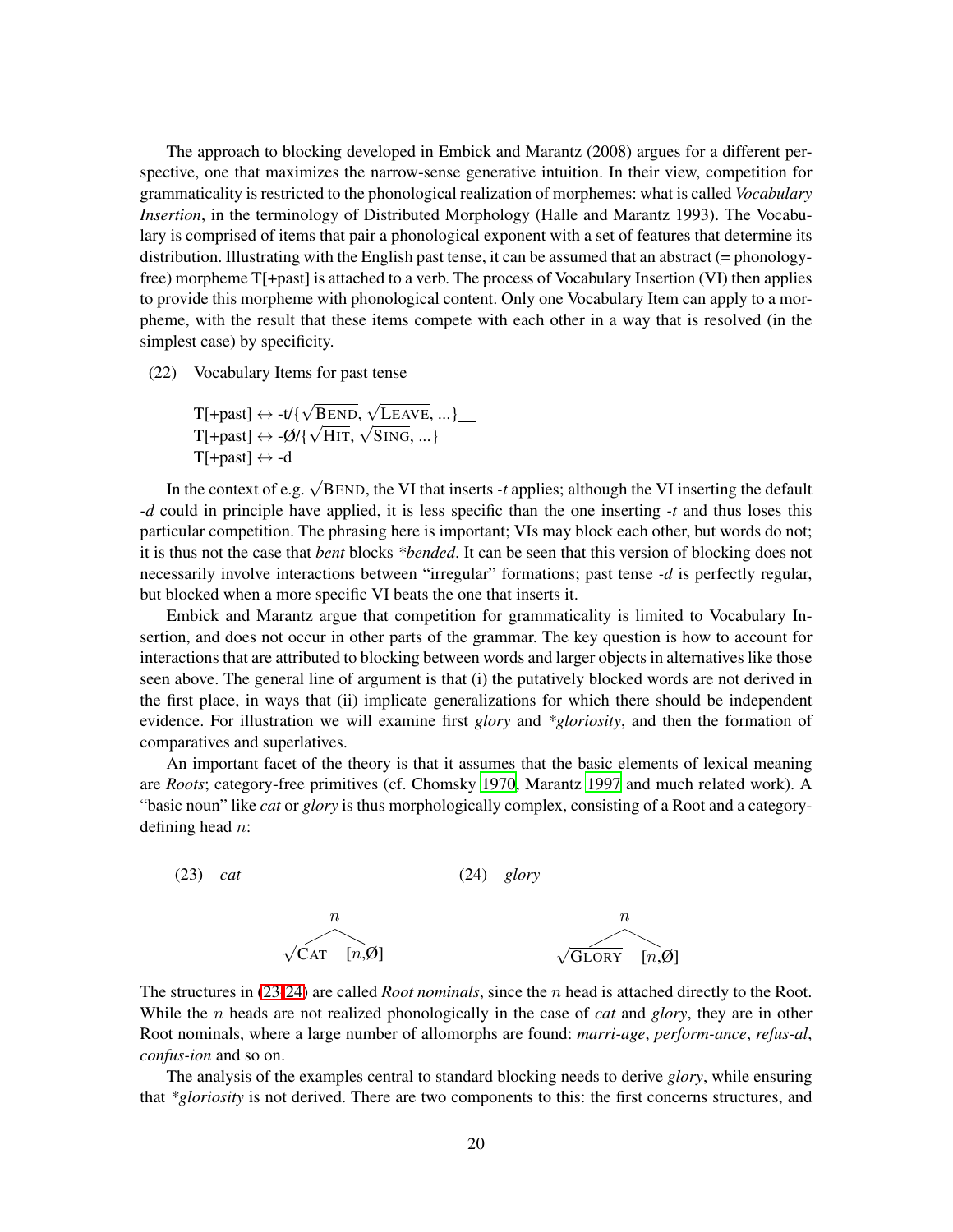The approach to blocking developed in Embick and Marantz (2008) argues for a different perspective, one that maximizes the narrow-sense generative intuition. In their view, competition for grammaticality is restricted to the phonological realization of morphemes: what is called *Vocabulary Insertion*, in the terminology of Distributed Morphology (Halle and Marantz 1993). The Vocabulary is comprised of items that pair a phonological exponent with a set of features that determine its distribution. Illustrating with the English past tense, it can be assumed that an abstract (= phonology-free) morpheme T[+past] is attached to a verb. The process of Vocabulary Insertion (VI) then applies to provide this morpheme with phonological content. Only one Vocabulary Item can apply to a morpheme, with the result that these items compete with each other in a way that is resolved (in the simplest case) by specificity.

(22) Vocabulary Items for past tense

T[+past] $\leftrightarrow$ -t/{$\sqrt{\text{BEND}}$, $\sqrt{\text{LEAVE}}$, ...}__
T[+past] $\leftrightarrow$ -Ø/{$\sqrt{\text{HIT}}$, $\sqrt{\text{SING}}$, ...}__
T[+past] $\leftrightarrow$ -d

In the context of e.g. $\sqrt{\text{BEND}}$, the VI that inserts *-t* applies; although the VI inserting the default *-d* could in principle have applied, it is less specific than the one inserting *-t* and thus loses this particular competition. The phrasing here is important; VIs may block each other, but words do not; it is thus not the case that *bent* blocks *\*bended*. It can be seen that this version of blocking does not necessarily involve interactions between "irregular" formations; past tense *-d* is perfectly regular, but blocked when a more specific VI beats the one that inserts it.

Embick and Marantz argue that competition for grammaticality is limited to Vocabulary Insertion, and does not occur in other parts of the grammar. The key question is how to account for interactions that are attributed to blocking between words and larger objects in alternatives like those seen above. The general line of argument is that (i) the putatively blocked words are not derived in the first place, in ways that (ii) implicate generalizations for which there should be independent evidence. For illustration we will examine first *glory* and *\*gloriosity*, and then the formation of comparatives and superlatives.

An important facet of the theory is that it assumes that the basic elements of lexical meaning are *Roots*; category-free primitives (cf. Chomsky 1970, Marantz 1997 and much related work). A "basic noun" like *cat* or *glory* is thus morphologically complex, consisting of a Root and a category-defining head $n$:

(23) *cat*

$[_{n}\ \sqrt{\text{CAT}}\ \ [n,\text{Ø}]\ ]$

(24) *glory*

$[_{n}\ \sqrt{\text{GLORY}}\ \ [n,\text{Ø}]\ ]$

The structures in (23-24) are called *Root nominals*, since the $n$ head is attached directly to the Root. While the $n$ heads are not realized phonologically in the case of *cat* and *glory*, they are in other Root nominals, where a large number of allomorphs are found: *marri-age*, *perform-ance*, *refus-al*, *confus-ion* and so on.

The analysis of the examples central to standard blocking needs to derive *glory*, while ensuring that *\*gloriosity* is not derived. There are two components to this: the first concerns structures, and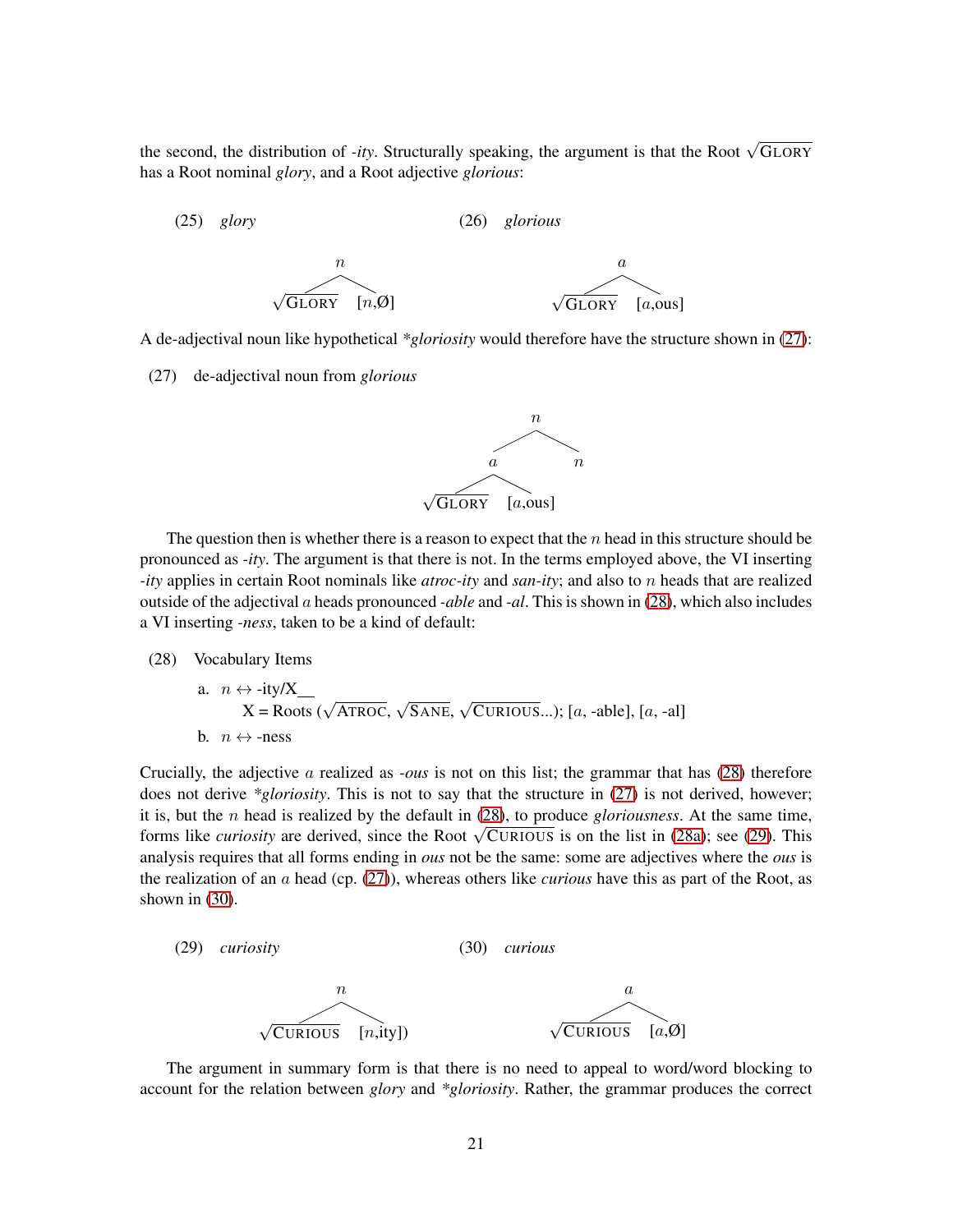the second, the distribution of *-ity*. Structurally speaking, the argument is that the Root √GLORY has a Root nominal *glory*, and a Root adjective *glorious*:

(25) *glory*

```
        n
      /   \
 √GLORY  [n,Ø]
```

(26) *glorious*

```
        a
      /   \
 √GLORY  [a,ous]
```

A de-adjectival noun like hypothetical *\*gloriosity* would therefore have the structure shown in (27):

(27) de-adjectival noun from *glorious*

```
              n
            /   \
          a       n
        /   \
   √GLORY  [a,ous]
```

The question then is whether there is a reason to expect that the $n$ head in this structure should be pronounced as *-ity*. The argument is that there is not. In the terms employed above, the VI inserting *-ity* applies in certain Root nominals like *atroc-ity* and *san-ity*; and also to $n$ heads that are realized outside of the adjectival $a$ heads pronounced *-able* and *-al*. This is shown in (28), which also includes a VI inserting *-ness*, taken to be a kind of default:

(28) Vocabulary Items

a. $n \leftrightarrow$ -ity/X\_\_
   X = Roots (√ATROC, √SANE, √CURIOUS...); [$a$, -able], [$a$, -al]

b. $n \leftrightarrow$ -ness

Crucially, the adjective $a$ realized as *-ous* is not on this list; the grammar that has (28) therefore does not derive *\*gloriosity*. This is not to say that the structure in (27) is not derived, however; it is, but the $n$ head is realized by the default in (28), to produce *gloriousness*. At the same time, forms like *curiosity* are derived, since the Root √CURIOUS is on the list in (28a); see (29). This analysis requires that all forms ending in *ous* not be the same: some are adjectives where the *ous* is the realization of an $a$ head (cp. (27)), whereas others like *curious* have this as part of the Root, as shown in (30).

(29) *curiosity*

```
         n
       /   \
 √CURIOUS  [n,ity])
```

(30) *curious*

```
         a
       /   \
 √CURIOUS  [a,Ø]
```

The argument in summary form is that there is no need to appeal to word/word blocking to account for the relation between *glory* and *\*gloriosity*. Rather, the grammar produces the correct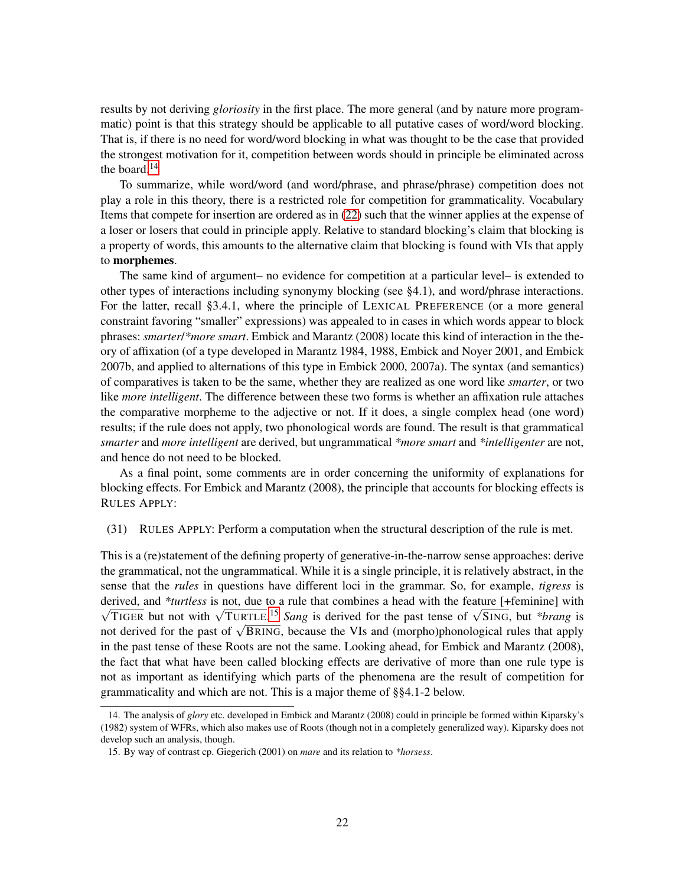results by not deriving *gloriosity* in the first place. The more general (and by nature more programmatic) point is that this strategy should be applicable to all putative cases of word/word blocking. That is, if there is no need for word/word blocking in what was thought to be the case that provided the strongest motivation for it, competition between words should in principle be eliminated across the board.[14]

To summarize, while word/word (and word/phrase, and phrase/phrase) competition does not play a role in this theory, there is a restricted role for competition for grammaticality. Vocabulary Items that compete for insertion are ordered as in (22) such that the winner applies at the expense of a loser or losers that could in principle apply. Relative to standard blocking's claim that blocking is a property of words, this amounts to the alternative claim that blocking is found with VIs that apply to **morphemes**.

The same kind of argument– no evidence for competition at a particular level– is extended to other types of interactions including synonymy blocking (see §4.1), and word/phrase interactions. For the latter, recall §3.4.1, where the principle of LEXICAL PREFERENCE (or a more general constraint favoring "smaller" expressions) was appealed to in cases in which words appear to block phrases: *smarter*/*\*more smart*. Embick and Marantz (2008) locate this kind of interaction in the theory of affixation (of a type developed in Marantz 1984, 1988, Embick and Noyer 2001, and Embick 2007b, and applied to alternations of this type in Embick 2000, 2007a). The syntax (and semantics) of comparatives is taken to be the same, whether they are realized as one word like *smarter*, or two like *more intelligent*. The difference between these two forms is whether an affixation rule attaches the comparative morpheme to the adjective or not. If it does, a single complex head (one word) results; if the rule does not apply, two phonological words are found. The result is that grammatical *smarter* and *more intelligent* are derived, but ungrammatical *\*more smart* and *\*intelligenter* are not, and hence do not need to be blocked.

As a final point, some comments are in order concerning the uniformity of explanations for blocking effects. For Embick and Marantz (2008), the principle that accounts for blocking effects is RULES APPLY:

(31) RULES APPLY: Perform a computation when the structural description of the rule is met.

This is a (re)statement of the defining property of generative-in-the-narrow sense approaches: derive the grammatical, not the ungrammatical. While it is a single principle, it is relatively abstract, in the sense that the *rules* in questions have different loci in the grammar. So, for example, *tigress* is derived, and *\*turtless* is not, due to a rule that combines a head with the feature [+feminine] with $\sqrt{\text{TIGER}}$ but not with $\sqrt{\text{TURTLE}}$.[15] *Sang* is derived for the past tense of $\sqrt{\text{SING}}$, but *\*brang* is not derived for the past of $\sqrt{\text{BRING}}$, because the VIs and (morpho)phonological rules that apply in the past tense of these Roots are not the same. Looking ahead, for Embick and Marantz (2008), the fact that what have been called blocking effects are derivative of more than one rule type is not as important as identifying which parts of the phenomena are the result of competition for grammaticality and which are not. This is a major theme of §§4.1-2 below.

14. The analysis of *glory* etc. developed in Embick and Marantz (2008) could in principle be formed within Kiparsky's (1982) system of WFRs, which also makes use of Roots (though not in a completely generalized way). Kiparsky does not develop such an analysis, though.

15. By way of contrast cp. Giegerich (2001) on *mare* and its relation to *\*horsess*.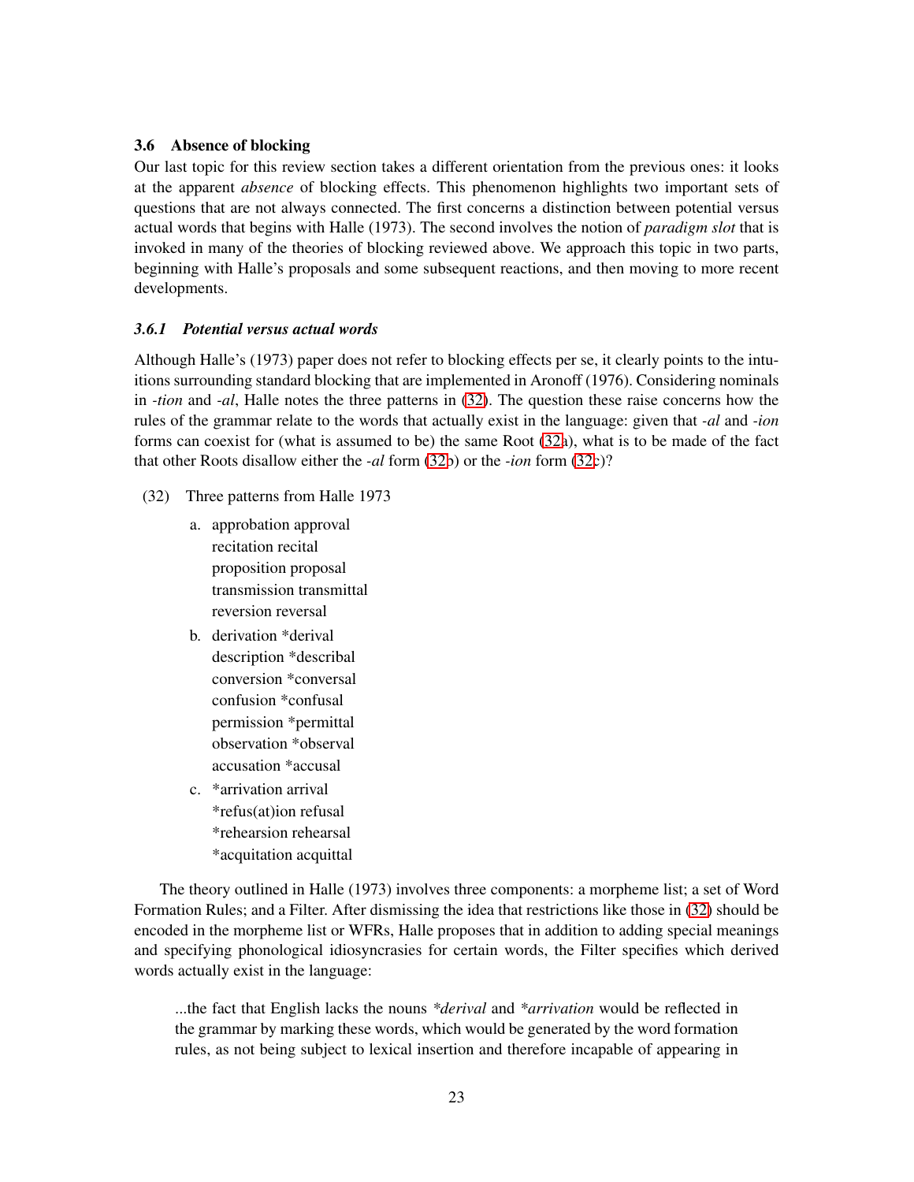### 3.6 Absence of blocking

Our last topic for this review section takes a different orientation from the previous ones: it looks at the apparent *absence* of blocking effects. This phenomenon highlights two important sets of questions that are not always connected. The first concerns a distinction between potential versus actual words that begins with Halle (1973). The second involves the notion of *paradigm slot* that is invoked in many of the theories of blocking reviewed above. We approach this topic in two parts, beginning with Halle's proposals and some subsequent reactions, and then moving to more recent developments.

#### *3.6.1 Potential versus actual words*

Although Halle's (1973) paper does not refer to blocking effects per se, it clearly points to the intuitions surrounding standard blocking that are implemented in Aronoff (1976). Considering nominals in *-tion* and *-al*, Halle notes the three patterns in (32). The question these raise concerns how the rules of the grammar relate to the words that actually exist in the language: given that *-al* and *-ion* forms can coexist for (what is assumed to be) the same Root (32a), what is to be made of the fact that other Roots disallow either the *-al* form (32b) or the *-ion* form (32c)?

(32) Three patterns from Halle 1973

a. approbation approval
   recitation recital
   proposition proposal
   transmission transmittal
   reversion reversal

b. derivation *derival
   description *describal
   conversion *conversal
   confusion *confusal
   permission *permittal
   observation *observal
   accusation *accusal

c. *arrivation arrival
   *refus(at)ion refusal
   *rehearsion rehearsal
   *acquitation acquittal

The theory outlined in Halle (1973) involves three components: a morpheme list; a set of Word Formation Rules; and a Filter. After dismissing the idea that restrictions like those in (32) should be encoded in the morpheme list or WFRs, Halle proposes that in addition to adding special meanings and specifying phonological idiosyncrasies for certain words, the Filter specifies which derived words actually exist in the language:

> ...the fact that English lacks the nouns *\*derival* and *\*arrivation* would be reflected in the grammar by marking these words, which would be generated by the word formation rules, as not being subject to lexical insertion and therefore incapable of appearing in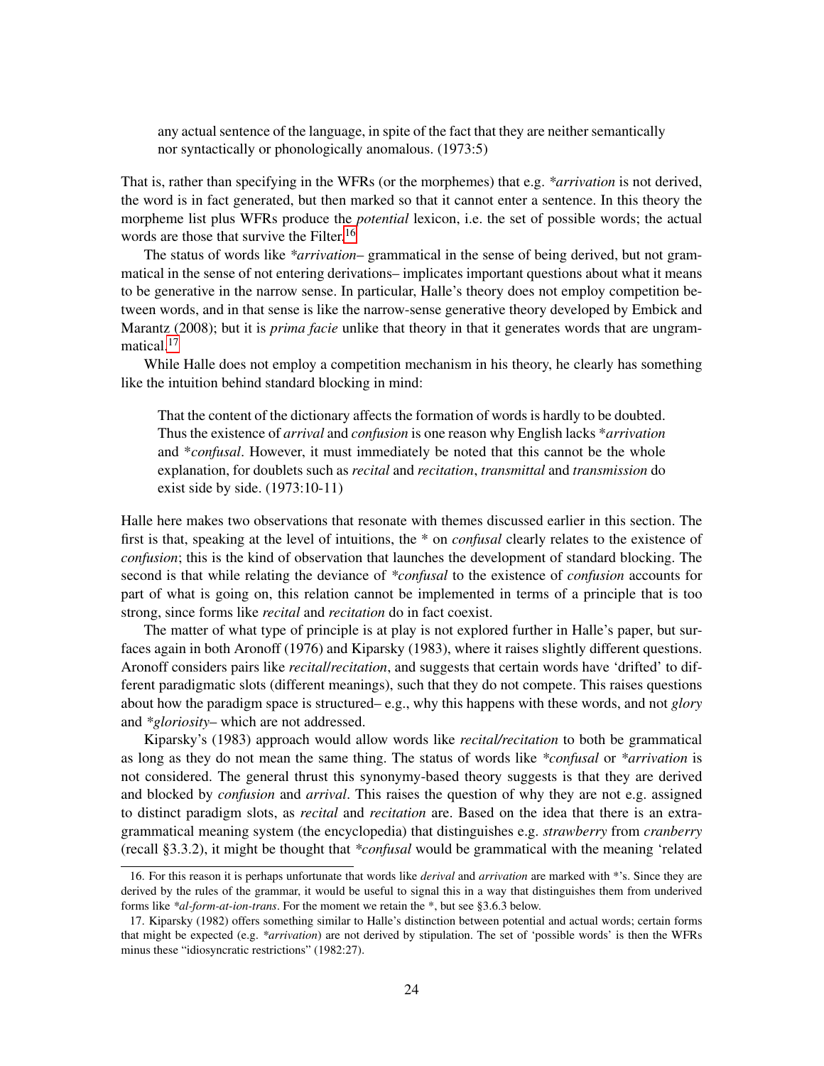> any actual sentence of the language, in spite of the fact that they are neither semantically nor syntactically or phonologically anomalous. (1973:5)

That is, rather than specifying in the WFRs (or the morphemes) that e.g. **arrivation* is not derived, the word is in fact generated, but then marked so that it cannot enter a sentence. In this theory the morpheme list plus WFRs produce the *potential* lexicon, i.e. the set of possible words; the actual words are those that survive the Filter.[16]

The status of words like **arrivation*– grammatical in the sense of being derived, but not grammatical in the sense of not entering derivations– implicates important questions about what it means to be generative in the narrow sense. In particular, Halle's theory does not employ competition between words, and in that sense is like the narrow-sense generative theory developed by Embick and Marantz (2008); but it is *prima facie* unlike that theory in that it generates words that are ungrammatical.[17]

While Halle does not employ a competition mechanism in his theory, he clearly has something like the intuition behind standard blocking in mind:

> That the content of the dictionary affects the formation of words is hardly to be doubted. Thus the existence of *arrival* and *confusion* is one reason why English lacks \**arrivation* and \**confusal*. However, it must immediately be noted that this cannot be the whole explanation, for doublets such as *recital* and *recitation*, *transmittal* and *transmission* do exist side by side. (1973:10-11)

Halle here makes two observations that resonate with themes discussed earlier in this section. The first is that, speaking at the level of intuitions, the * on *confusal* clearly relates to the existence of *confusion*; this is the kind of observation that launches the development of standard blocking. The second is that while relating the deviance of **confusal* to the existence of *confusion* accounts for part of what is going on, this relation cannot be implemented in terms of a principle that is too strong, since forms like *recital* and *recitation* do in fact coexist.

The matter of what type of principle is at play is not explored further in Halle's paper, but surfaces again in both Aronoff (1976) and Kiparsky (1983), where it raises slightly different questions. Aronoff considers pairs like *recital/recitation*, and suggests that certain words have 'drifted' to different paradigmatic slots (different meanings), such that they do not compete. This raises questions about how the paradigm space is structured– e.g., why this happens with these words, and not *glory* and \**gloriosity*– which are not addressed.

Kiparsky's (1983) approach would allow words like *recital/recitation* to both be grammatical as long as they do not mean the same thing. The status of words like **confusal* or **arrivation* is not considered. The general thrust this synonymy-based theory suggests is that they are derived and blocked by *confusion* and *arrival*. This raises the question of why they are not e.g. assigned to distinct paradigm slots, as *recital* and *recitation* are. Based on the idea that there is an extra-grammatical meaning system (the encyclopedia) that distinguishes e.g. *strawberry* from *cranberry* (recall §3.3.2), it might be thought that **confusal* would be grammatical with the meaning 'related

---

16. For this reason it is perhaps unfortunate that words like *derival* and *arrivation* are marked with *'s. Since they are derived by the rules of the grammar, it would be useful to signal this in a way that distinguishes them from underived forms like **al-form-at-ion-trans*. For the moment we retain the *, but see §3.6.3 below.

17. Kiparsky (1982) offers something similar to Halle's distinction between potential and actual words; certain forms that might be expected (e.g. **arrivation*) are not derived by stipulation. The set of 'possible words' is then the WFRs minus these "idiosyncratic restrictions" (1982:27).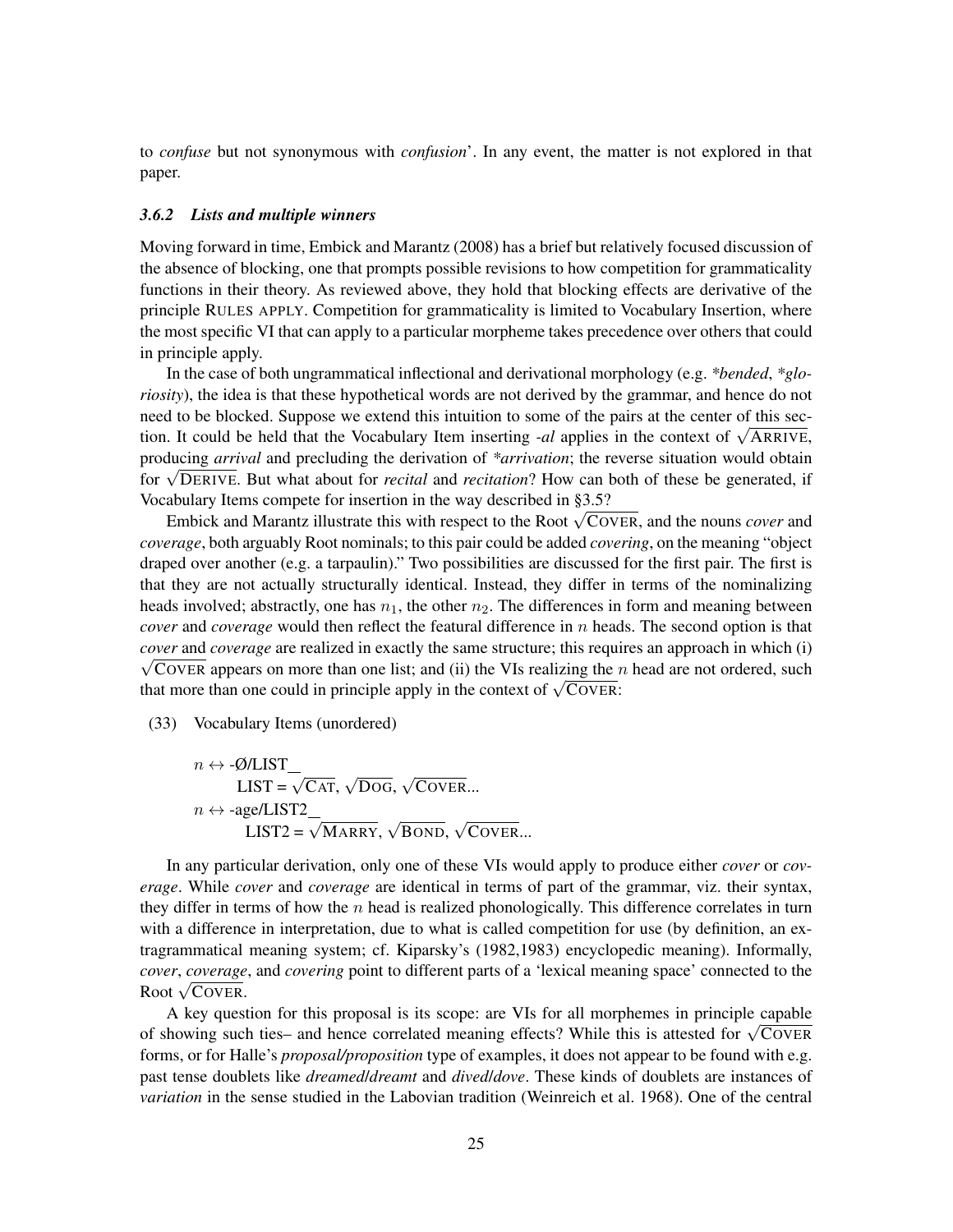to *confuse* but not synonymous with *confusion*'. In any event, the matter is not explored in that paper.

### *3.6.2 Lists and multiple winners*

Moving forward in time, Embick and Marantz (2008) has a brief but relatively focused discussion of the absence of blocking, one that prompts possible revisions to how competition for grammaticality functions in their theory. As reviewed above, they hold that blocking effects are derivative of the principle RULES APPLY. Competition for grammaticality is limited to Vocabulary Insertion, where the most specific VI that can apply to a particular morpheme takes precedence over others that could in principle apply.

In the case of both ungrammatical inflectional and derivational morphology (e.g. **bended*, **gloriosity*), the idea is that these hypothetical words are not derived by the grammar, and hence do not need to be blocked. Suppose we extend this intuition to some of the pairs at the center of this section. It could be held that the Vocabulary Item inserting *-al* applies in the context of $\sqrt{\text{ARRIVE}}$, producing *arrival* and precluding the derivation of **arrivation*; the reverse situation would obtain for $\sqrt{\text{DERIVE}}$. But what about for *recital* and *recitation*? How can both of these be generated, if Vocabulary Items compete for insertion in the way described in §3.5?

Embick and Marantz illustrate this with respect to the Root $\sqrt{\text{COVER}}$, and the nouns *cover* and *coverage*, both arguably Root nominals; to this pair could be added *covering*, on the meaning "object draped over another (e.g. a tarpaulin)." Two possibilities are discussed for the first pair. The first is that they are not actually structurally identical. Instead, they differ in terms of the nominalizing heads involved; abstractly, one has $n_1$, the other $n_2$. The differences in form and meaning between *cover* and *coverage* would then reflect the featural difference in $n$ heads. The second option is that *cover* and *coverage* are realized in exactly the same structure; this requires an approach in which (i) $\sqrt{\text{COVER}}$ appears on more than one list; and (ii) the VIs realizing the $n$ head are not ordered, such that more than one could in principle apply in the context of $\sqrt{\text{COVER}}$:

(33) Vocabulary Items (unordered)

$n \leftrightarrow$ -Ø/LIST\_\_
  LIST = $\sqrt{\text{CAT}}$, $\sqrt{\text{DOG}}$, $\sqrt{\text{COVER}}$...
$n \leftrightarrow$ -age/LIST2\_\_
  LIST2 = $\sqrt{\text{MARRY}}$, $\sqrt{\text{BOND}}$, $\sqrt{\text{COVER}}$...

In any particular derivation, only one of these VIs would apply to produce either *cover* or *coverage*. While *cover* and *coverage* are identical in terms of part of the grammar, viz. their syntax, they differ in terms of how the $n$ head is realized phonologically. This difference correlates in turn with a difference in interpretation, due to what is called competition for use (by definition, an extragrammatical meaning system; cf. Kiparsky's (1982,1983) encyclopedic meaning). Informally, *cover*, *coverage*, and *covering* point to different parts of a 'lexical meaning space' connected to the Root $\sqrt{\text{COVER}}$.

A key question for this proposal is its scope: are VIs for all morphemes in principle capable of showing such ties– and hence correlated meaning effects? While this is attested for $\sqrt{\text{COVER}}$ forms, or for Halle's *proposal/proposition* type of examples, it does not appear to be found with e.g. past tense doublets like *dreamed/dreamt* and *dived/dove*. These kinds of doublets are instances of *variation* in the sense studied in the Labovian tradition (Weinreich et al. 1968). One of the central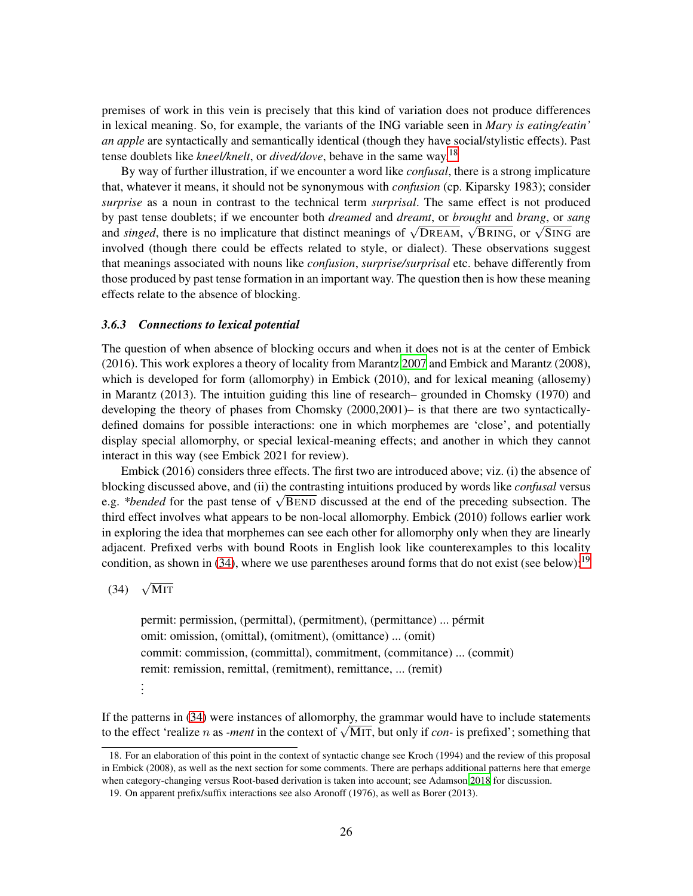premises of work in this vein is precisely that this kind of variation does not produce differences in lexical meaning. So, for example, the variants of the ING variable seen in *Mary is eating/eatin' an apple* are syntactically and semantically identical (though they have social/stylistic effects). Past tense doublets like *kneel/knelt*, or *dived/dove*, behave in the same way.[18]

By way of further illustration, if we encounter a word like *confusal*, there is a strong implicature that, whatever it means, it should not be synonymous with *confusion* (cp. Kiparsky 1983); consider *surprise* as a noun in contrast to the technical term *surprisal*. The same effect is not produced by past tense doublets; if we encounter both *dreamed* and *dreamt*, or *brought* and *brang*, or *sang* and *singed*, there is no implicature that distinct meanings of $\sqrt{\text{DREAM}}$, $\sqrt{\text{BRING}}$, or $\sqrt{\text{SING}}$ are involved (though there could be effects related to style, or dialect). These observations suggest that meanings associated with nouns like *confusion*, *surprise/surprisal* etc. behave differently from those produced by past tense formation in an important way. The question then is how these meaning effects relate to the absence of blocking.

### *3.6.3 Connections to lexical potential*

The question of when absence of blocking occurs and when it does not is at the center of Embick (2016). This work explores a theory of locality from Marantz 2007 and Embick and Marantz (2008), which is developed for form (allomorphy) in Embick (2010), and for lexical meaning (allosemy) in Marantz (2013). The intuition guiding this line of research– grounded in Chomsky (1970) and developing the theory of phases from Chomsky (2000,2001)– is that there are two syntactically-defined domains for possible interactions: one in which morphemes are 'close', and potentially display special allomorphy, or special lexical-meaning effects; and another in which they cannot interact in this way (see Embick 2021 for review).

Embick (2016) considers three effects. The first two are introduced above; viz. (i) the absence of blocking discussed above, and (ii) the contrasting intuitions produced by words like *confusal* versus e.g. **bended* for the past tense of $\sqrt{\text{BEND}}$ discussed at the end of the preceding subsection. The third effect involves what appears to be non-local allomorphy. Embick (2010) follows earlier work in exploring the idea that morphemes can see each other for allomorphy only when they are linearly adjacent. Prefixed verbs with bound Roots in English look like counterexamples to this locality condition, as shown in (34), where we use parentheses around forms that do not exist (see below):[19]

(34) $\sqrt{\text{MIT}}$

permit: permission, (permittal), (permitment), (permittance) ... pérmit
omit: omission, (omittal), (omitment), (omittance) ... (omit)
commit: commission, (committal), commitment, (commitance) ... (commit)
remit: remission, remittal, (remitment), remittance, ... (remit)
⋮

If the patterns in (34) were instances of allomorphy, the grammar would have to include statements to the effect 'realize $n$ as *-ment* in the context of $\sqrt{\text{MIT}}$, but only if *con-* is prefixed'; something that

18. For an elaboration of this point in the context of syntactic change see Kroch (1994) and the review of this proposal in Embick (2008), as well as the next section for some comments. There are perhaps additional patterns here that emerge when category-changing versus Root-based derivation is taken into account; see Adamson 2018 for discussion.

19. On apparent prefix/suffix interactions see also Aronoff (1976), as well as Borer (2013).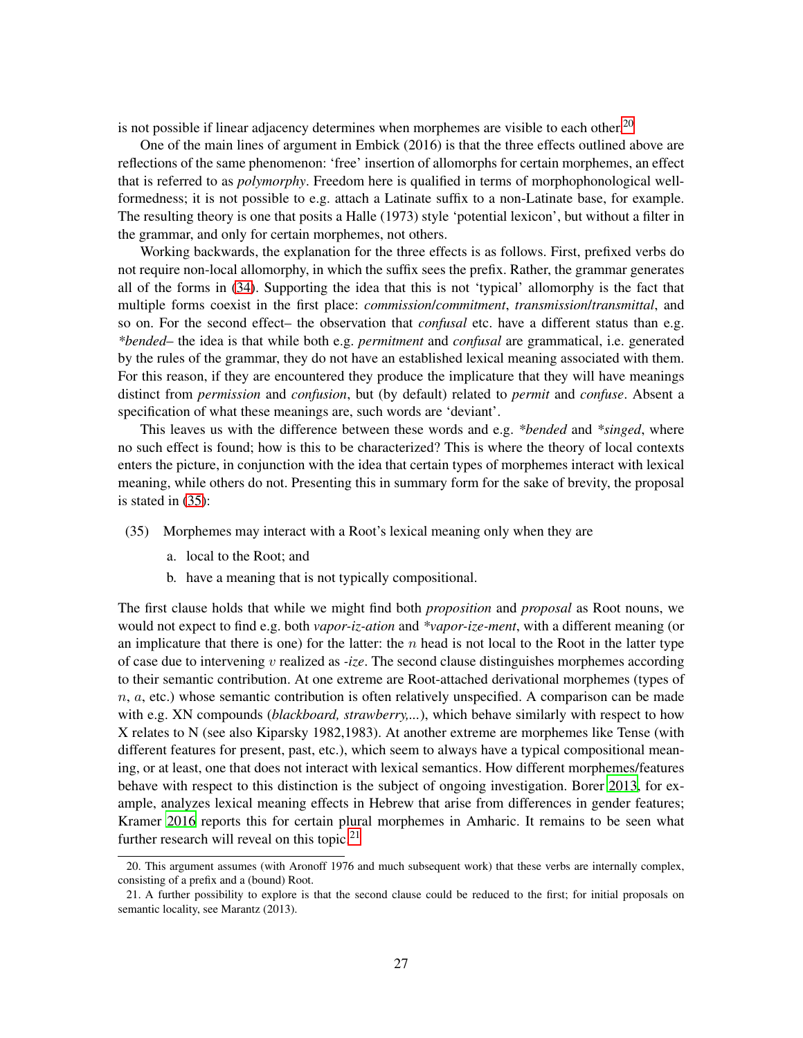is not possible if linear adjacency determines when morphemes are visible to each other.[20]

One of the main lines of argument in Embick (2016) is that the three effects outlined above are reflections of the same phenomenon: 'free' insertion of allomorphs for certain morphemes, an effect that is referred to as *polymorphy*. Freedom here is qualified in terms of morphophonological well-formedness; it is not possible to e.g. attach a Latinate suffix to a non-Latinate base, for example. The resulting theory is one that posits a Halle (1973) style 'potential lexicon', but without a filter in the grammar, and only for certain morphemes, not others.

Working backwards, the explanation for the three effects is as follows. First, prefixed verbs do not require non-local allomorphy, in which the suffix sees the prefix. Rather, the grammar generates all of the forms in (34). Supporting the idea that this is not 'typical' allomorphy is the fact that multiple forms coexist in the first place: *commission*/*commitment*, *transmission*/*transmittal*, and so on. For the second effect– the observation that *confusal* etc. have a different status than e.g. *\*bended*– the idea is that while both e.g. *permitment* and *confusal* are grammatical, i.e. generated by the rules of the grammar, they do not have an established lexical meaning associated with them. For this reason, if they are encountered they produce the implicature that they will have meanings distinct from *permission* and *confusion*, but (by default) related to *permit* and *confuse*. Absent a specification of what these meanings are, such words are 'deviant'.

This leaves us with the difference between these words and e.g. *\*bended* and *\*singed*, where no such effect is found; how is this to be characterized? This is where the theory of local contexts enters the picture, in conjunction with the idea that certain types of morphemes interact with lexical meaning, while others do not. Presenting this in summary form for the sake of brevity, the proposal is stated in (35):

(35) Morphemes may interact with a Root's lexical meaning only when they are

a. local to the Root; and

b. have a meaning that is not typically compositional.

The first clause holds that while we might find both *proposition* and *proposal* as Root nouns, we would not expect to find e.g. both *vapor-iz-ation* and *\*vapor-ize-ment*, with a different meaning (or an implicature that there is one) for the latter: the $n$ head is not local to the Root in the latter type of case due to intervening $v$ realized as *-ize*. The second clause distinguishes morphemes according to their semantic contribution. At one extreme are Root-attached derivational morphemes (types of $n$, $a$, etc.) whose semantic contribution is often relatively unspecified. A comparison can be made with e.g. XN compounds (*blackboard, strawberry,...*), which behave similarly with respect to how X relates to N (see also Kiparsky 1982,1983). At another extreme are morphemes like Tense (with different features for present, past, etc.), which seem to always have a typical compositional meaning, or at least, one that does not interact with lexical semantics. How different morphemes/features behave with respect to this distinction is the subject of ongoing investigation. Borer 2013, for example, analyzes lexical meaning effects in Hebrew that arise from differences in gender features; Kramer 2016 reports this for certain plural morphemes in Amharic. It remains to be seen what further research will reveal on this topic.[21]

---

20. This argument assumes (with Aronoff 1976 and much subsequent work) that these verbs are internally complex, consisting of a prefix and a (bound) Root.

21. A further possibility to explore is that the second clause could be reduced to the first; for initial proposals on semantic locality, see Marantz (2013).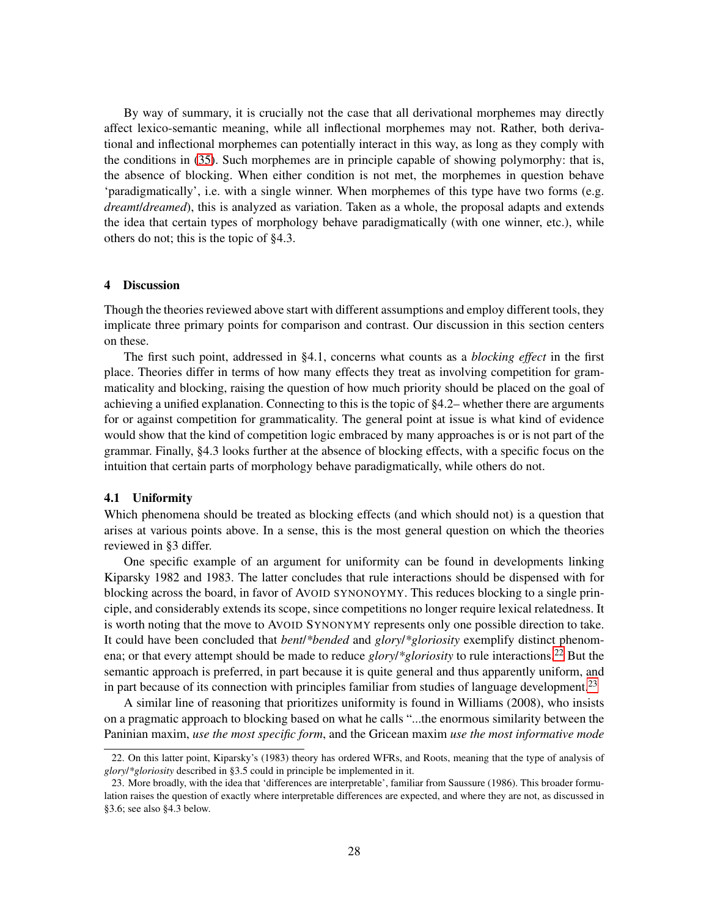By way of summary, it is crucially not the case that all derivational morphemes may directly affect lexico-semantic meaning, while all inflectional morphemes may not. Rather, both derivational and inflectional morphemes can potentially interact in this way, as long as they comply with the conditions in (35). Such morphemes are in principle capable of showing polymorphy: that is, the absence of blocking. When either condition is not met, the morphemes in question behave 'paradigmatically', i.e. with a single winner. When morphemes of this type have two forms (e.g. *dreamt*/*dreamed*), this is analyzed as variation. Taken as a whole, the proposal adapts and extends the idea that certain types of morphology behave paradigmatically (with one winner, etc.), while others do not; this is the topic of §4.3.

## 4 Discussion

Though the theories reviewed above start with different assumptions and employ different tools, they implicate three primary points for comparison and contrast. Our discussion in this section centers on these.

The first such point, addressed in §4.1, concerns what counts as a *blocking effect* in the first place. Theories differ in terms of how many effects they treat as involving competition for grammaticality and blocking, raising the question of how much priority should be placed on the goal of achieving a unified explanation. Connecting to this is the topic of §4.2– whether there are arguments for or against competition for grammaticality. The general point at issue is what kind of evidence would show that the kind of competition logic embraced by many approaches is or is not part of the grammar. Finally, §4.3 looks further at the absence of blocking effects, with a specific focus on the intuition that certain parts of morphology behave paradigmatically, while others do not.

### 4.1 Uniformity

Which phenomena should be treated as blocking effects (and which should not) is a question that arises at various points above. In a sense, this is the most general question on which the theories reviewed in §3 differ.

One specific example of an argument for uniformity can be found in developments linking Kiparsky 1982 and 1983. The latter concludes that rule interactions should be dispensed with for blocking across the board, in favor of AVOID SYNONOYMY. This reduces blocking to a single principle, and considerably extends its scope, since competitions no longer require lexical relatedness. It is worth noting that the move to AVOID SYNONYMY represents only one possible direction to take. It could have been concluded that *bent*/**bended* and *glory*/**gloriosity* exemplify distinct phenomena; or that every attempt should be made to reduce *glory*/**gloriosity* to rule interactions.[22] But the semantic approach is preferred, in part because it is quite general and thus apparently uniform, and in part because of its connection with principles familiar from studies of language development.[23]

A similar line of reasoning that prioritizes uniformity is found in Williams (2008), who insists on a pragmatic approach to blocking based on what he calls "...the enormous similarity between the Paninian maxim, *use the most specific form*, and the Gricean maxim *use the most informative mode*

---

22. On this latter point, Kiparsky's (1983) theory has ordered WFRs, and Roots, meaning that the type of analysis of *glory*/**gloriosity* described in §3.5 could in principle be implemented in it.

23. More broadly, with the idea that 'differences are interpretable', familiar from Saussure (1986). This broader formulation raises the question of exactly where interpretable differences are expected, and where they are not, as discussed in §3.6; see also §4.3 below.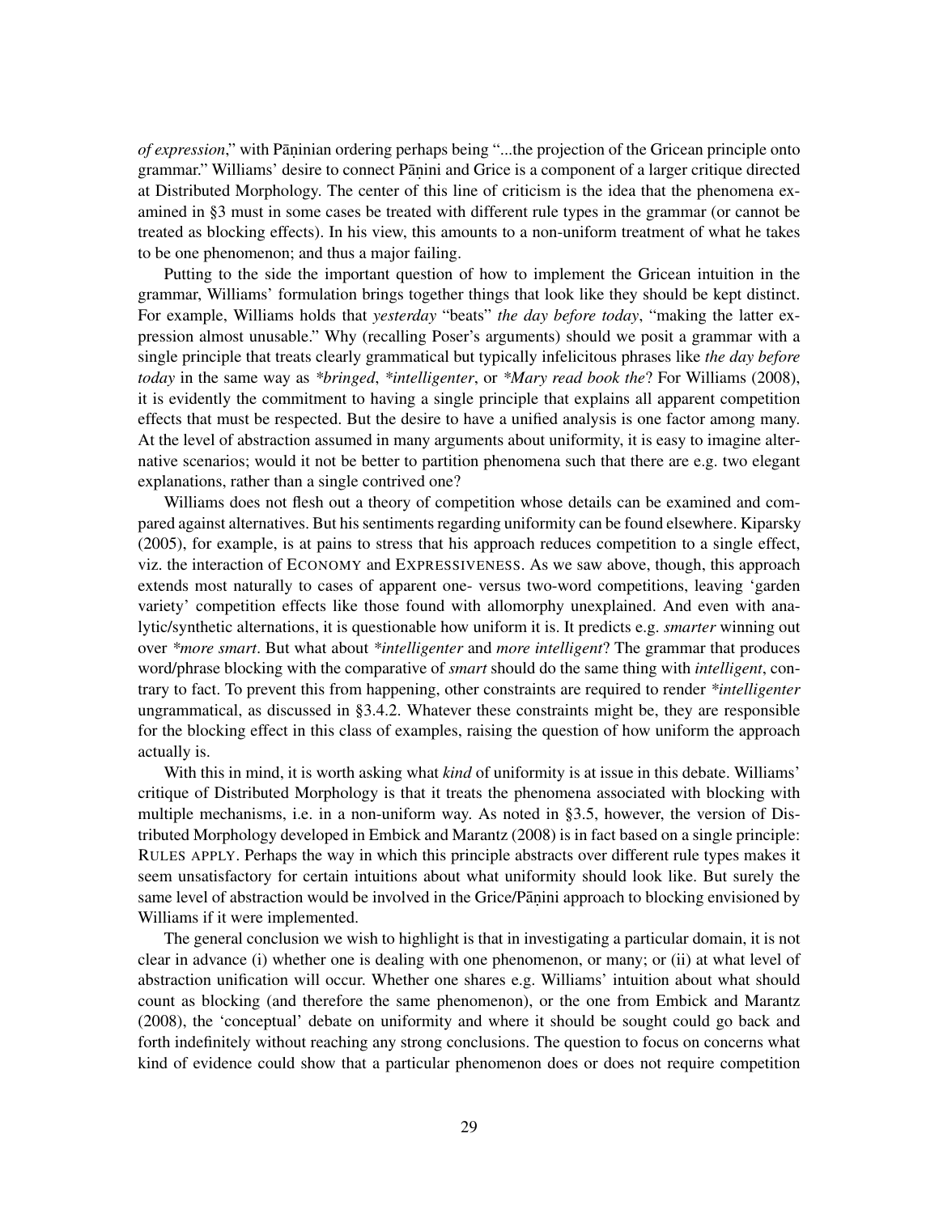*of expression*," with Pāṇinian ordering perhaps being "...the projection of the Gricean principle onto grammar." Williams' desire to connect Pāṇini and Grice is a component of a larger critique directed at Distributed Morphology. The center of this line of criticism is the idea that the phenomena examined in §3 must in some cases be treated with different rule types in the grammar (or cannot be treated as blocking effects). In his view, this amounts to a non-uniform treatment of what he takes to be one phenomenon; and thus a major failing.

Putting to the side the important question of how to implement the Gricean intuition in the grammar, Williams' formulation brings together things that look like they should be kept distinct. For example, Williams holds that *yesterday* "beats" *the day before today*, "making the latter expression almost unusable." Why (recalling Poser's arguments) should we posit a grammar with a single principle that treats clearly grammatical but typically infelicitous phrases like *the day before today* in the same way as *\*bringed*, *\*intelligenter*, or *\*Mary read book the*? For Williams (2008), it is evidently the commitment to having a single principle that explains all apparent competition effects that must be respected. But the desire to have a unified analysis is one factor among many. At the level of abstraction assumed in many arguments about uniformity, it is easy to imagine alternative scenarios; would it not be better to partition phenomena such that there are e.g. two elegant explanations, rather than a single contrived one?

Williams does not flesh out a theory of competition whose details can be examined and compared against alternatives. But his sentiments regarding uniformity can be found elsewhere. Kiparsky (2005), for example, is at pains to stress that his approach reduces competition to a single effect, viz. the interaction of ECONOMY and EXPRESSIVENESS. As we saw above, though, this approach extends most naturally to cases of apparent one- versus two-word competitions, leaving 'garden variety' competition effects like those found with allomorphy unexplained. And even with analytic/synthetic alternations, it is questionable how uniform it is. It predicts e.g. *smarter* winning out over *\*more smart*. But what about *\*intelligenter* and *more intelligent*? The grammar that produces word/phrase blocking with the comparative of *smart* should do the same thing with *intelligent*, contrary to fact. To prevent this from happening, other constraints are required to render *\*intelligenter* ungrammatical, as discussed in §3.4.2. Whatever these constraints might be, they are responsible for the blocking effect in this class of examples, raising the question of how uniform the approach actually is.

With this in mind, it is worth asking what *kind* of uniformity is at issue in this debate. Williams' critique of Distributed Morphology is that it treats the phenomena associated with blocking with multiple mechanisms, i.e. in a non-uniform way. As noted in §3.5, however, the version of Distributed Morphology developed in Embick and Marantz (2008) is in fact based on a single principle: RULES APPLY. Perhaps the way in which this principle abstracts over different rule types makes it seem unsatisfactory for certain intuitions about what uniformity should look like. But surely the same level of abstraction would be involved in the Grice/Pāṇini approach to blocking envisioned by Williams if it were implemented.

The general conclusion we wish to highlight is that in investigating a particular domain, it is not clear in advance (i) whether one is dealing with one phenomenon, or many; or (ii) at what level of abstraction unification will occur. Whether one shares e.g. Williams' intuition about what should count as blocking (and therefore the same phenomenon), or the one from Embick and Marantz (2008), the 'conceptual' debate on uniformity and where it should be sought could go back and forth indefinitely without reaching any strong conclusions. The question to focus on concerns what kind of evidence could show that a particular phenomenon does or does not require competition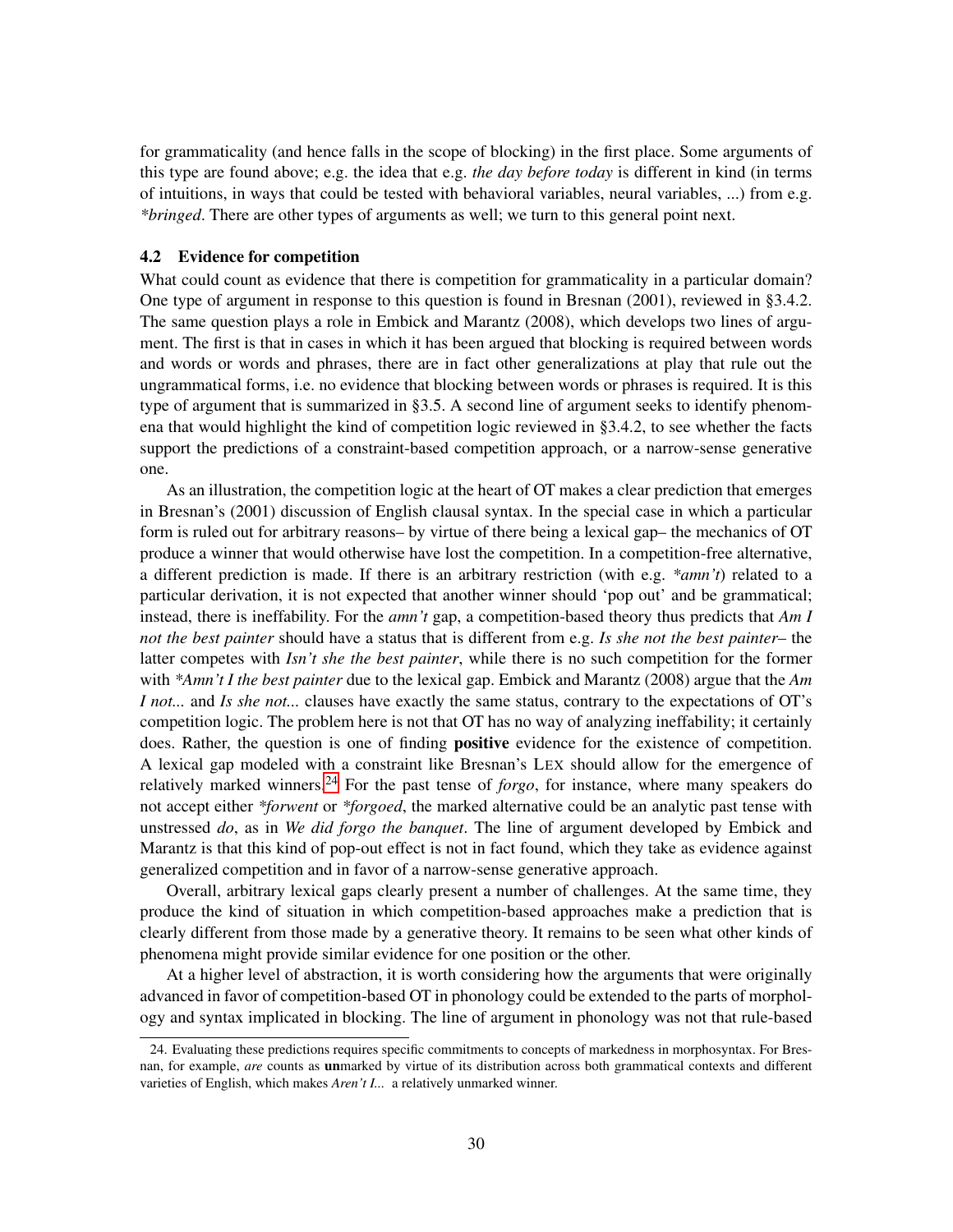for grammaticality (and hence falls in the scope of blocking) in the first place. Some arguments of this type are found above; e.g. the idea that e.g. *the day before today* is different in kind (in terms of intuitions, in ways that could be tested with behavioral variables, neural variables, ...) from e.g. *\*bringed*. There are other types of arguments as well; we turn to this general point next.

### 4.2 Evidence for competition

What could count as evidence that there is competition for grammaticality in a particular domain? One type of argument in response to this question is found in Bresnan (2001), reviewed in §3.4.2. The same question plays a role in Embick and Marantz (2008), which develops two lines of argument. The first is that in cases in which it has been argued that blocking is required between words and words or words and phrases, there are in fact other generalizations at play that rule out the ungrammatical forms, i.e. no evidence that blocking between words or phrases is required. It is this type of argument that is summarized in §3.5. A second line of argument seeks to identify phenomena that would highlight the kind of competition logic reviewed in §3.4.2, to see whether the facts support the predictions of a constraint-based competition approach, or a narrow-sense generative one.

As an illustration, the competition logic at the heart of OT makes a clear prediction that emerges in Bresnan's (2001) discussion of English clausal syntax. In the special case in which a particular form is ruled out for arbitrary reasons– by virtue of there being a lexical gap– the mechanics of OT produce a winner that would otherwise have lost the competition. In a competition-free alternative, a different prediction is made. If there is an arbitrary restriction (with e.g. *\*amn't*) related to a particular derivation, it is not expected that another winner should 'pop out' and be grammatical; instead, there is ineffability. For the *amn't* gap, a competition-based theory thus predicts that *Am I not the best painter* should have a status that is different from e.g. *Is she not the best painter*– the latter competes with *Isn't she the best painter*, while there is no such competition for the former with *\*Amn't I the best painter* due to the lexical gap. Embick and Marantz (2008) argue that the *Am I not...* and *Is she not...* clauses have exactly the same status, contrary to the expectations of OT's competition logic. The problem here is not that OT has no way of analyzing ineffability; it certainly does. Rather, the question is one of finding **positive** evidence for the existence of competition. A lexical gap modeled with a constraint like Bresnan's LEX should allow for the emergence of relatively marked winners.[24] For the past tense of *forgo*, for instance, where many speakers do not accept either *\*forwent* or *\*forgoed*, the marked alternative could be an analytic past tense with unstressed *do*, as in *We did forgo the banquet*. The line of argument developed by Embick and Marantz is that this kind of pop-out effect is not in fact found, which they take as evidence against generalized competition and in favor of a narrow-sense generative approach.

Overall, arbitrary lexical gaps clearly present a number of challenges. At the same time, they produce the kind of situation in which competition-based approaches make a prediction that is clearly different from those made by a generative theory. It remains to be seen what other kinds of phenomena might provide similar evidence for one position or the other.

At a higher level of abstraction, it is worth considering how the arguments that were originally advanced in favor of competition-based OT in phonology could be extended to the parts of morphology and syntax implicated in blocking. The line of argument in phonology was not that rule-based

24. Evaluating these predictions requires specific commitments to concepts of markedness in morphosyntax. For Bresnan, for example, *are* counts as **un**marked by virtue of its distribution across both grammatical contexts and different varieties of English, which makes *Aren't I...* a relatively unmarked winner.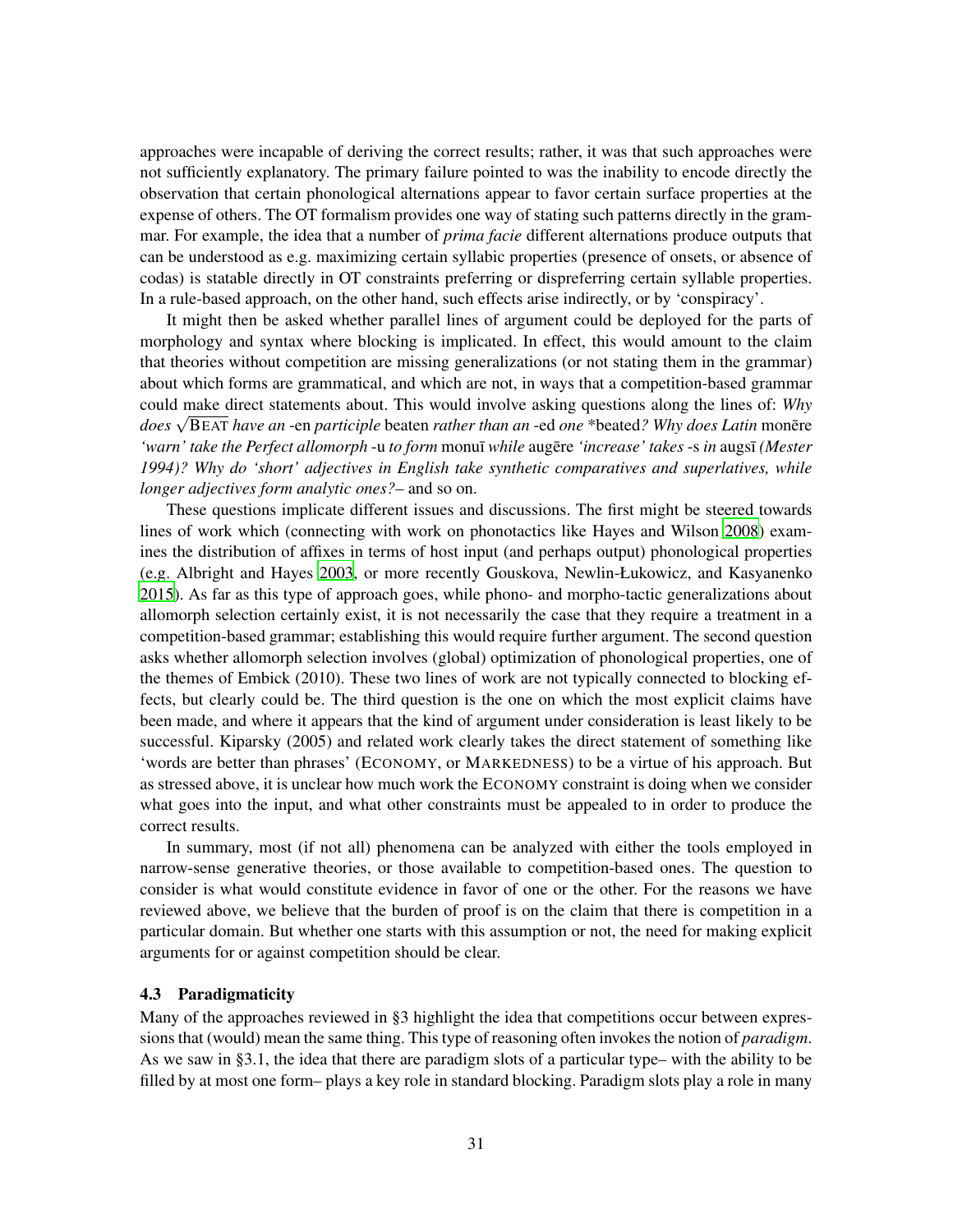approaches were incapable of deriving the correct results; rather, it was that such approaches were not sufficiently explanatory. The primary failure pointed to was the inability to encode directly the observation that certain phonological alternations appear to favor certain surface properties at the expense of others. The OT formalism provides one way of stating such patterns directly in the grammar. For example, the idea that a number of *prima facie* different alternations produce outputs that can be understood as e.g. maximizing certain syllabic properties (presence of onsets, or absence of codas) is statable directly in OT constraints preferring or dispreferring certain syllable properties. In a rule-based approach, on the other hand, such effects arise indirectly, or by 'conspiracy'.

It might then be asked whether parallel lines of argument could be deployed for the parts of morphology and syntax where blocking is implicated. In effect, this would amount to the claim that theories without competition are missing generalizations (or not stating them in the grammar) about which forms are grammatical, and which are not, in ways that a competition-based grammar could make direct statements about. This would involve asking questions along the lines of: *Why does* $\sqrt{\text{BEAT}}$ *have an* -en *participle* beaten *rather than an* -ed *one* \*beated*? Why does Latin* monēre *'warn' take the Perfect allomorph* -u *to form* monuī *while* augēre *'increase' takes* -s *in* augsī *(Mester 1994)? Why do 'short' adjectives in English take synthetic comparatives and superlatives, while longer adjectives form analytic ones?*– and so on.

These questions implicate different issues and discussions. The first might be steered towards lines of work which (connecting with work on phonotactics like Hayes and Wilson 2008) examines the distribution of affixes in terms of host input (and perhaps output) phonological properties (e.g. Albright and Hayes 2003, or more recently Gouskova, Newlin-Łukowicz, and Kasyanenko 2015). As far as this type of approach goes, while phono- and morpho-tactic generalizations about allomorph selection certainly exist, it is not necessarily the case that they require a treatment in a competition-based grammar; establishing this would require further argument. The second question asks whether allomorph selection involves (global) optimization of phonological properties, one of the themes of Embick (2010). These two lines of work are not typically connected to blocking effects, but clearly could be. The third question is the one on which the most explicit claims have been made, and where it appears that the kind of argument under consideration is least likely to be successful. Kiparsky (2005) and related work clearly takes the direct statement of something like 'words are better than phrases' (ECONOMY, or MARKEDNESS) to be a virtue of his approach. But as stressed above, it is unclear how much work the ECONOMY constraint is doing when we consider what goes into the input, and what other constraints must be appealed to in order to produce the correct results.

In summary, most (if not all) phenomena can be analyzed with either the tools employed in narrow-sense generative theories, or those available to competition-based ones. The question to consider is what would constitute evidence in favor of one or the other. For the reasons we have reviewed above, we believe that the burden of proof is on the claim that there is competition in a particular domain. But whether one starts with this assumption or not, the need for making explicit arguments for or against competition should be clear.

### 4.3 Paradigmaticity

Many of the approaches reviewed in §3 highlight the idea that competitions occur between expressions that (would) mean the same thing. This type of reasoning often invokes the notion of *paradigm*. As we saw in §3.1, the idea that there are paradigm slots of a particular type– with the ability to be filled by at most one form– plays a key role in standard blocking. Paradigm slots play a role in many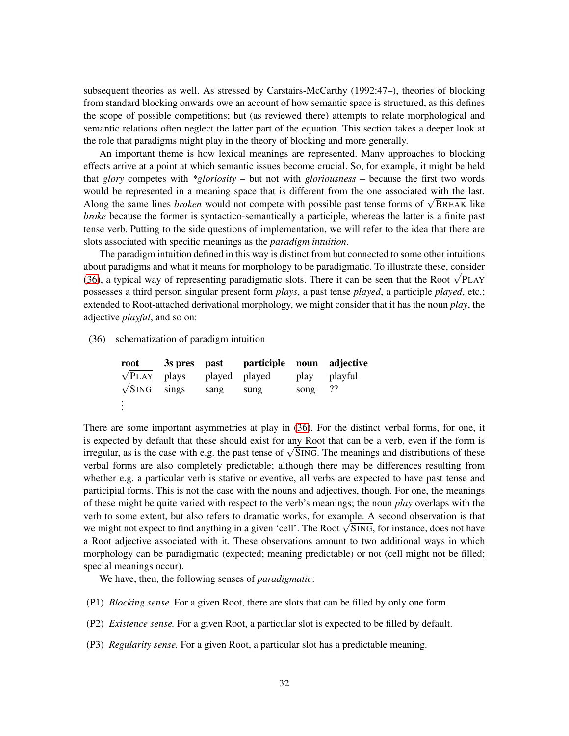subsequent theories as well. As stressed by Carstairs-McCarthy (1992:47–), theories of blocking from standard blocking onwards owe an account of how semantic space is structured, as this defines the scope of possible competitions; but (as reviewed there) attempts to relate morphological and semantic relations often neglect the latter part of the equation. This section takes a deeper look at the role that paradigms might play in the theory of blocking and more generally.

An important theme is how lexical meanings are represented. Many approaches to blocking effects arrive at a point at which semantic issues become crucial. So, for example, it might be held that *glory* competes with **gloriosity* – but not with *gloriousness* – because the first two words would be represented in a meaning space that is different from the one associated with the last. Along the same lines *broken* would not compete with possible past tense forms of $\sqrt{\text{BREAK}}$ like *broke* because the former is syntactico-semantically a participle, whereas the latter is a finite past tense verb. Putting to the side questions of implementation, we will refer to the idea that there are slots associated with specific meanings as the *paradigm intuition*.

The paradigm intuition defined in this way is distinct from but connected to some other intuitions about paradigms and what it means for morphology to be paradigmatic. To illustrate these, consider (36), a typical way of representing paradigmatic slots. There it can be seen that the Root $\sqrt{\text{PLAY}}$ possesses a third person singular present form *plays*, a past tense *played*, a participle *played*, etc.; extended to Root-attached derivational morphology, we might consider that it has the noun *play*, the adjective *playful*, and so on:

(36) schematization of paradigm intuition

| **root** | **3s pres** | **past** | **participle** | **noun** | **adjective** |
|---|---|---|---|---|---|
| $\sqrt{\text{PLAY}}$ | plays | played | played | play | playful |
| $\sqrt{\text{SING}}$ | sings | sang | sung | song | ?? |
| ⋮ | | | | | |

There are some important asymmetries at play in (36). For the distinct verbal forms, for one, it is expected by default that these should exist for any Root that can be a verb, even if the form is irregular, as is the case with e.g. the past tense of $\sqrt{\text{SING}}$. The meanings and distributions of these verbal forms are also completely predictable; although there may be differences resulting from whether e.g. a particular verb is stative or eventive, all verbs are expected to have past tense and participial forms. This is not the case with the nouns and adjectives, though. For one, the meanings of these might be quite varied with respect to the verb's meanings; the noun *play* overlaps with the verb to some extent, but also refers to dramatic works, for example. A second observation is that we might not expect to find anything in a given 'cell'. The Root $\sqrt{\text{SING}}$, for instance, does not have a Root adjective associated with it. These observations amount to two additional ways in which morphology can be paradigmatic (expected; meaning predictable) or not (cell might not be filled; special meanings occur).

We have, then, the following senses of *paradigmatic*:

(P1) *Blocking sense.* For a given Root, there are slots that can be filled by only one form.

(P2) *Existence sense.* For a given Root, a particular slot is expected to be filled by default.

(P3) *Regularity sense.* For a given Root, a particular slot has a predictable meaning.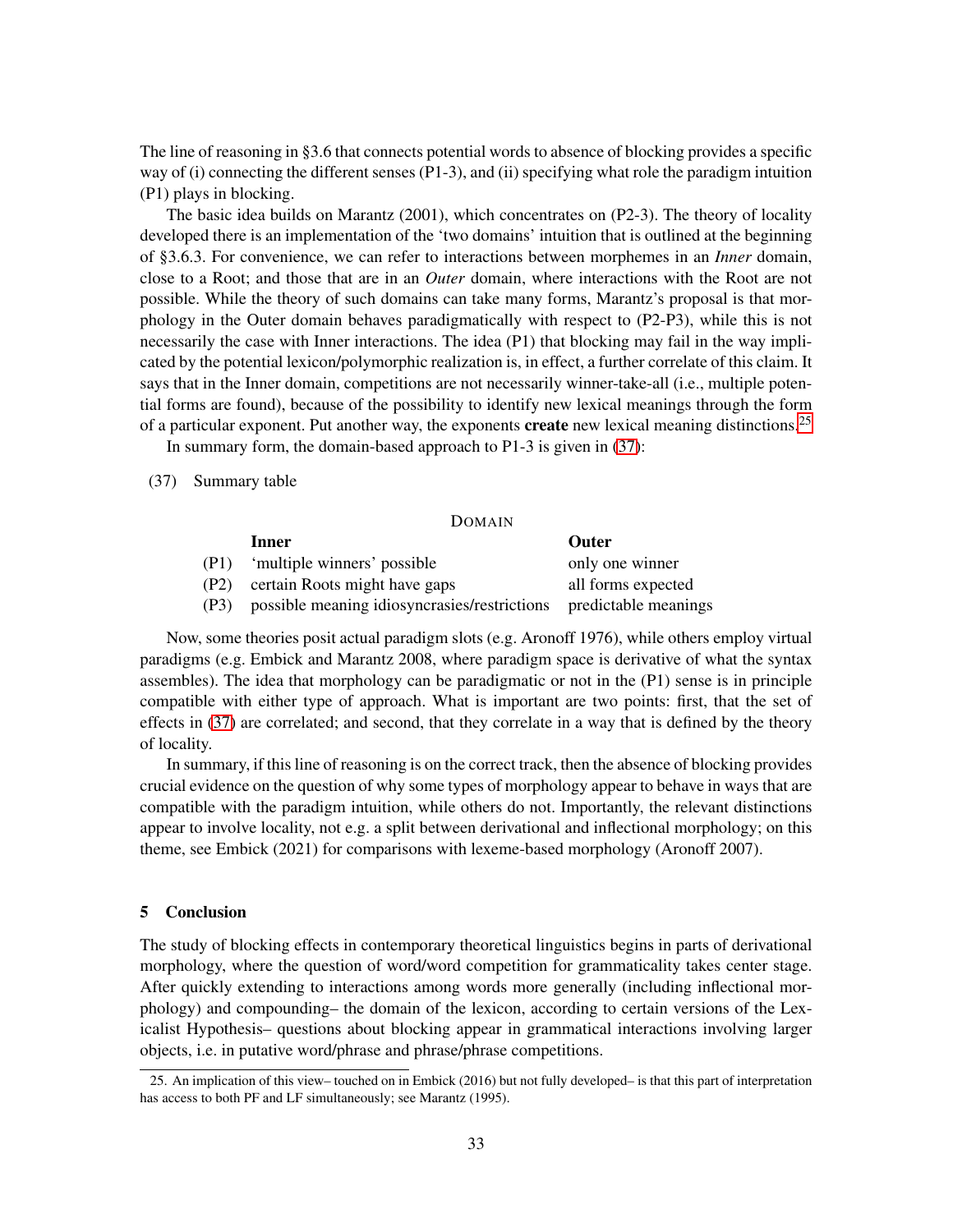The line of reasoning in §3.6 that connects potential words to absence of blocking provides a specific way of (i) connecting the different senses (P1-3), and (ii) specifying what role the paradigm intuition (P1) plays in blocking.

The basic idea builds on Marantz (2001), which concentrates on (P2-3). The theory of locality developed there is an implementation of the 'two domains' intuition that is outlined at the beginning of §3.6.3. For convenience, we can refer to interactions between morphemes in an *Inner* domain, close to a Root; and those that are in an *Outer* domain, where interactions with the Root are not possible. While the theory of such domains can take many forms, Marantz's proposal is that morphology in the Outer domain behaves paradigmatically with respect to (P2-P3), while this is not necessarily the case with Inner interactions. The idea (P1) that blocking may fail in the way implicated by the potential lexicon/polymorphic realization is, in effect, a further correlate of this claim. It says that in the Inner domain, competitions are not necessarily winner-take-all (i.e., multiple potential forms are found), because of the possibility to identify new lexical meanings through the form of a particular exponent. Put another way, the exponents **create** new lexical meaning distinctions.[25]

In summary form, the domain-based approach to P1-3 is given in (37):

(37) Summary table

| | DOMAIN | |
|---|---|---|
| | **Inner** | **Outer** |
| (P1) | 'multiple winners' possible | only one winner |
| (P2) | certain Roots might have gaps | all forms expected |
| (P3) | possible meaning idiosyncrasies/restrictions | predictable meanings |

Now, some theories posit actual paradigm slots (e.g. Aronoff 1976), while others employ virtual paradigms (e.g. Embick and Marantz 2008, where paradigm space is derivative of what the syntax assembles). The idea that morphology can be paradigmatic or not in the (P1) sense is in principle compatible with either type of approach. What is important are two points: first, that the set of effects in (37) are correlated; and second, that they correlate in a way that is defined by the theory of locality.

In summary, if this line of reasoning is on the correct track, then the absence of blocking provides crucial evidence on the question of why some types of morphology appear to behave in ways that are compatible with the paradigm intuition, while others do not. Importantly, the relevant distinctions appear to involve locality, not e.g. a split between derivational and inflectional morphology; on this theme, see Embick (2021) for comparisons with lexeme-based morphology (Aronoff 2007).

## 5 Conclusion

The study of blocking effects in contemporary theoretical linguistics begins in parts of derivational morphology, where the question of word/word competition for grammaticality takes center stage. After quickly extending to interactions among words more generally (including inflectional morphology) and compounding– the domain of the lexicon, according to certain versions of the Lexicalist Hypothesis– questions about blocking appear in grammatical interactions involving larger objects, i.e. in putative word/phrase and phrase/phrase competitions.

25. An implication of this view– touched on in Embick (2016) but not fully developed– is that this part of interpretation has access to both PF and LF simultaneously; see Marantz (1995).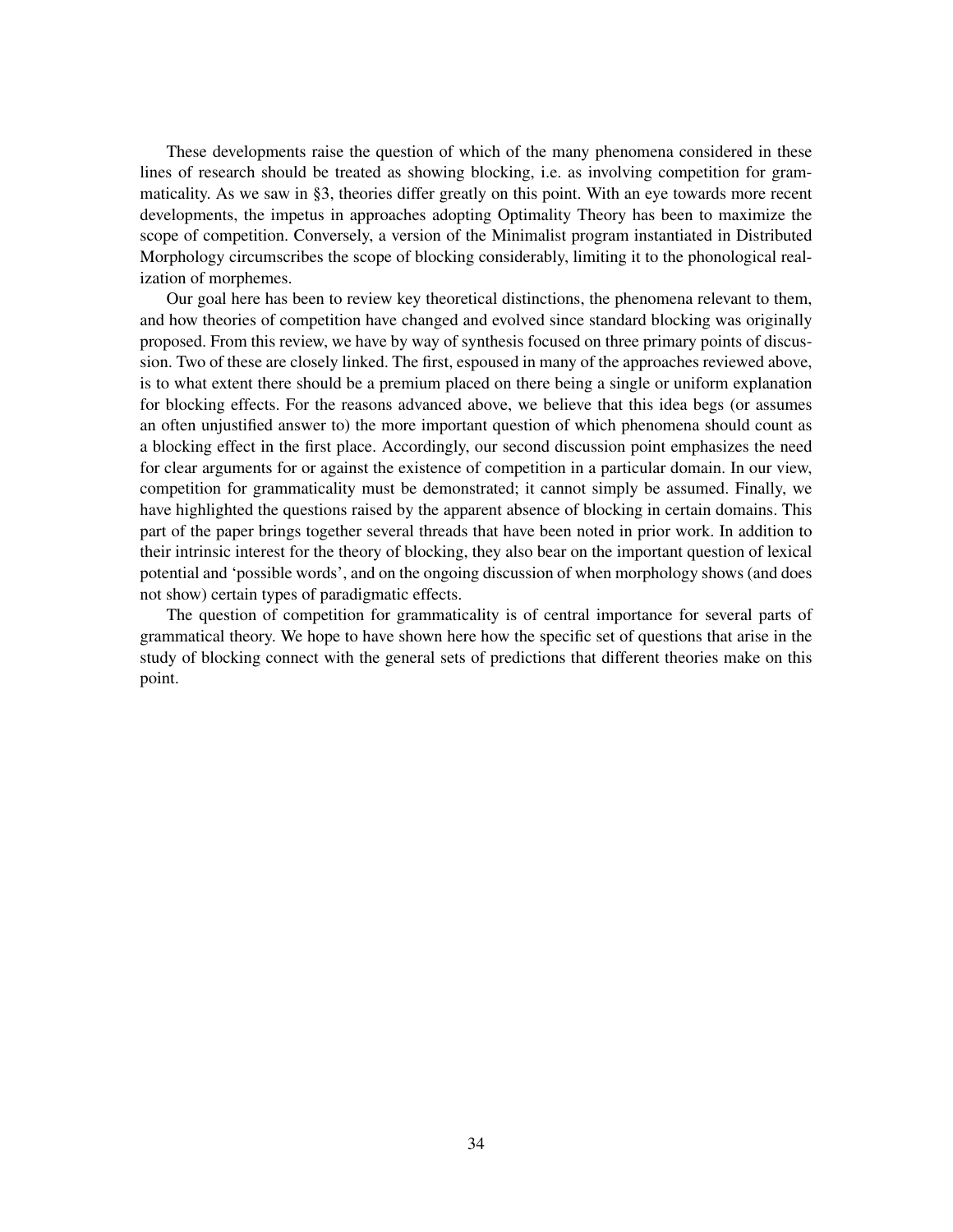These developments raise the question of which of the many phenomena considered in these lines of research should be treated as showing blocking, i.e. as involving competition for grammaticality. As we saw in §3, theories differ greatly on this point. With an eye towards more recent developments, the impetus in approaches adopting Optimality Theory has been to maximize the scope of competition. Conversely, a version of the Minimalist program instantiated in Distributed Morphology circumscribes the scope of blocking considerably, limiting it to the phonological realization of morphemes.

Our goal here has been to review key theoretical distinctions, the phenomena relevant to them, and how theories of competition have changed and evolved since standard blocking was originally proposed. From this review, we have by way of synthesis focused on three primary points of discussion. Two of these are closely linked. The first, espoused in many of the approaches reviewed above, is to what extent there should be a premium placed on there being a single or uniform explanation for blocking effects. For the reasons advanced above, we believe that this idea begs (or assumes an often unjustified answer to) the more important question of which phenomena should count as a blocking effect in the first place. Accordingly, our second discussion point emphasizes the need for clear arguments for or against the existence of competition in a particular domain. In our view, competition for grammaticality must be demonstrated; it cannot simply be assumed. Finally, we have highlighted the questions raised by the apparent absence of blocking in certain domains. This part of the paper brings together several threads that have been noted in prior work. In addition to their intrinsic interest for the theory of blocking, they also bear on the important question of lexical potential and 'possible words', and on the ongoing discussion of when morphology shows (and does not show) certain types of paradigmatic effects.

The question of competition for grammaticality is of central importance for several parts of grammatical theory. We hope to have shown here how the specific set of questions that arise in the study of blocking connect with the general sets of predictions that different theories make on this point.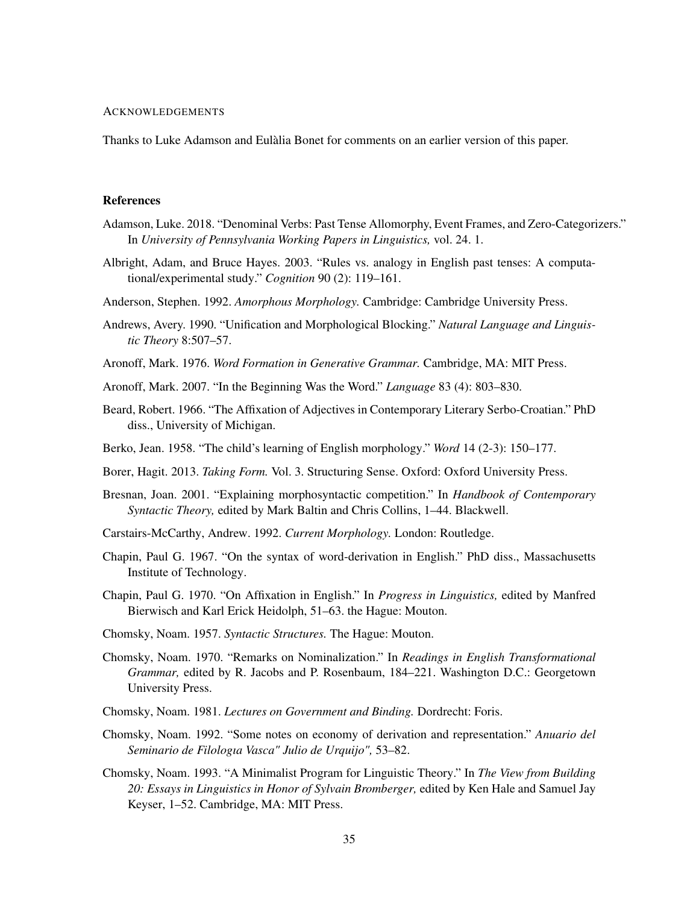## Acknowledgements

Thanks to Luke Adamson and Eulàlia Bonet for comments on an earlier version of this paper.

## References

Adamson, Luke. 2018. "Denominal Verbs: Past Tense Allomorphy, Event Frames, and Zero-Categorizers." In *University of Pennsylvania Working Papers in Linguistics,* vol. 24. 1.

Albright, Adam, and Bruce Hayes. 2003. "Rules vs. analogy in English past tenses: A computational/experimental study." *Cognition* 90 (2): 119–161.

Anderson, Stephen. 1992. *Amorphous Morphology.* Cambridge: Cambridge University Press.

Andrews, Avery. 1990. "Unification and Morphological Blocking." *Natural Language and Linguistic Theory* 8:507–57.

Aronoff, Mark. 1976. *Word Formation in Generative Grammar.* Cambridge, MA: MIT Press.

Aronoff, Mark. 2007. "In the Beginning Was the Word." *Language* 83 (4): 803–830.

Beard, Robert. 1966. "The Affixation of Adjectives in Contemporary Literary Serbo-Croatian." PhD diss., University of Michigan.

Berko, Jean. 1958. "The child's learning of English morphology." *Word* 14 (2-3): 150–177.

Borer, Hagit. 2013. *Taking Form.* Vol. 3. Structuring Sense. Oxford: Oxford University Press.

Bresnan, Joan. 2001. "Explaining morphosyntactic competition." In *Handbook of Contemporary Syntactic Theory,* edited by Mark Baltin and Chris Collins, 1–44. Blackwell.

Carstairs-McCarthy, Andrew. 1992. *Current Morphology.* London: Routledge.

Chapin, Paul G. 1967. "On the syntax of word-derivation in English." PhD diss., Massachusetts Institute of Technology.

Chapin, Paul G. 1970. "On Affixation in English." In *Progress in Linguistics,* edited by Manfred Bierwisch and Karl Erick Heidolph, 51–63. the Hague: Mouton.

Chomsky, Noam. 1957. *Syntactic Structures.* The Hague: Mouton.

Chomsky, Noam. 1970. "Remarks on Nominalization." In *Readings in English Transformational Grammar,* edited by R. Jacobs and P. Rosenbaum, 184–221. Washington D.C.: Georgetown University Press.

Chomsky, Noam. 1981. *Lectures on Government and Binding.* Dordrecht: Foris.

Chomsky, Noam. 1992. "Some notes on economy of derivation and representation." *Anuario del Seminario de Filologıa Vasca" Julio de Urquijo",* 53–82.

Chomsky, Noam. 1993. "A Minimalist Program for Linguistic Theory." In *The View from Building 20: Essays in Linguistics in Honor of Sylvain Bromberger,* edited by Ken Hale and Samuel Jay Keyser, 1–52. Cambridge, MA: MIT Press.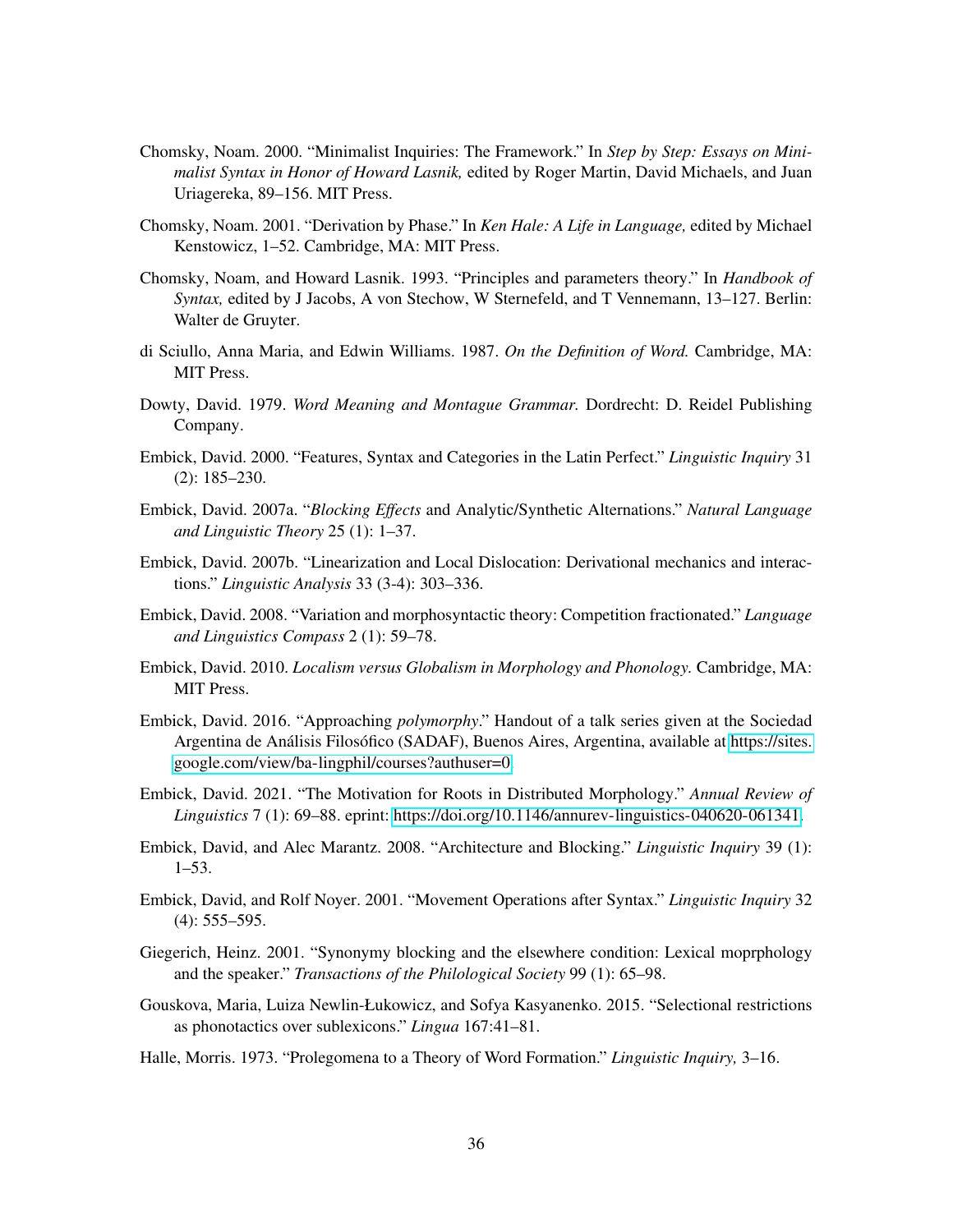Chomsky, Noam. 2000. "Minimalist Inquiries: The Framework." In *Step by Step: Essays on Minimalist Syntax in Honor of Howard Lasnik,* edited by Roger Martin, David Michaels, and Juan Uriagereka, 89–156. MIT Press.

Chomsky, Noam. 2001. "Derivation by Phase." In *Ken Hale: A Life in Language,* edited by Michael Kenstowicz, 1–52. Cambridge, MA: MIT Press.

Chomsky, Noam, and Howard Lasnik. 1993. "Principles and parameters theory." In *Handbook of Syntax,* edited by J Jacobs, A von Stechow, W Sternefeld, and T Vennemann, 13–127. Berlin: Walter de Gruyter.

di Sciullo, Anna Maria, and Edwin Williams. 1987. *On the Definition of Word.* Cambridge, MA: MIT Press.

Dowty, David. 1979. *Word Meaning and Montague Grammar.* Dordrecht: D. Reidel Publishing Company.

Embick, David. 2000. "Features, Syntax and Categories in the Latin Perfect." *Linguistic Inquiry* 31 (2): 185–230.

Embick, David. 2007a. "*Blocking Effects* and Analytic/Synthetic Alternations." *Natural Language and Linguistic Theory* 25 (1): 1–37.

Embick, David. 2007b. "Linearization and Local Dislocation: Derivational mechanics and interactions." *Linguistic Analysis* 33 (3-4): 303–336.

Embick, David. 2008. "Variation and morphosyntactic theory: Competition fractionated." *Language and Linguistics Compass* 2 (1): 59–78.

Embick, David. 2010. *Localism versus Globalism in Morphology and Phonology.* Cambridge, MA: MIT Press.

Embick, David. 2016. "Approaching *polymorphy*." Handout of a talk series given at the Sociedad Argentina de Análisis Filosófico (SADAF), Buenos Aires, Argentina, available at https://sites.google.com/view/ba-lingphil/courses?authuser=0.

Embick, David. 2021. "The Motivation for Roots in Distributed Morphology." *Annual Review of Linguistics* 7 (1): 69–88. eprint: https://doi.org/10.1146/annurev-linguistics-040620-061341.

Embick, David, and Alec Marantz. 2008. "Architecture and Blocking." *Linguistic Inquiry* 39 (1): 1–53.

Embick, David, and Rolf Noyer. 2001. "Movement Operations after Syntax." *Linguistic Inquiry* 32 (4): 555–595.

Giegerich, Heinz. 2001. "Synonymy blocking and the elsewhere condition: Lexical moprphology and the speaker." *Transactions of the Philological Society* 99 (1): 65–98.

Gouskova, Maria, Luiza Newlin-Łukowicz, and Sofya Kasyanenko. 2015. "Selectional restrictions as phonotactics over sublexicons." *Lingua* 167:41–81.

Halle, Morris. 1973. "Prolegomena to a Theory of Word Formation." *Linguistic Inquiry,* 3–16.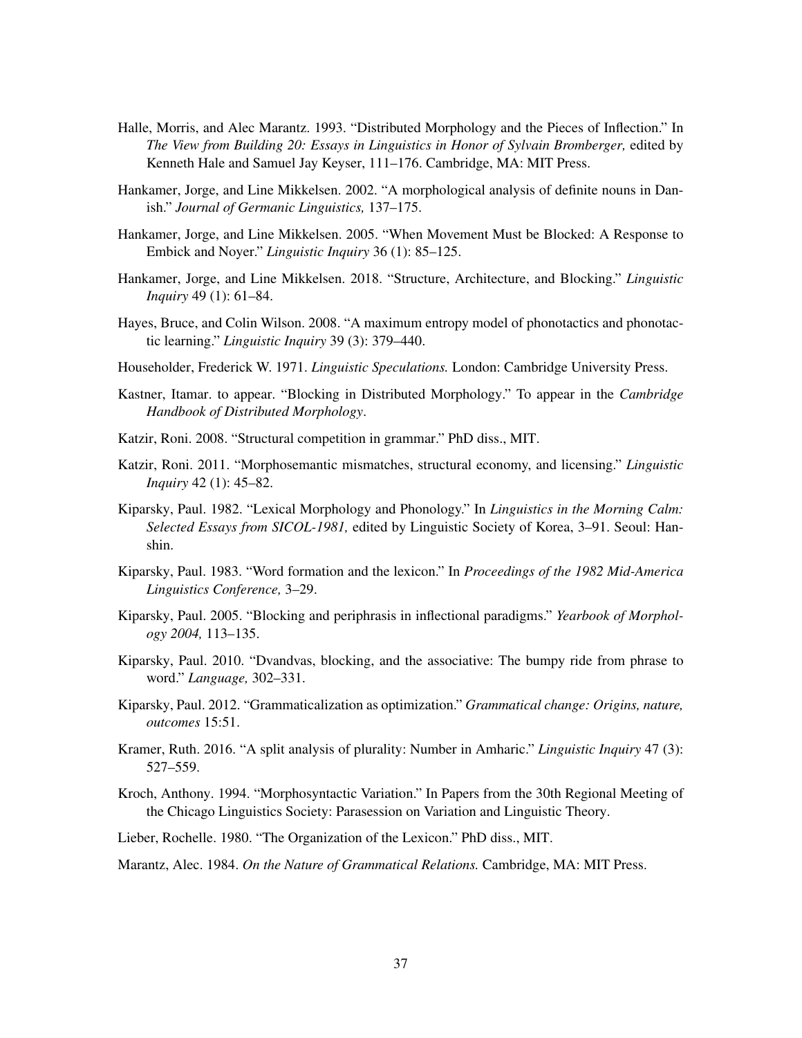Halle, Morris, and Alec Marantz. 1993. "Distributed Morphology and the Pieces of Inflection." In *The View from Building 20: Essays in Linguistics in Honor of Sylvain Bromberger,* edited by Kenneth Hale and Samuel Jay Keyser, 111–176. Cambridge, MA: MIT Press.

Hankamer, Jorge, and Line Mikkelsen. 2002. "A morphological analysis of definite nouns in Danish." *Journal of Germanic Linguistics,* 137–175.

Hankamer, Jorge, and Line Mikkelsen. 2005. "When Movement Must be Blocked: A Response to Embick and Noyer." *Linguistic Inquiry* 36 (1): 85–125.

Hankamer, Jorge, and Line Mikkelsen. 2018. "Structure, Architecture, and Blocking." *Linguistic Inquiry* 49 (1): 61–84.

Hayes, Bruce, and Colin Wilson. 2008. "A maximum entropy model of phonotactics and phonotactic learning." *Linguistic Inquiry* 39 (3): 379–440.

Householder, Frederick W. 1971. *Linguistic Speculations.* London: Cambridge University Press.

Kastner, Itamar. to appear. "Blocking in Distributed Morphology." To appear in the *Cambridge Handbook of Distributed Morphology*.

Katzir, Roni. 2008. "Structural competition in grammar." PhD diss., MIT.

Katzir, Roni. 2011. "Morphosemantic mismatches, structural economy, and licensing." *Linguistic Inquiry* 42 (1): 45–82.

Kiparsky, Paul. 1982. "Lexical Morphology and Phonology." In *Linguistics in the Morning Calm: Selected Essays from SICOL-1981,* edited by Linguistic Society of Korea, 3–91. Seoul: Hanshin.

Kiparsky, Paul. 1983. "Word formation and the lexicon." In *Proceedings of the 1982 Mid-America Linguistics Conference,* 3–29.

Kiparsky, Paul. 2005. "Blocking and periphrasis in inflectional paradigms." *Yearbook of Morphology 2004,* 113–135.

Kiparsky, Paul. 2010. "Dvandvas, blocking, and the associative: The bumpy ride from phrase to word." *Language,* 302–331.

Kiparsky, Paul. 2012. "Grammaticalization as optimization." *Grammatical change: Origins, nature, outcomes* 15:51.

Kramer, Ruth. 2016. "A split analysis of plurality: Number in Amharic." *Linguistic Inquiry* 47 (3): 527–559.

Kroch, Anthony. 1994. "Morphosyntactic Variation." In Papers from the 30th Regional Meeting of the Chicago Linguistics Society: Parasession on Variation and Linguistic Theory.

Lieber, Rochelle. 1980. "The Organization of the Lexicon." PhD diss., MIT.

Marantz, Alec. 1984. *On the Nature of Grammatical Relations.* Cambridge, MA: MIT Press.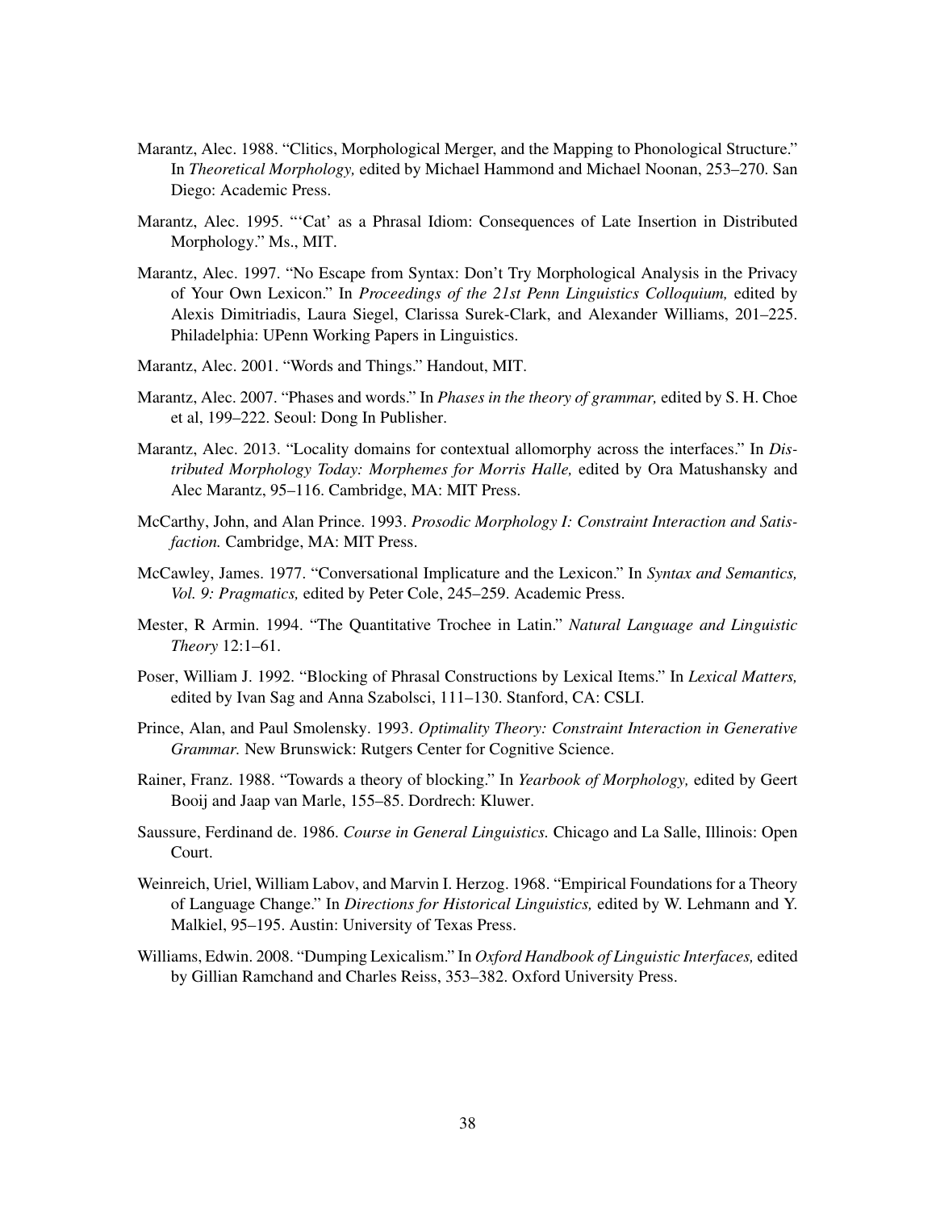Marantz, Alec. 1988. "Clitics, Morphological Merger, and the Mapping to Phonological Structure." In *Theoretical Morphology,* edited by Michael Hammond and Michael Noonan, 253–270. San Diego: Academic Press.

Marantz, Alec. 1995. "'Cat' as a Phrasal Idiom: Consequences of Late Insertion in Distributed Morphology." Ms., MIT.

Marantz, Alec. 1997. "No Escape from Syntax: Don't Try Morphological Analysis in the Privacy of Your Own Lexicon." In *Proceedings of the 21st Penn Linguistics Colloquium,* edited by Alexis Dimitriadis, Laura Siegel, Clarissa Surek-Clark, and Alexander Williams, 201–225. Philadelphia: UPenn Working Papers in Linguistics.

Marantz, Alec. 2001. "Words and Things." Handout, MIT.

Marantz, Alec. 2007. "Phases and words." In *Phases in the theory of grammar,* edited by S. H. Choe et al, 199–222. Seoul: Dong In Publisher.

Marantz, Alec. 2013. "Locality domains for contextual allomorphy across the interfaces." In *Distributed Morphology Today: Morphemes for Morris Halle,* edited by Ora Matushansky and Alec Marantz, 95–116. Cambridge, MA: MIT Press.

McCarthy, John, and Alan Prince. 1993. *Prosodic Morphology I: Constraint Interaction and Satisfaction.* Cambridge, MA: MIT Press.

McCawley, James. 1977. "Conversational Implicature and the Lexicon." In *Syntax and Semantics, Vol. 9: Pragmatics,* edited by Peter Cole, 245–259. Academic Press.

Mester, R Armin. 1994. "The Quantitative Trochee in Latin." *Natural Language and Linguistic Theory* 12:1–61.

Poser, William J. 1992. "Blocking of Phrasal Constructions by Lexical Items." In *Lexical Matters,* edited by Ivan Sag and Anna Szabolsci, 111–130. Stanford, CA: CSLI.

Prince, Alan, and Paul Smolensky. 1993. *Optimality Theory: Constraint Interaction in Generative Grammar.* New Brunswick: Rutgers Center for Cognitive Science.

Rainer, Franz. 1988. "Towards a theory of blocking." In *Yearbook of Morphology,* edited by Geert Booij and Jaap van Marle, 155–85. Dordrech: Kluwer.

Saussure, Ferdinand de. 1986. *Course in General Linguistics.* Chicago and La Salle, Illinois: Open Court.

Weinreich, Uriel, William Labov, and Marvin I. Herzog. 1968. "Empirical Foundations for a Theory of Language Change." In *Directions for Historical Linguistics,* edited by W. Lehmann and Y. Malkiel, 95–195. Austin: University of Texas Press.

Williams, Edwin. 2008. "Dumping Lexicalism." In *Oxford Handbook of Linguistic Interfaces,* edited by Gillian Ramchand and Charles Reiss, 353–382. Oxford University Press.